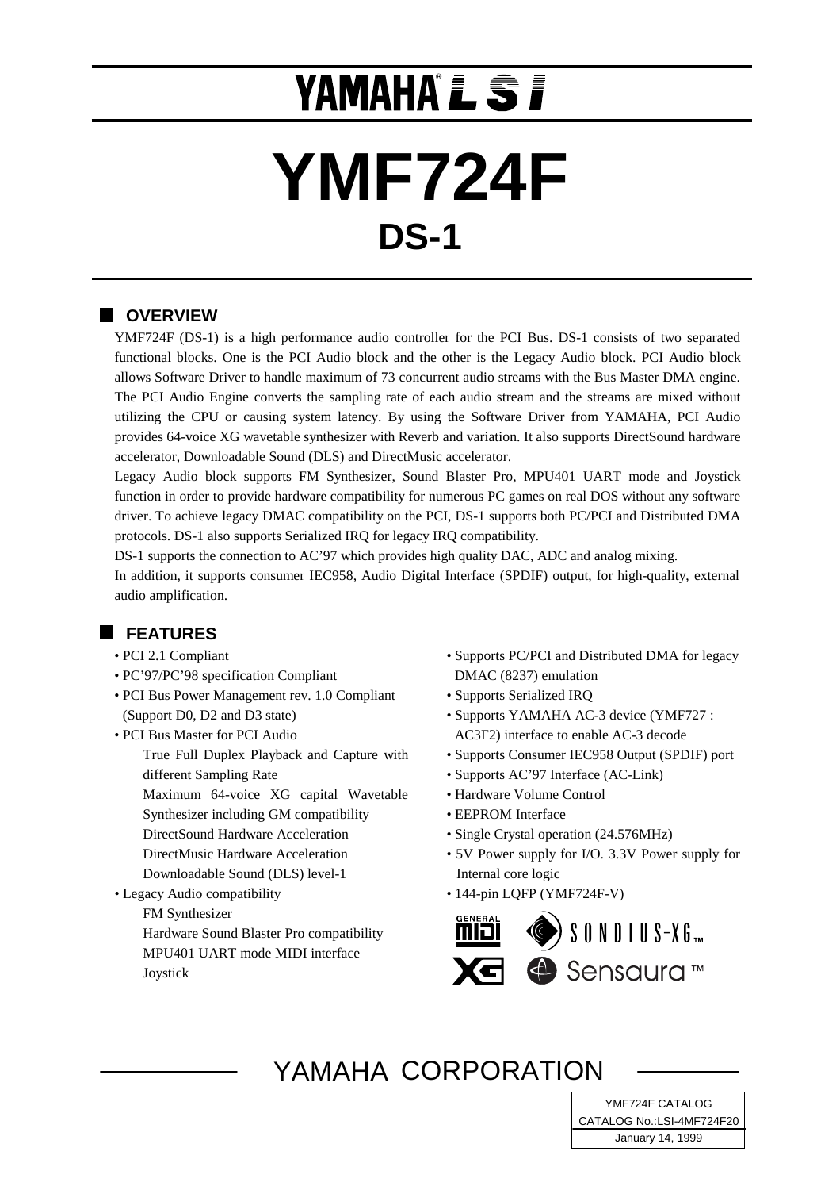# YAMAHA LSI

# YMF724F

## DS-1

## OVERVIEW

YMF724F (DS-1) is a high performance audio controller for the PCI Bus. DS-1 consists of two separated functional blocks. One is the PCI Audio block and the other is the Legacy Audio block. PCI Audio block allows Software Driver to handle maximum of 73 concurrent audio streams with the Bus Master DMA engine. The PCI Audio Engine converts the sampling rate of each audio stream and the streams are mixed without utilizing the CPU or causing system latency. By using the Software Driver from YAMAHA, PCI Audio provides 64-voice XG wavetable synthesizer with Reverb and variation. It also supports DirectSound hardware accelerator, Downloadable Sound (DLS) and DirectMusic accelerator.

Legacy Audio block supports FM Synthesizer, Sound Blaster Pro, MPU401 UART mode and Joystick function in order to provide hardware compatibility for numerous PC games on real DOS without any software driver. To achieve legacy DMAC compatibility on the PCI, DS-1 supports both PC/PCI and Distributed DMA protocols. DS-1 also supports Serialized IRQ for legacy IRQ compatibility.

DS-1 supports the connection to AC'97 which provides high quality DAC, ADC and analog mixing.

In addition, it supports consumer IEC958, Audio Digital Interface (SPDIF) output, for high-quality, external audio amplification.

## FEATURES

- PCI 2.1 Compliant
- PC'97/PC'98 specification Compliant
- PCI Bus Power Management rev. 1.0 Compliant (Support D0, D2 and D3 state)
- PCI Bus Master for PCI Audio
  - True Full Duplex Playback and Capture with different Sampling Rate
  - Maximum 64-voice XG capital Wavetable Synthesizer including GM compatibility
  - DirectSound Hardware Acceleration
  - DirectMusic Hardware Acceleration
  - Downloadable Sound (DLS) level-1
- Legacy Audio compatibility
  - FM Synthesizer
  - Hardware Sound Blaster Pro compatibility
  - MPU401 UART mode MIDI interface
  - Joystick
- Supports PC/PCI and Distributed DMA for legacy DMAC (8237) emulation
- Supports Serialized IRQ
- Supports YAMAHA AC-3 device (YMF727 : AC3F2) interface to enable AC-3 decode
- Supports Consumer IEC958 Output (SPDIF) port
- Supports AC'97 Interface (AC-Link)
- Hardware Volume Control
- EEPROM Interface
- Single Crystal operation (24.576MHz)
- 5V Power supply for I/O. 3.3V Power supply for Internal core logic
- 144-pin LQFP (YMF724F-V)

GENERAL MIDI · SONDIUS-XG™ · XG · Sensaura™

YAMAHA CORPORATION

| YMF724F CATALOG |
|---|
| CATALOG No.:LSI-4MF724F20 |
| January 14, 1999 |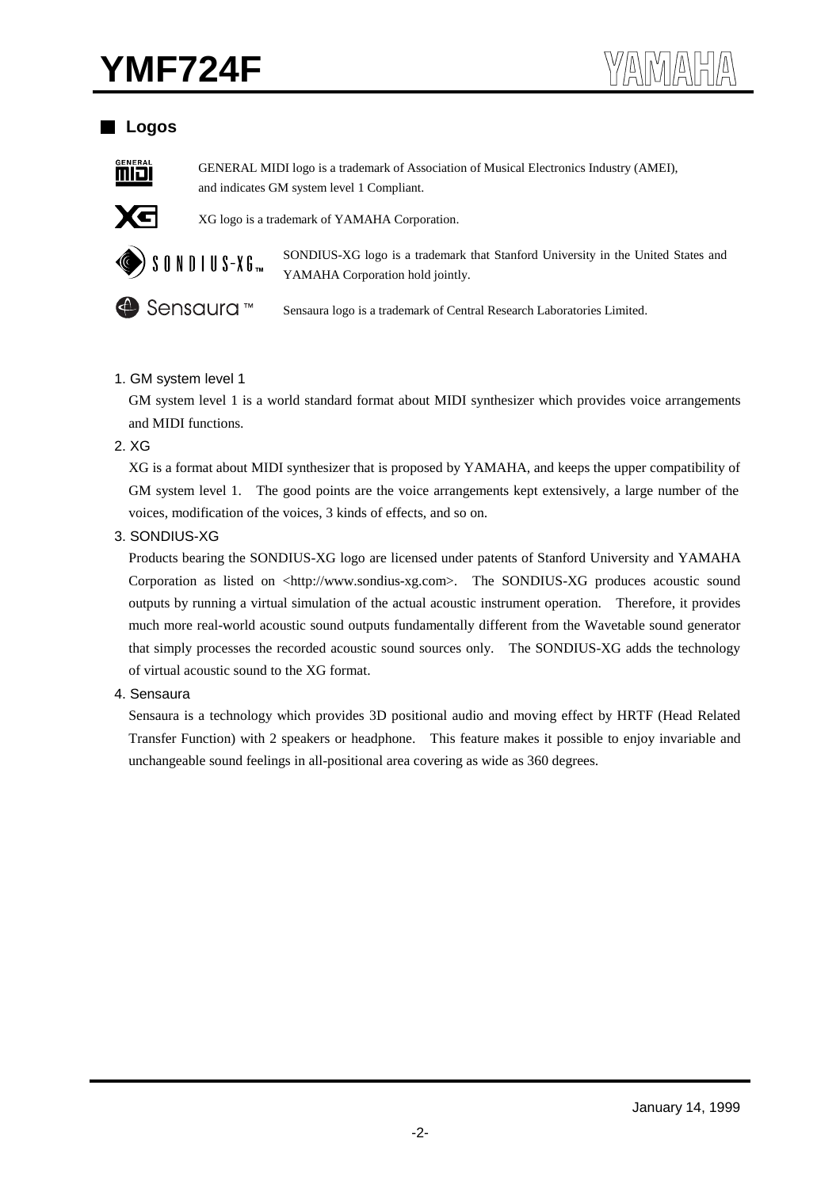## Logos

GENERAL MIDI logo is a trademark of Association of Musical Electronics Industry (AMEI), and indicates GM system level 1 Compliant.

XG logo is a trademark of YAMAHA Corporation.

SONDIUS-XG logo is a trademark that Stanford University in the United States and YAMAHA Corporation hold jointly.

Sensaura logo is a trademark of Central Research Laboratories Limited.

1. GM system level 1

   GM system level 1 is a world standard format about MIDI synthesizer which provides voice arrangements and MIDI functions.

2. XG

   XG is a format about MIDI synthesizer that is proposed by YAMAHA, and keeps the upper compatibility of GM system level 1. The good points are the voice arrangements kept extensively, a large number of the voices, modification of the voices, 3 kinds of effects, and so on.

3. SONDIUS-XG

   Products bearing the SONDIUS-XG logo are licensed under patents of Stanford University and YAMAHA Corporation as listed on <http://www.sondius-xg.com>. The SONDIUS-XG produces acoustic sound outputs by running a virtual simulation of the actual acoustic instrument operation. Therefore, it provides much more real-world acoustic sound outputs fundamentally different from the Wavetable sound generator that simply processes the recorded acoustic sound sources only. The SONDIUS-XG adds the technology of virtual acoustic sound to the XG format.

4. Sensaura

   Sensaura is a technology which provides 3D positional audio and moving effect by HRTF (Head Related Transfer Function) with 2 speakers or headphone. This feature makes it possible to enjoy invariable and unchangeable sound feelings in all-positional area covering as wide as 360 degrees.

January 14, 1999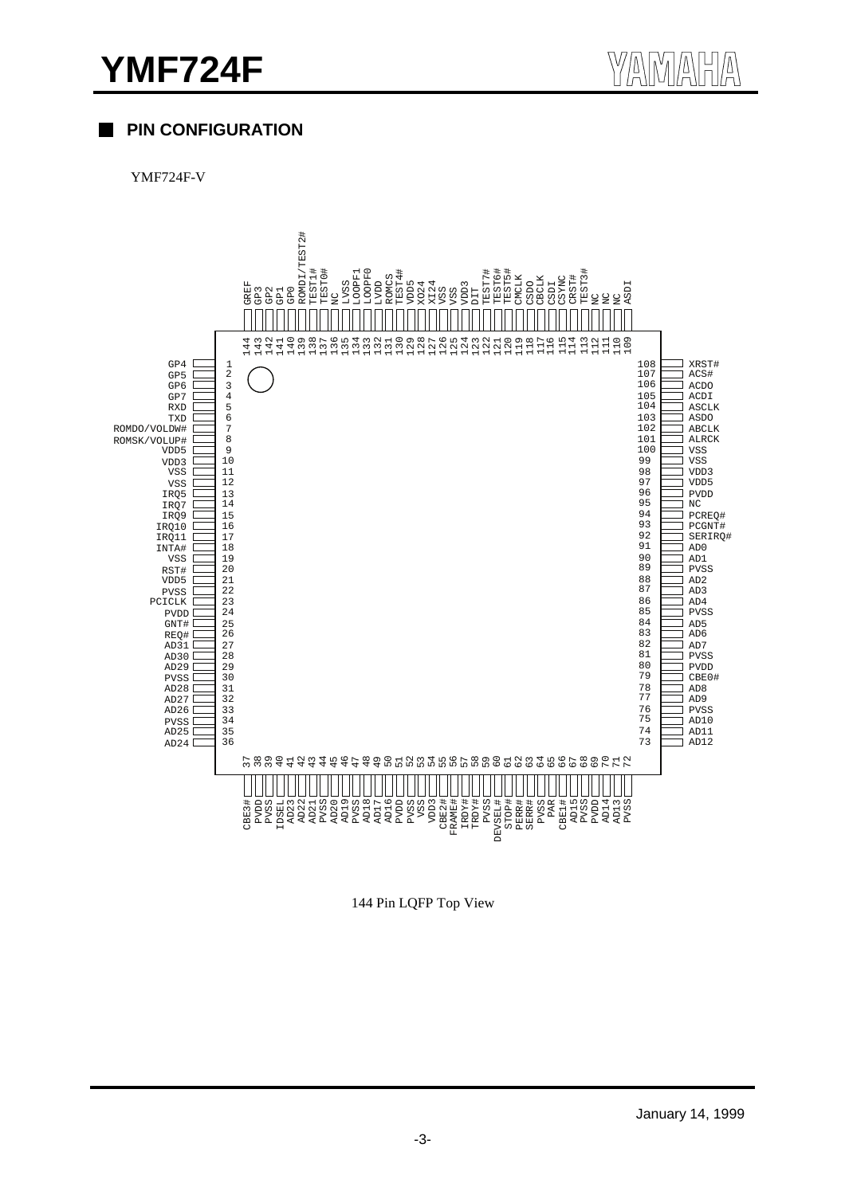## PIN CONFIGURATION

YMF724F-V

| Pin | Name | Pin | Name | Pin | Name | Pin | Name |
|---|---|---|---|---|---|---|---|
| 1 | GP4 | 37 | CBE3# | 73 | AD12 | 109 | ASDI |
| 2 | GP5 | 38 | PVDD | 74 | AD11 | 110 | NC |
| 3 | GP6 | 39 | PVSS | 75 | AD10 | 111 | NC |
| 4 | GP7 | 40 | IDSEL | 76 | PVSS | 112 | NC |
| 5 | RXD | 41 | AD23 | 77 | AD9 | 113 | TEST3# |
| 6 | TXD | 42 | AD22 | 78 | AD8 | 114 | CRST# |
| 7 | ROMDO/VOLDW# | 43 | AD21 | 79 | CBE0# | 115 | CSYNC |
| 8 | ROMSK/VOLUP# | 44 | PVSS | 80 | PVDD | 116 | CSDI |
| 9 | VDD5 | 45 | AD20 | 81 | PVSS | 117 | CBCLK |
| 10 | VDD3 | 46 | AD19 | 82 | AD7 | 118 | CSDO |
| 11 | VSS | 47 | PVSS | 83 | AD6 | 119 | CMCLK |
| 12 | VSS | 48 | AD18 | 84 | AD5 | 120 | TEST5# |
| 13 | IRQ5 | 49 | AD17 | 85 | PVSS | 121 | TEST6# |
| 14 | IRQ7 | 50 | AD16 | 86 | AD4 | 122 | TEST7# |
| 15 | IRQ9 | 51 | PVDD | 87 | AD3 | 123 | DIT |
| 16 | IRQ10 | 52 | PVSS | 88 | AD2 | 124 | VDD3 |
| 17 | IRQ11 | 53 | VSS | 89 | PVSS | 125 | VSS |
| 18 | INTA# | 54 | VDD3 | 90 | AD1 | 126 | VSS |
| 19 | VSS | 55 | CBE2# | 91 | AD0 | 127 | XI24 |
| 20 | RST# | 56 | FRAME# | 92 | SERIRQ# | 128 | XO24 |
| 21 | VDD5 | 57 | IRDY# | 93 | PCGNT# | 129 | VDD5 |
| 22 | PVSS | 58 | TRDY# | 94 | PCREQ# | 130 | TEST4# |
| 23 | PCICLK | 59 | PVSS | 95 | NC | 131 | ROMCS |
| 24 | PVDD | 60 | DEVSEL# | 96 | PVDD | 132 | LVDD |
| 25 | GNT# | 61 | STOP# | 97 | VDD5 | 133 | LOOPF0 |
| 26 | REQ# | 62 | PERR# | 98 | VDD3 | 134 | LOOPF1 |
| 27 | AD31 | 63 | SERR# | 99 | VSS | 135 | LVSS |
| 28 | AD30 | 64 | PVSS | 100 | VSS | 136 | NC |
| 29 | AD29 | 65 | PAR | 101 | ALRCK | 137 | TEST0# |
| 30 | PVSS | 66 | CBE1# | 102 | ABCLK | 138 | TEST1# |
| 31 | AD28 | 67 | AD15 | 103 | ASDO | 139 | ROMDI/TEST2# |
| 32 | AD27 | 68 | PVSS | 104 | ASCLK | 140 | GP0 |
| 33 | AD26 | 69 | PVDD | 105 | ACDI | 141 | GP1 |
| 34 | PVSS | 70 | AD14 | 106 | ACDO | 142 | GP2 |
| 35 | AD25 | 71 | AD13 | 107 | ACS# | 143 | GP3 |
| 36 | AD24 | 72 | PVSS | 108 | XRST# | 144 | GREF |

144 Pin LQFP Top View

January 14, 1999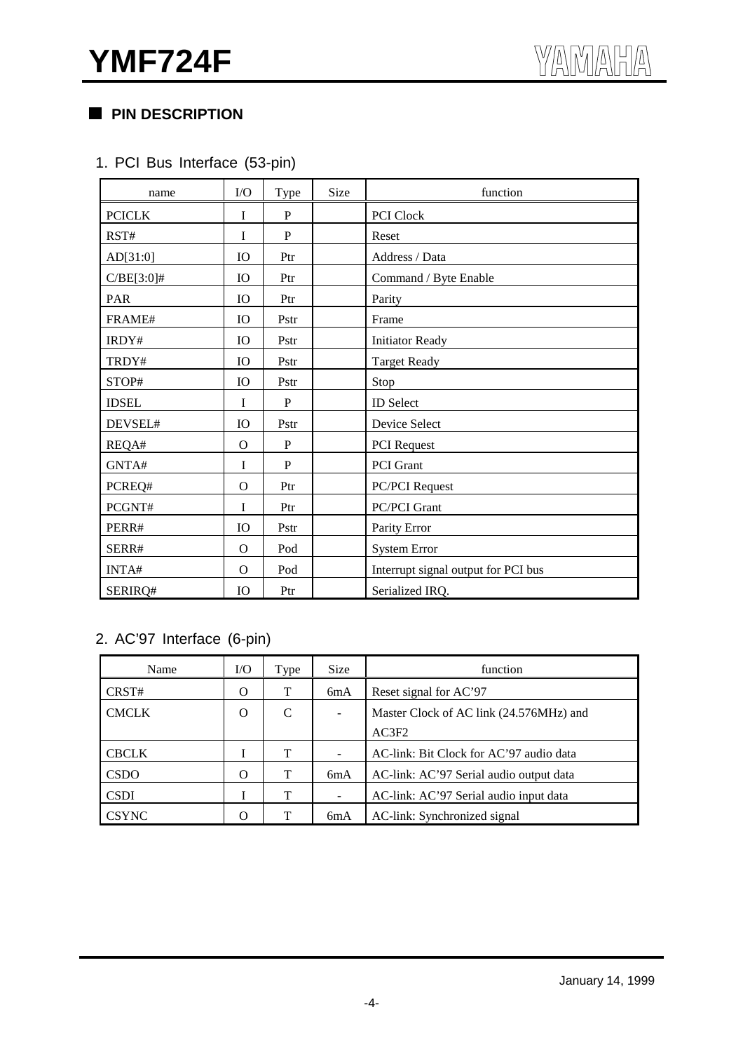## PIN DESCRIPTION

### 1. PCI Bus Interface (53-pin)

| name | I/O | Type | Size | function |
|---|---|---|---|---|
| PCICLK | I | P | | PCI Clock |
| RST# | I | P | | Reset |
| AD[31:0] | IO | Ptr | | Address / Data |
| C/BE[3:0]# | IO | Ptr | | Command / Byte Enable |
| PAR | IO | Ptr | | Parity |
| FRAME# | IO | Pstr | | Frame |
| IRDY# | IO | Pstr | | Initiator Ready |
| TRDY# | IO | Pstr | | Target Ready |
| STOP# | IO | Pstr | | Stop |
| IDSEL | I | P | | ID Select |
| DEVSEL# | IO | Pstr | | Device Select |
| REQA# | O | P | | PCI Request |
| GNTA# | I | P | | PCI Grant |
| PCREQ# | O | Ptr | | PC/PCI Request |
| PCGNT# | I | Ptr | | PC/PCI Grant |
| PERR# | IO | Pstr | | Parity Error |
| SERR# | O | Pod | | System Error |
| INTA# | O | Pod | | Interrupt signal output for PCI bus |
| SERIRQ# | IO | Ptr | | Serialized IRQ. |

### 2. AC'97 Interface (6-pin)

| Name | I/O | Type | Size | function |
|---|---|---|---|---|
| CRST# | O | T | 6mA | Reset signal for AC'97 |
| CMCLK | O | C | - | Master Clock of AC link (24.576MHz) and AC3F2 |
| CBCLK | I | T | - | AC-link: Bit Clock for AC'97 audio data |
| CSDO | O | T | 6mA | AC-link: AC'97 Serial audio output data |
| CSDI | I | T | - | AC-link: AC'97 Serial audio input data |
| CSYNC | O | T | 6mA | AC-link: Synchronized signal |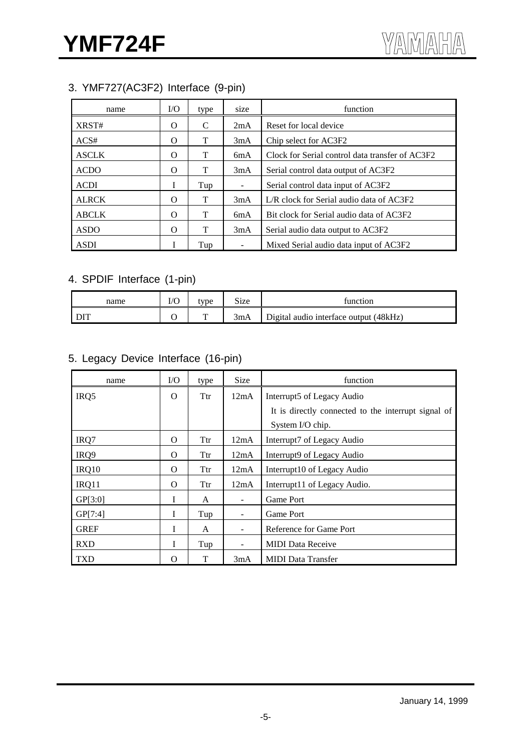## 3. YMF727(AC3F2) Interface (9-pin)

| name | I/O | type | size | function |
|---|---|---|---|---|
| XRST# | O | C | 2mA | Reset for local device |
| ACS# | O | T | 3mA | Chip select for AC3F2 |
| ASCLK | O | T | 6mA | Clock for Serial control data transfer of AC3F2 |
| ACDO | O | T | 3mA | Serial control data output of AC3F2 |
| ACDI | I | Tup | - | Serial control data input of AC3F2 |
| ALRCK | O | T | 3mA | L/R clock for Serial audio data of AC3F2 |
| ABCLK | O | T | 6mA | Bit clock for Serial audio data of AC3F2 |
| ASDO | O | T | 3mA | Serial audio data output to AC3F2 |
| ASDI | I | Tup | - | Mixed Serial audio data input of AC3F2 |

## 4. SPDIF Interface (1-pin)

| name | I/O | type | Size | function |
|---|---|---|---|---|
| DIT | O | T | 3mA | Digital audio interface output (48kHz) |

## 5. Legacy Device Interface (16-pin)

| name | I/O | type | Size | function |
|---|---|---|---|---|
| IRQ5 | O | Ttr | 12mA | Interrupt5 of Legacy Audio<br>It is directly connected to the interrupt signal of System I/O chip. |
| IRQ7 | O | Ttr | 12mA | Interrupt7 of Legacy Audio |
| IRQ9 | O | Ttr | 12mA | Interrupt9 of Legacy Audio |
| IRQ10 | O | Ttr | 12mA | Interrupt10 of Legacy Audio |
| IRQ11 | O | Ttr | 12mA | Interrupt11 of Legacy Audio. |
| GP[3:0] | I | A | - | Game Port |
| GP[7:4] | I | Tup | - | Game Port |
| GREF | I | A | - | Reference for Game Port |
| RXD | I | Tup | - | MIDI Data Receive |
| TXD | O | T | 3mA | MIDI Data Transfer |

January 14, 1999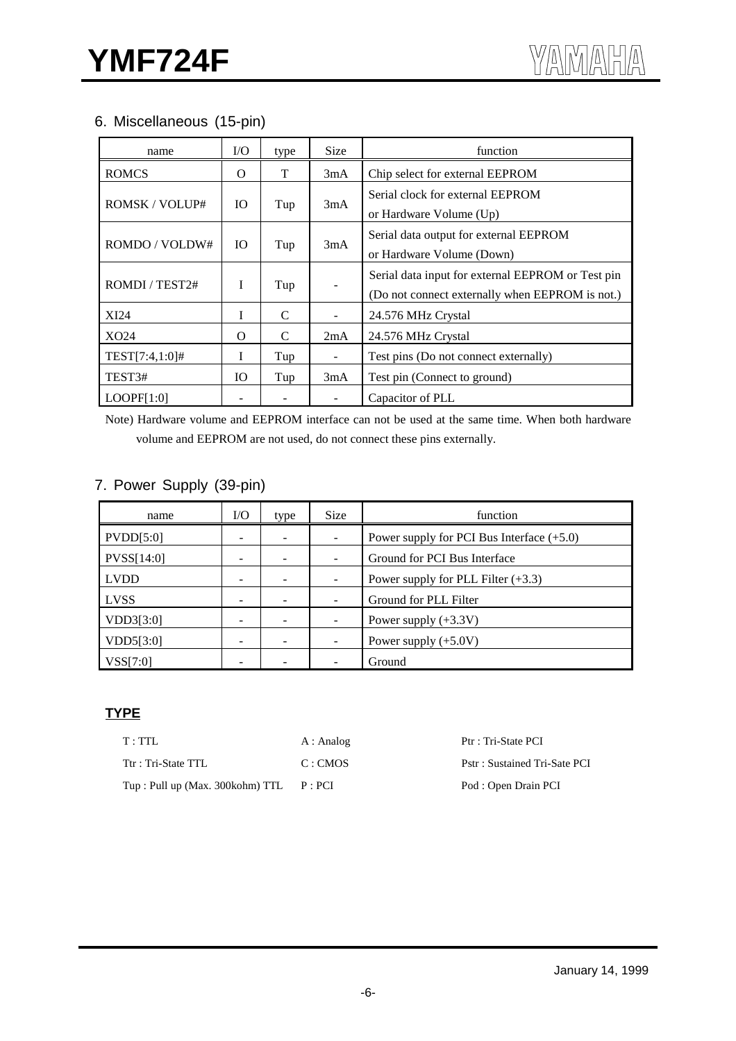## 6. Miscellaneous (15-pin)

| name | I/O | type | Size | function |
|---|---|---|---|---|
| ROMCS | O | T | 3mA | Chip select for external EEPROM |
| ROMSK / VOLUP# | IO | Tup | 3mA | Serial clock for external EEPROM or Hardware Volume (Up) |
| ROMDO / VOLDW# | IO | Tup | 3mA | Serial data output for external EEPROM or Hardware Volume (Down) |
| ROMDI / TEST2# | I | Tup | - | Serial data input for external EEPROM or Test pin (Do not connect externally when EEPROM is not.) |
| XI24 | I | C | - | 24.576 MHz Crystal |
| XO24 | O | C | 2mA | 24.576 MHz Crystal |
| TEST[7:4,1:0]# | I | Tup | - | Test pins (Do not connect externally) |
| TEST3# | IO | Tup | 3mA | Test pin (Connect to ground) |
| LOOPF[1:0] | - | - | - | Capacitor of PLL |

Note) Hardware volume and EEPROM interface can not be used at the same time. When both hardware volume and EEPROM are not used, do not connect these pins externally.

## 7. Power Supply (39-pin)

| name | I/O | type | Size | function |
|---|---|---|---|---|
| PVDD[5:0] | - | - | - | Power supply for PCI Bus Interface (+5.0) |
| PVSS[14:0] | - | - | - | Ground for PCI Bus Interface |
| LVDD | - | - | - | Power supply for PLL Filter (+3.3) |
| LVSS | - | - | - | Ground for PLL Filter |
| VDD3[3:0] | - | - | - | Power supply (+3.3V) |
| VDD5[3:0] | - | - | - | Power supply (+5.0V) |
| VSS[7:0] | - | - | - | Ground |

### TYPE

| | | |
|---|---|---|
| T : TTL | A : Analog | Ptr : Tri-State PCI |
| Ttr : Tri-State TTL | C : CMOS | Pstr : Sustained Tri-Sate PCI |
| Tup : Pull up (Max. 300kohm) TTL | P : PCI | Pod : Open Drain PCI |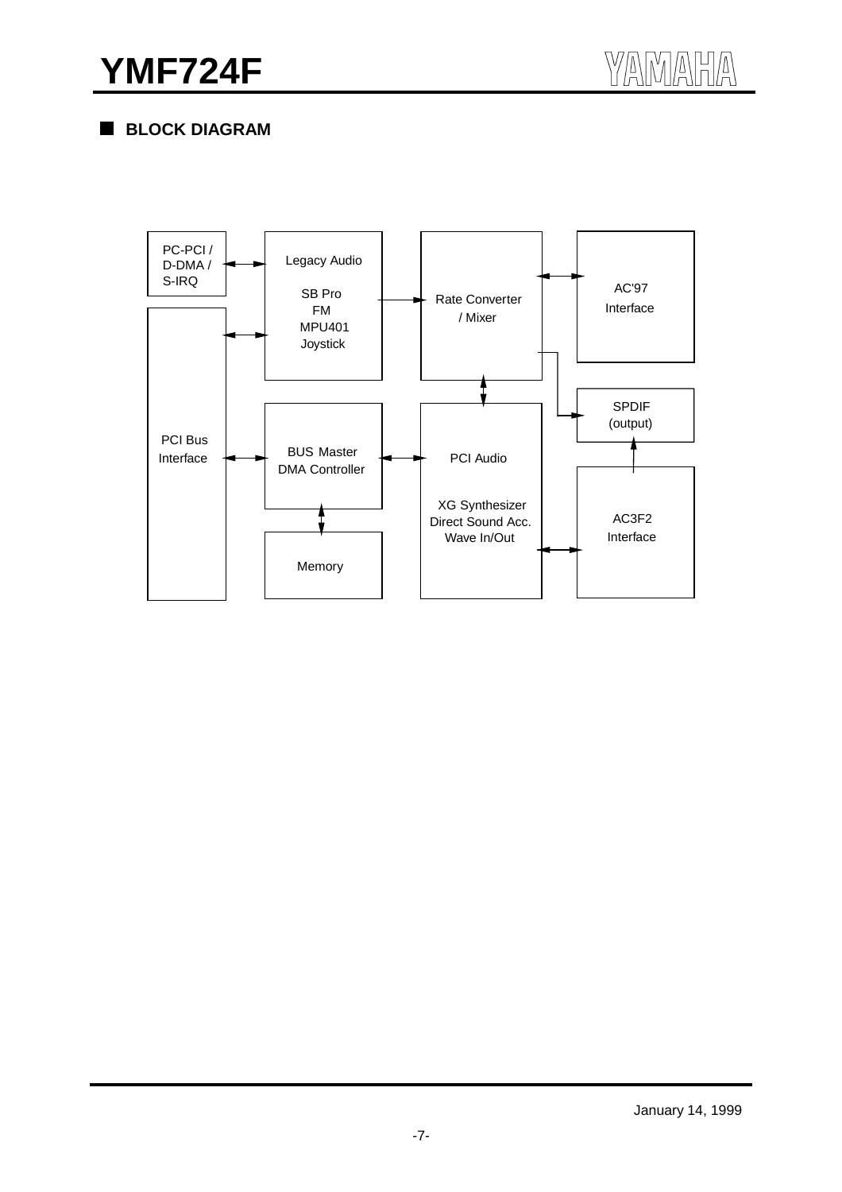## BLOCK DIAGRAM

PC-PCI / D-DMA / S-IRQ

Legacy Audio

SB Pro
FM
MPU401
Joystick

Rate Converter / Mixer

AC'97 Interface

SPDIF (output)

PCI Bus Interface

BUS Master DMA Controller

PCI Audio

XG Synthesizer
Direct Sound Acc.
Wave In/Out

AC3F2 Interface

Memory

January 14, 1999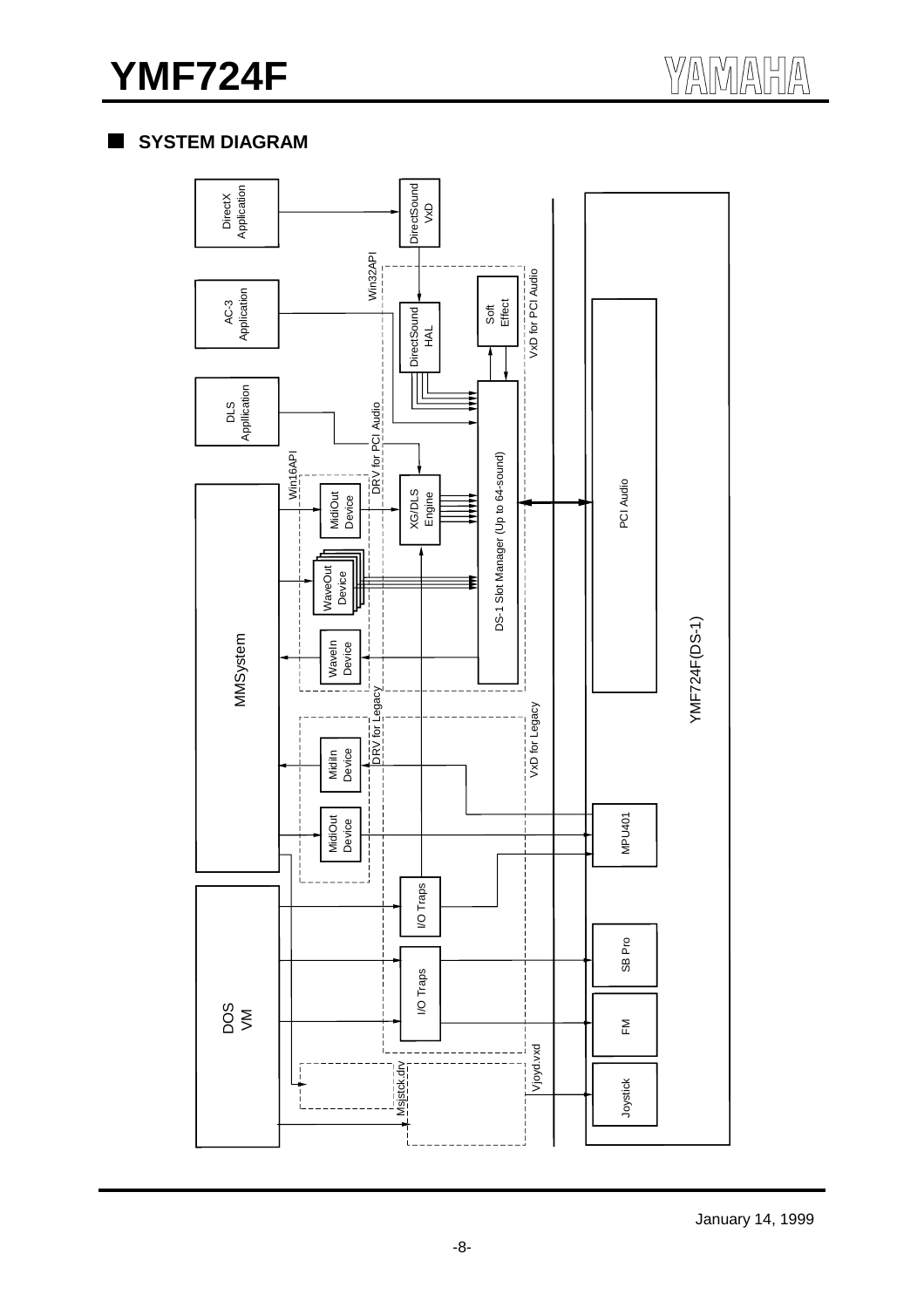## SYSTEM DIAGRAM

DirectX Application

DirectSound VxD

AC-3 Application

DLS Appllication

Win32API

DirectSound HAL

Soft Effect

VxD for PCI Audio

DRV for PCI Audio

Win16API

MidiOut Device

XG/DLS Engine

DS-1 Slot Manager (Up to 64-sound)

PCI Audio

WaveOut Device

WaveIn Device

MMSystem

YMF724F(DS-1)

DRV for Legacy

VxD for Legacy

MidiIn Device

MidiOut Device

MPU401

I/O Traps

I/O Traps

SB Pro

FM

DOS VM

Msjstck.drv

Vjoyd.vxd

Joystick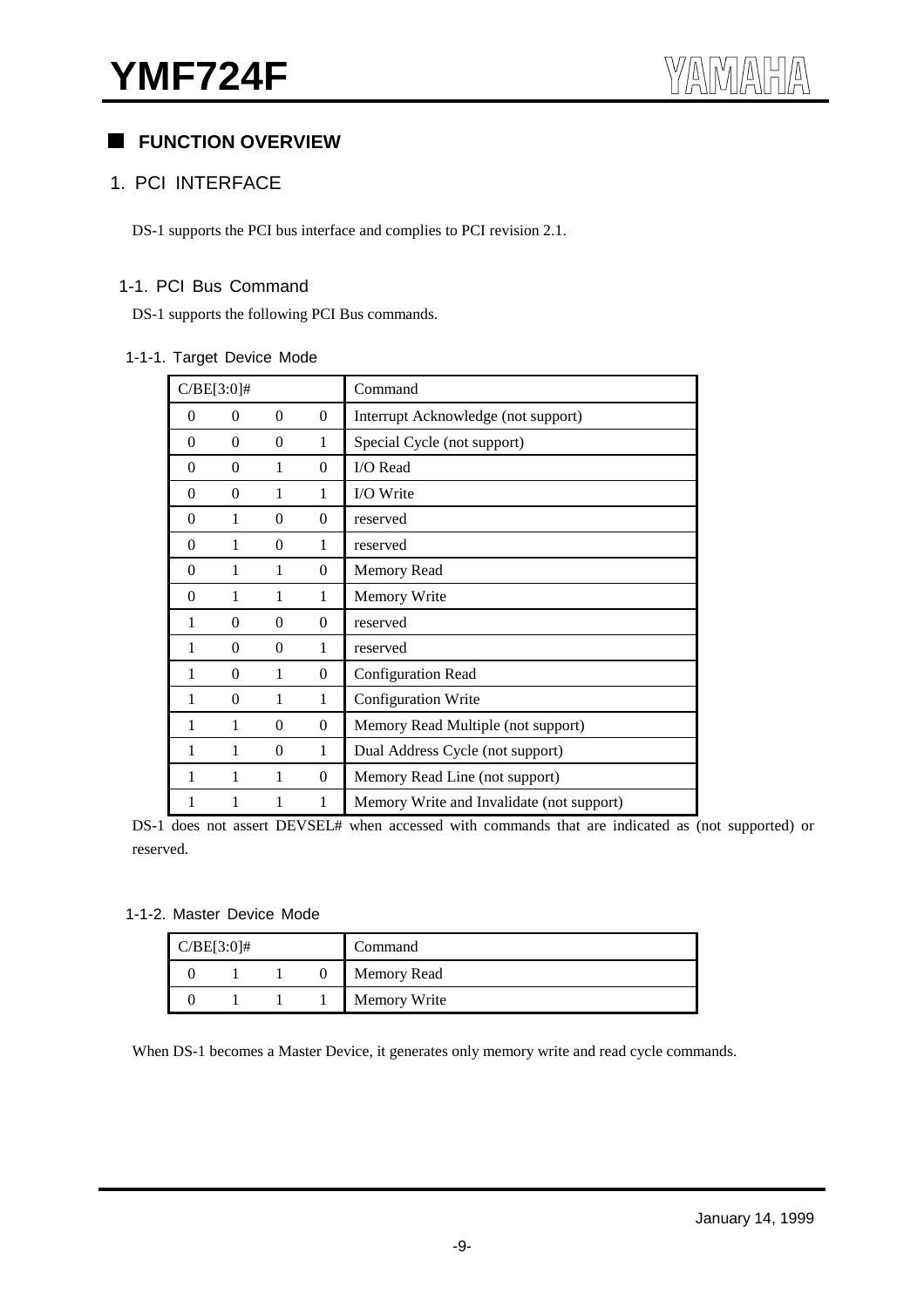## FUNCTION OVERVIEW

### 1. PCI INTERFACE

DS-1 supports the PCI bus interface and complies to PCI revision 2.1.

#### 1-1. PCI Bus Command

DS-1 supports the following PCI Bus commands.

##### 1-1-1. Target Device Mode

| C/BE[3:0]# | | | | Command |
|---|---|---|---|---|
| 0 | 0 | 0 | 0 | Interrupt Acknowledge (not support) |
| 0 | 0 | 0 | 1 | Special Cycle (not support) |
| 0 | 0 | 1 | 0 | I/O Read |
| 0 | 0 | 1 | 1 | I/O Write |
| 0 | 1 | 0 | 0 | reserved |
| 0 | 1 | 0 | 1 | reserved |
| 0 | 1 | 1 | 0 | Memory Read |
| 0 | 1 | 1 | 1 | Memory Write |
| 1 | 0 | 0 | 0 | reserved |
| 1 | 0 | 0 | 1 | reserved |
| 1 | 0 | 1 | 0 | Configuration Read |
| 1 | 0 | 1 | 1 | Configuration Write |
| 1 | 1 | 0 | 0 | Memory Read Multiple (not support) |
| 1 | 1 | 0 | 1 | Dual Address Cycle (not support) |
| 1 | 1 | 1 | 0 | Memory Read Line (not support) |
| 1 | 1 | 1 | 1 | Memory Write and Invalidate (not support) |

DS-1 does not assert DEVSEL# when accessed with commands that are indicated as (not supported) or reserved.

##### 1-1-2. Master Device Mode

| C/BE[3:0]# | | | | Command |
|---|---|---|---|---|
| 0 | 1 | 1 | 0 | Memory Read |
| 0 | 1 | 1 | 1 | Memory Write |

When DS-1 becomes a Master Device, it generates only memory write and read cycle commands.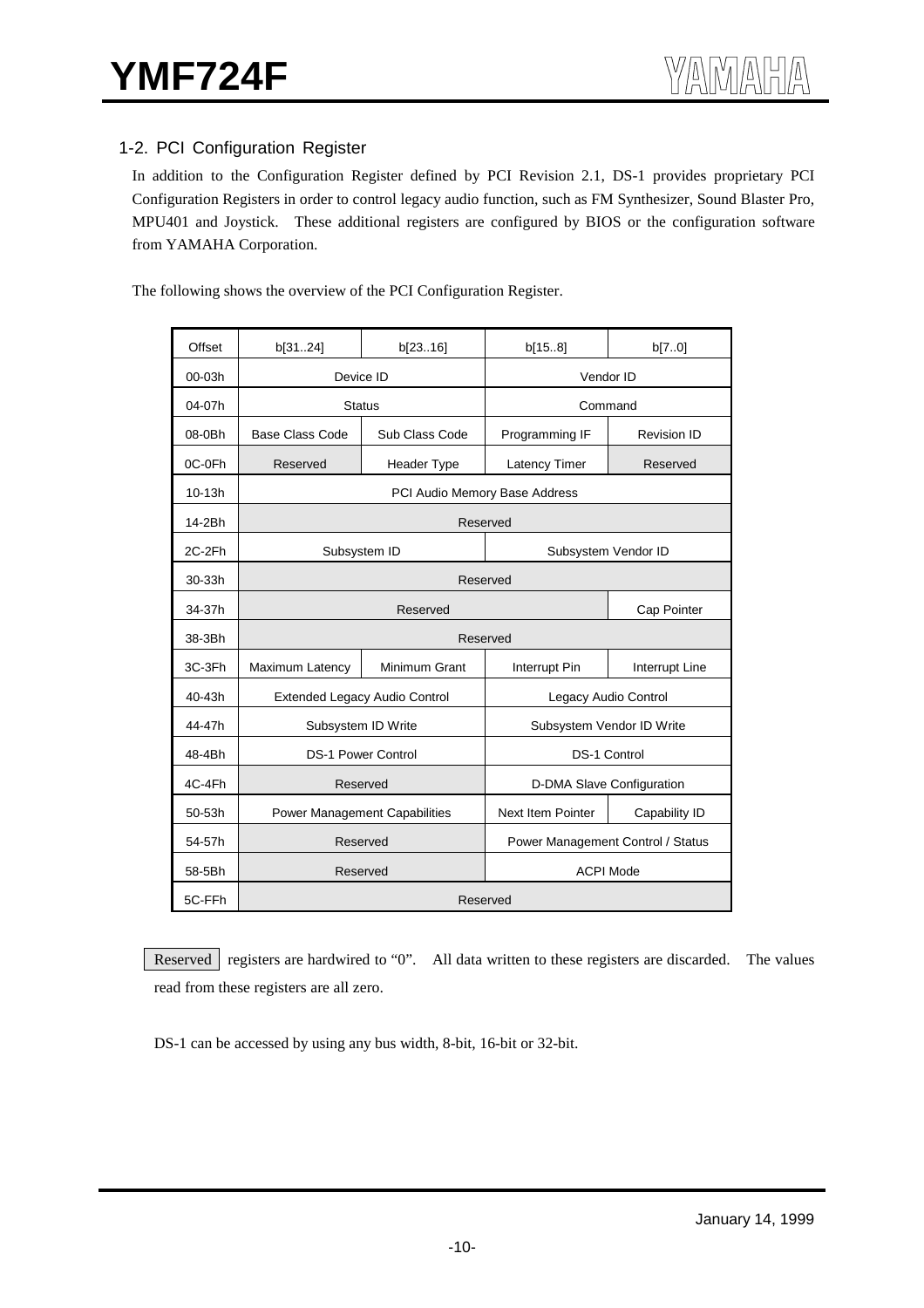## 1-2. PCI Configuration Register

In addition to the Configuration Register defined by PCI Revision 2.1, DS-1 provides proprietary PCI Configuration Registers in order to control legacy audio function, such as FM Synthesizer, Sound Blaster Pro, MPU401 and Joystick. These additional registers are configured by BIOS or the configuration software from YAMAHA Corporation.

The following shows the overview of the PCI Configuration Register.

| Offset | b[31..24] | b[23..16] | b[15..8] | b[7..0] |
|---|---|---|---|---|
| 00-03h | Device ID | | Vendor ID | |
| 04-07h | Status | | Command | |
| 08-0Bh | Base Class Code | Sub Class Code | Programming IF | Revision ID |
| 0C-0Fh | Reserved | Header Type | Latency Timer | Reserved |
| 10-13h | PCI Audio Memory Base Address | | | |
| 14-2Bh | Reserved | | | |
| 2C-2Fh | Subsystem ID | | Subsystem Vendor ID | |
| 30-33h | Reserved | | | |
| 34-37h | Reserved | | | Cap Pointer |
| 38-3Bh | Reserved | | | |
| 3C-3Fh | Maximum Latency | Minimum Grant | Interrupt Pin | Interrupt Line |
| 40-43h | Extended Legacy Audio Control | | Legacy Audio Control | |
| 44-47h | Subsystem ID Write | | Subsystem Vendor ID Write | |
| 48-4Bh | DS-1 Power Control | | DS-1 Control | |
| 4C-4Fh | Reserved | | D-DMA Slave Configuration | |
| 50-53h | Power Management Capabilities | | Next Item Pointer | Capability ID |
| 54-57h | Reserved | | Power Management Control / Status | |
| 58-5Bh | Reserved | | ACPI Mode | |
| 5C-FFh | Reserved | | | |

Reserved registers are hardwired to "0". All data written to these registers are discarded. The values read from these registers are all zero.

DS-1 can be accessed by using any bus width, 8-bit, 16-bit or 32-bit.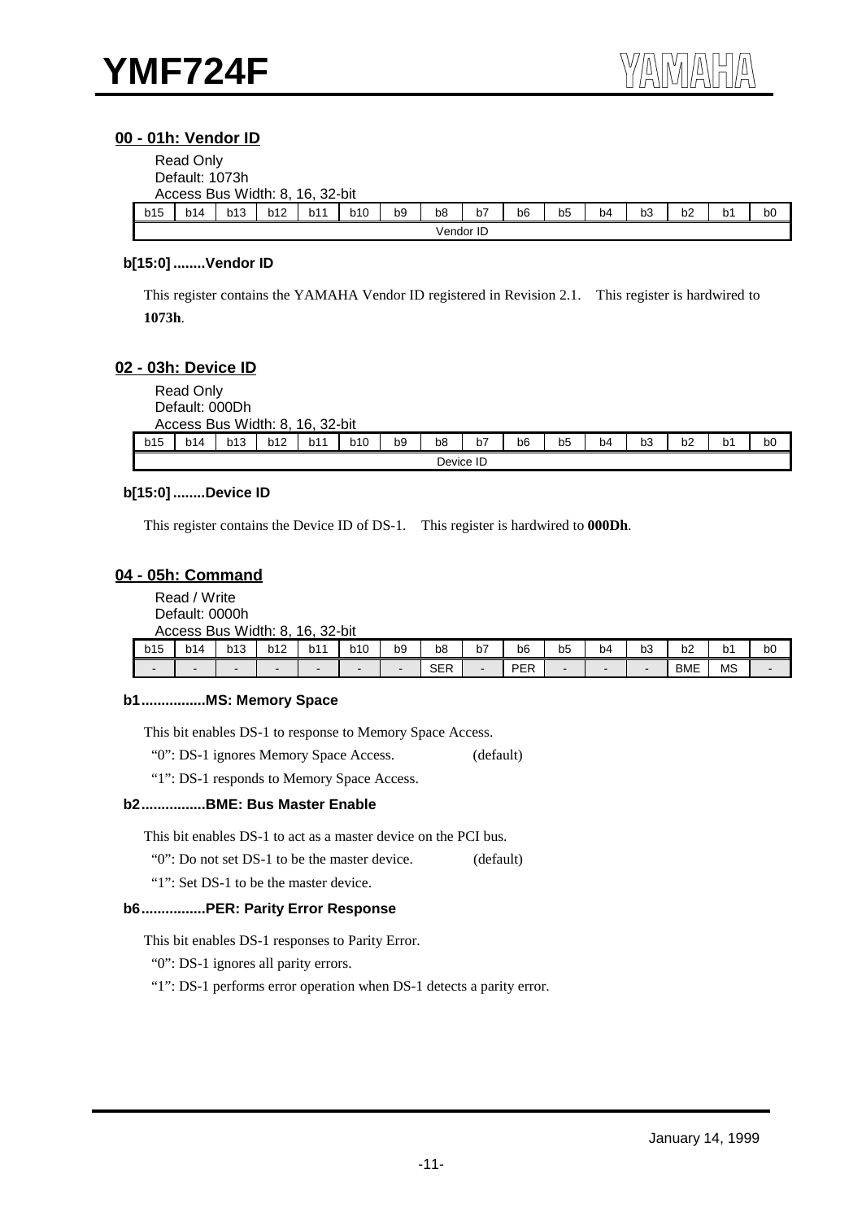## 00 - 01h: Vendor ID

Read Only
Default: 1073h
Access Bus Width: 8, 16, 32-bit

| b15 | b14 | b13 | b12 | b11 | b10 | b9 | b8 | b7 | b6 | b5 | b4 | b3 | b2 | b1 | b0 |
|---|---|---|---|---|---|---|---|---|---|---|---|---|---|---|---|
| Vendor ID | | | | | | | | | | | | | | | |

**b[15:0] ........Vendor ID**

This register contains the YAMAHA Vendor ID registered in Revision 2.1. This register is hardwired to **1073h**.

## 02 - 03h: Device ID

Read Only
Default: 000Dh
Access Bus Width: 8, 16, 32-bit

| b15 | b14 | b13 | b12 | b11 | b10 | b9 | b8 | b7 | b6 | b5 | b4 | b3 | b2 | b1 | b0 |
|---|---|---|---|---|---|---|---|---|---|---|---|---|---|---|---|
| Device ID | | | | | | | | | | | | | | | |

**b[15:0] ........Device ID**

This register contains the Device ID of DS-1. This register is hardwired to **000Dh**.

## 04 - 05h: Command

Read / Write
Default: 0000h
Access Bus Width: 8, 16, 32-bit

| b15 | b14 | b13 | b12 | b11 | b10 | b9 | b8 | b7 | b6 | b5 | b4 | b3 | b2 | b1 | b0 |
|---|---|---|---|---|---|---|---|---|---|---|---|---|---|---|---|
| - | - | - | - | - | - | - | SER | - | PER | - | - | - | BME | MS | - |

**b1................MS: Memory Space**

This bit enables DS-1 to response to Memory Space Access.

"0": DS-1 ignores Memory Space Access. (default)

"1": DS-1 responds to Memory Space Access.

**b2................BME: Bus Master Enable**

This bit enables DS-1 to act as a master device on the PCI bus.

"0": Do not set DS-1 to be the master device. (default)

"1": Set DS-1 to be the master device.

**b6................PER: Parity Error Response**

This bit enables DS-1 responses to Parity Error.

"0": DS-1 ignores all parity errors.

"1": DS-1 performs error operation when DS-1 detects a parity error.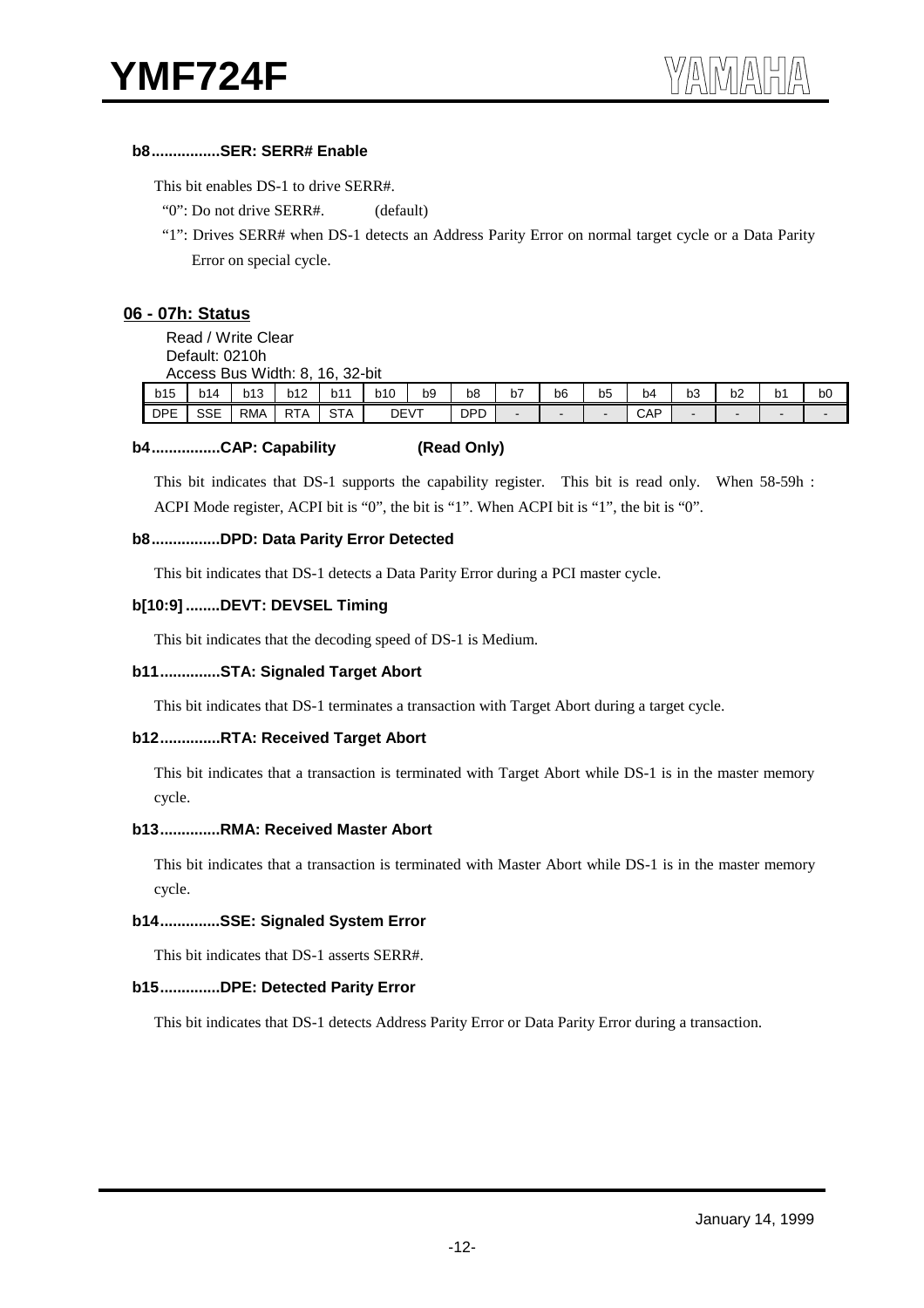#### b8................SER: SERR# Enable

This bit enables DS-1 to drive SERR#.

"0": Do not drive SERR#. (default)

"1": Drives SERR# when DS-1 detects an Address Parity Error on normal target cycle or a Data Parity Error on special cycle.

### 06 - 07h: Status

Read / Write Clear
Default: 0210h
Access Bus Width: 8, 16, 32-bit

| b15 | b14 | b13 | b12 | b11 | b10 | b9 | b8 | b7 | b6 | b5 | b4 | b3 | b2 | b1 | b0 |
|---|---|---|---|---|---|---|---|---|---|---|---|---|---|---|---|
| DPE | SSE | RMA | RTA | STA | DEVT | | DPD | - | - | - | CAP | - | - | - | - |

#### b4................CAP: Capability (Read Only)

This bit indicates that DS-1 supports the capability register. This bit is read only. When 58-59h : ACPI Mode register, ACPI bit is "0", the bit is "1". When ACPI bit is "1", the bit is "0".

#### b8................DPD: Data Parity Error Detected

This bit indicates that DS-1 detects a Data Parity Error during a PCI master cycle.

#### b[10:9]........DEVT: DEVSEL Timing

This bit indicates that the decoding speed of DS-1 is Medium.

#### b11.............STA: Signaled Target Abort

This bit indicates that DS-1 terminates a transaction with Target Abort during a target cycle.

#### b12.............RTA: Received Target Abort

This bit indicates that a transaction is terminated with Target Abort while DS-1 is in the master memory cycle.

#### b13.............RMA: Received Master Abort

This bit indicates that a transaction is terminated with Master Abort while DS-1 is in the master memory cycle.

#### b14.............SSE: Signaled System Error

This bit indicates that DS-1 asserts SERR#.

#### b15.............DPE: Detected Parity Error

This bit indicates that DS-1 detects Address Parity Error or Data Parity Error during a transaction.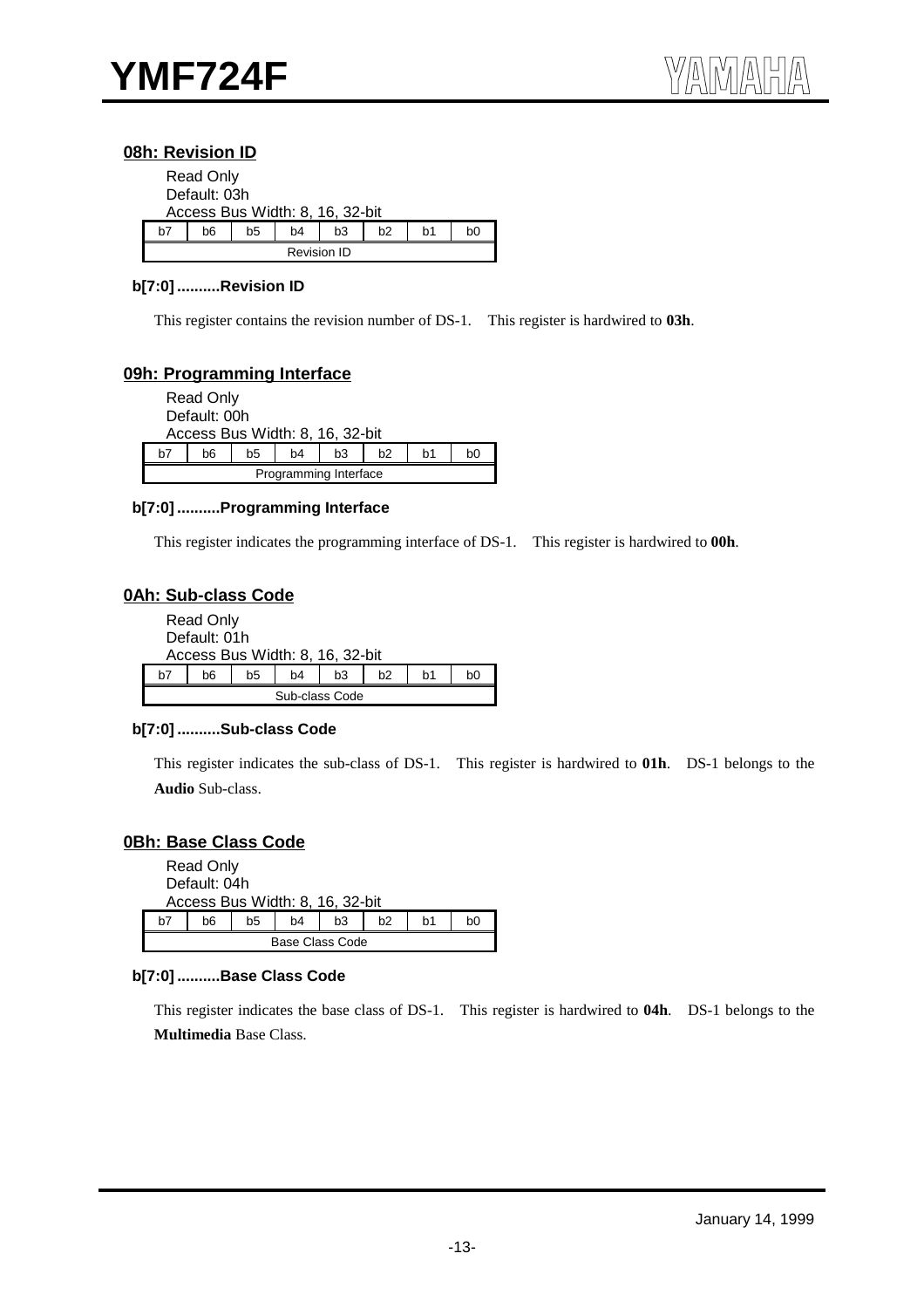## 08h: Revision ID

Read Only
Default: 03h
Access Bus Width: 8, 16, 32-bit

| b7 | b6 | b5 | b4 | b3 | b2 | b1 | b0 |
|---|---|---|---|---|---|---|---|
| Revision ID | | | | | | | |

**b[7:0] ..........Revision ID**

This register contains the revision number of DS-1. This register is hardwired to **03h**.

## 09h: Programming Interface

Read Only
Default: 00h
Access Bus Width: 8, 16, 32-bit

| b7 | b6 | b5 | b4 | b3 | b2 | b1 | b0 |
|---|---|---|---|---|---|---|---|
| Programming Interface | | | | | | | |

**b[7:0] ..........Programming Interface**

This register indicates the programming interface of DS-1. This register is hardwired to **00h**.

## 0Ah: Sub-class Code

Read Only
Default: 01h
Access Bus Width: 8, 16, 32-bit

| b7 | b6 | b5 | b4 | b3 | b2 | b1 | b0 |
|---|---|---|---|---|---|---|---|
| Sub-class Code | | | | | | | |

**b[7:0] ..........Sub-class Code**

This register indicates the sub-class of DS-1. This register is hardwired to **01h**. DS-1 belongs to the **Audio** Sub-class.

## 0Bh: Base Class Code

Read Only
Default: 04h
Access Bus Width: 8, 16, 32-bit

| b7 | b6 | b5 | b4 | b3 | b2 | b1 | b0 |
|---|---|---|---|---|---|---|---|
| Base Class Code | | | | | | | |

**b[7:0] ..........Base Class Code**

This register indicates the base class of DS-1. This register is hardwired to **04h**. DS-1 belongs to the **Multimedia** Base Class.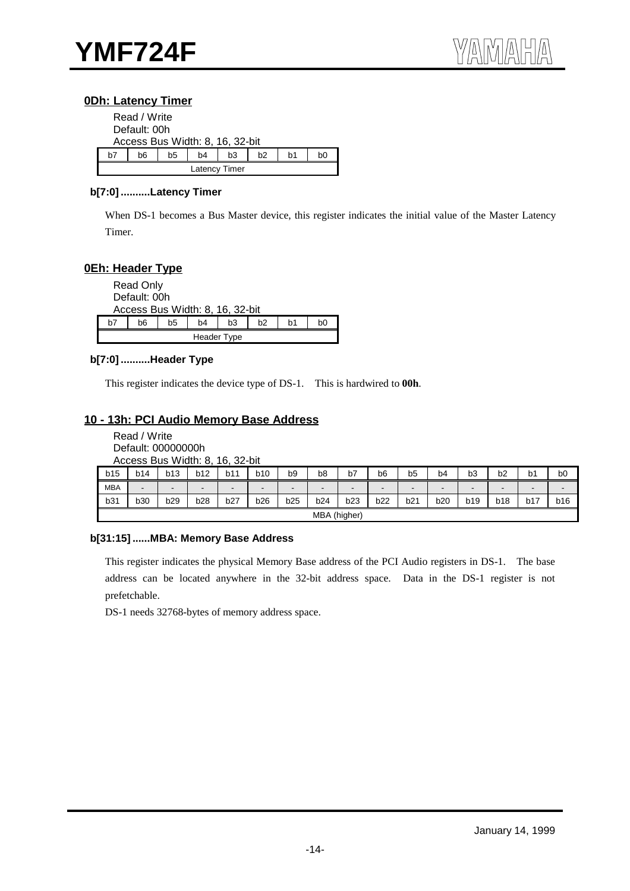### 0Dh: Latency Timer

Read / Write
Default: 00h
Access Bus Width: 8, 16, 32-bit

| b7 | b6 | b5 | b4 | b3 | b2 | b1 | b0 |
|---|---|---|---|---|---|---|---|
| Latency Timer | | | | | | | |

**b[7:0] ..........Latency Timer**

When DS-1 becomes a Bus Master device, this register indicates the initial value of the Master Latency Timer.

### 0Eh: Header Type

Read Only
Default: 00h
Access Bus Width: 8, 16, 32-bit

| b7 | b6 | b5 | b4 | b3 | b2 | b1 | b0 |
|---|---|---|---|---|---|---|---|
| Header Type | | | | | | | |

**b[7:0] ..........Header Type**

This register indicates the device type of DS-1. This is hardwired to **00h**.

### 10 - 13h: PCI Audio Memory Base Address

Read / Write
Default: 00000000h
Access Bus Width: 8, 16, 32-bit

| b15 | b14 | b13 | b12 | b11 | b10 | b9 | b8 | b7 | b6 | b5 | b4 | b3 | b2 | b1 | b0 |
|---|---|---|---|---|---|---|---|---|---|---|---|---|---|---|---|
| MBA | - | - | - | - | - | - | - | - | - | - | - | - | - | - | - |
| b31 | b30 | b29 | b28 | b27 | b26 | b25 | b24 | b23 | b22 | b21 | b20 | b19 | b18 | b17 | b16 |
| MBA (higher) | | | | | | | | | | | | | | | |

**b[31:15] ......MBA: Memory Base Address**

This register indicates the physical Memory Base address of the PCI Audio registers in DS-1. The base address can be located anywhere in the 32-bit address space. Data in the DS-1 register is not prefetchable.

DS-1 needs 32768-bytes of memory address space.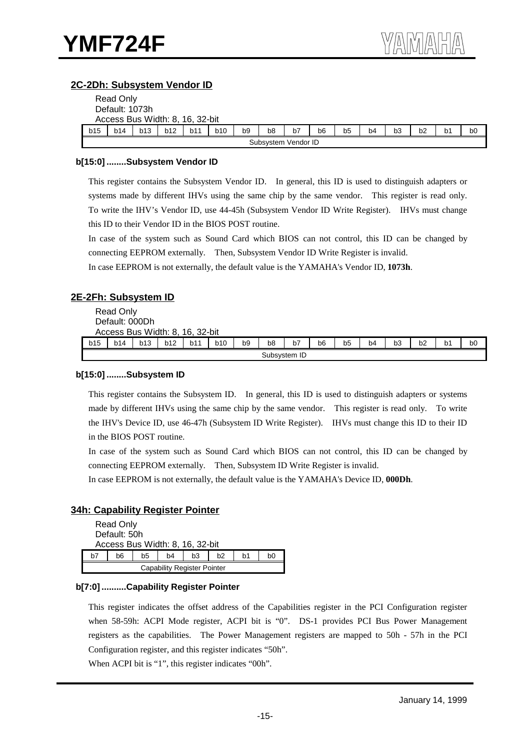## 2C-2Dh: Subsystem Vendor ID

Read Only
Default: 1073h
Access Bus Width: 8, 16, 32-bit

| b15 | b14 | b13 | b12 | b11 | b10 | b9 | b8 | b7 | b6 | b5 | b4 | b3 | b2 | b1 | b0 |
|---|---|---|---|---|---|---|---|---|---|---|---|---|---|---|---|
| Subsystem Vendor ID | | | | | | | | | | | | | | | |

**b[15:0] ........Subsystem Vendor ID**

This register contains the Subsystem Vendor ID. In general, this ID is used to distinguish adapters or systems made by different IHVs using the same chip by the same vendor. This register is read only. To write the IHV's Vendor ID, use 44-45h (Subsystem Vendor ID Write Register). IHVs must change this ID to their Vendor ID in the BIOS POST routine.

In case of the system such as Sound Card which BIOS can not control, this ID can be changed by connecting EEPROM externally. Then, Subsystem Vendor ID Write Register is invalid.

In case EEPROM is not externally, the default value is the YAMAHA's Vendor ID, **1073h**.

## 2E-2Fh: Subsystem ID

Read Only
Default: 000Dh
Access Bus Width: 8, 16, 32-bit

| b15 | b14 | b13 | b12 | b11 | b10 | b9 | b8 | b7 | b6 | b5 | b4 | b3 | b2 | b1 | b0 |
|---|---|---|---|---|---|---|---|---|---|---|---|---|---|---|---|
| Subsystem ID | | | | | | | | | | | | | | | |

**b[15:0] ........Subsystem ID**

This register contains the Subsystem ID. In general, this ID is used to distinguish adapters or systems made by different IHVs using the same chip by the same vendor. This register is read only. To write the IHV's Device ID, use 46-47h (Subsystem ID Write Register). IHVs must change this ID to their ID in the BIOS POST routine.

In case of the system such as Sound Card which BIOS can not control, this ID can be changed by connecting EEPROM externally. Then, Subsystem ID Write Register is invalid.

In case EEPROM is not externally, the default value is the YAMAHA's Device ID, **000Dh**.

## 34h: Capability Register Pointer

Read Only
Default: 50h
Access Bus Width: 8, 16, 32-bit

| b7 | b6 | b5 | b4 | b3 | b2 | b1 | b0 |
|---|---|---|---|---|---|---|---|
| Capability Register Pointer | | | | | | | |

**b[7:0] ..........Capability Register Pointer**

This register indicates the offset address of the Capabilities register in the PCI Configuration register when 58-59h: ACPI Mode register, ACPI bit is "0". DS-1 provides PCI Bus Power Management registers as the capabilities. The Power Management registers are mapped to 50h - 57h in the PCI Configuration register, and this register indicates "50h".

When ACPI bit is "1", this register indicates "00h".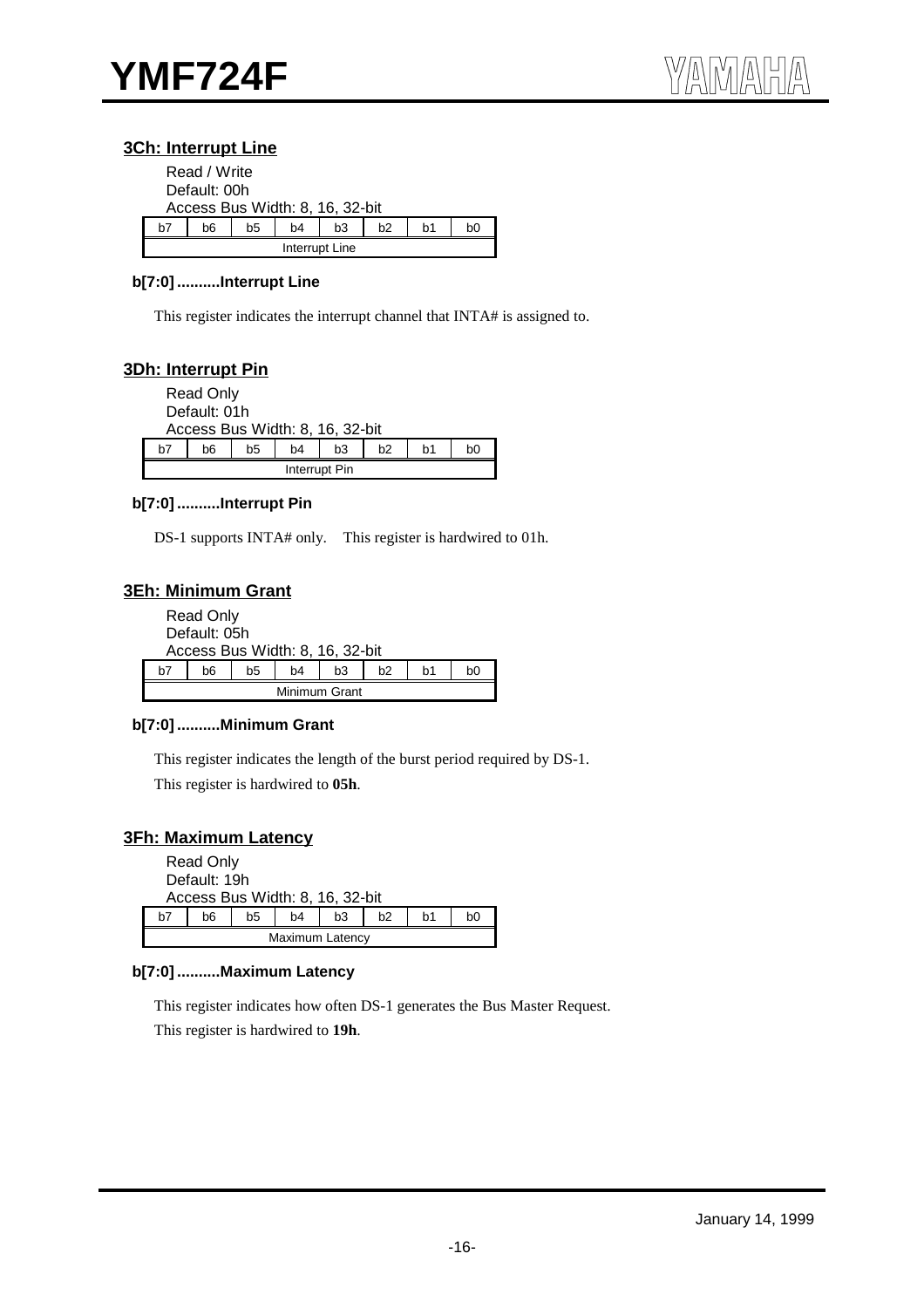### 3Ch: Interrupt Line

Read / Write
Default: 00h
Access Bus Width: 8, 16, 32-bit

| b7 | b6 | b5 | b4 | b3 | b2 | b1 | b0 |
|---|---|---|---|---|---|---|---|
| Interrupt Line | | | | | | | |

**b[7:0] ..........Interrupt Line**

This register indicates the interrupt channel that INTA# is assigned to.

### 3Dh: Interrupt Pin

Read Only
Default: 01h
Access Bus Width: 8, 16, 32-bit

| b7 | b6 | b5 | b4 | b3 | b2 | b1 | b0 |
|---|---|---|---|---|---|---|---|
| Interrupt Pin | | | | | | | |

**b[7:0] ..........Interrupt Pin**

DS-1 supports INTA# only.   This register is hardwired to 01h.

### 3Eh: Minimum Grant

Read Only
Default: 05h
Access Bus Width: 8, 16, 32-bit

| b7 | b6 | b5 | b4 | b3 | b2 | b1 | b0 |
|---|---|---|---|---|---|---|---|
| Minimum Grant | | | | | | | |

**b[7:0] ..........Minimum Grant**

This register indicates the length of the burst period required by DS-1.

This register is hardwired to **05h**.

### 3Fh: Maximum Latency

Read Only
Default: 19h
Access Bus Width: 8, 16, 32-bit

| b7 | b6 | b5 | b4 | b3 | b2 | b1 | b0 |
|---|---|---|---|---|---|---|---|
| Maximum Latency | | | | | | | |

**b[7:0] ..........Maximum Latency**

This register indicates how often DS-1 generates the Bus Master Request.

This register is hardwired to **19h**.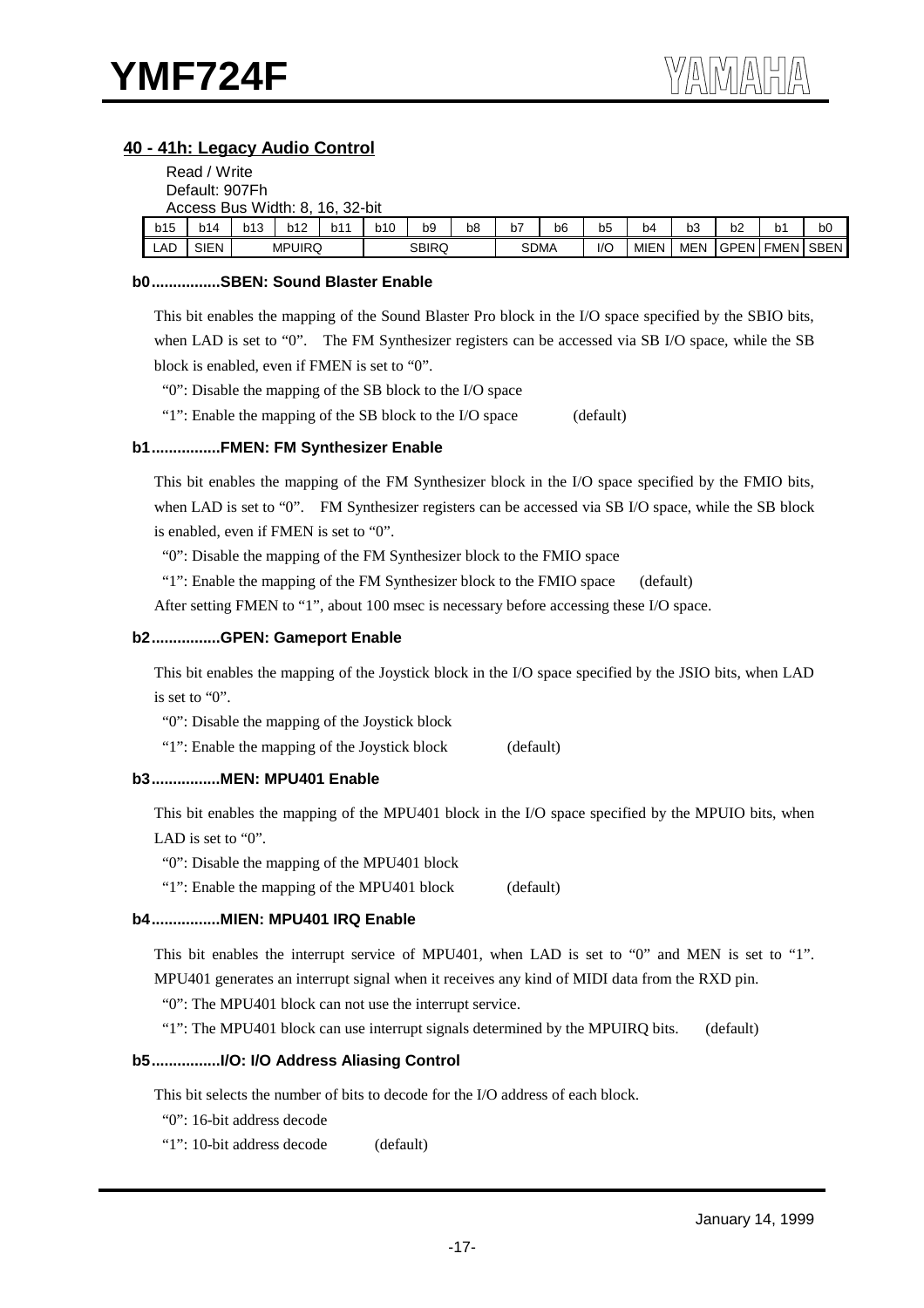### 40 - 41h: Legacy Audio Control

Read / Write
Default: 907Fh
Access Bus Width: 8, 16, 32-bit

| b15 | b14 | b13 | b12 | b11 | b10 | b9 | b8 | b7 | b6 | b5 | b4 | b3 | b2 | b1 | b0 |
|---|---|---|---|---|---|---|---|---|---|---|---|---|---|---|---|
| LAD | SIEN | MPUIRQ | | | SBIRQ | | | SDMA | | I/O | MIEN | MEN | GPEN | FMEN | SBEN |

**b0................SBEN: Sound Blaster Enable**

This bit enables the mapping of the Sound Blaster Pro block in the I/O space specified by the SBIO bits, when LAD is set to "0". The FM Synthesizer registers can be accessed via SB I/O space, while the SB block is enabled, even if FMEN is set to "0".

"0": Disable the mapping of the SB block to the I/O space

"1": Enable the mapping of the SB block to the I/O space (default)

**b1................FMEN: FM Synthesizer Enable**

This bit enables the mapping of the FM Synthesizer block in the I/O space specified by the FMIO bits, when LAD is set to "0". FM Synthesizer registers can be accessed via SB I/O space, while the SB block is enabled, even if FMEN is set to "0".

"0": Disable the mapping of the FM Synthesizer block to the FMIO space

"1": Enable the mapping of the FM Synthesizer block to the FMIO space (default)

After setting FMEN to "1", about 100 msec is necessary before accessing these I/O space.

**b2................GPEN: Gameport Enable**

This bit enables the mapping of the Joystick block in the I/O space specified by the JSIO bits, when LAD is set to "0".

"0": Disable the mapping of the Joystick block

"1": Enable the mapping of the Joystick block (default)

**b3................MEN: MPU401 Enable**

This bit enables the mapping of the MPU401 block in the I/O space specified by the MPUIO bits, when LAD is set to "0".

"0": Disable the mapping of the MPU401 block

"1": Enable the mapping of the MPU401 block (default)

**b4................MIEN: MPU401 IRQ Enable**

This bit enables the interrupt service of MPU401, when LAD is set to "0" and MEN is set to "1". MPU401 generates an interrupt signal when it receives any kind of MIDI data from the RXD pin.

"0": The MPU401 block can not use the interrupt service.

"1": The MPU401 block can use interrupt signals determined by the MPUIRQ bits. (default)

**b5................I/O: I/O Address Aliasing Control**

This bit selects the number of bits to decode for the I/O address of each block.

"0": 16-bit address decode

"1": 10-bit address decode (default)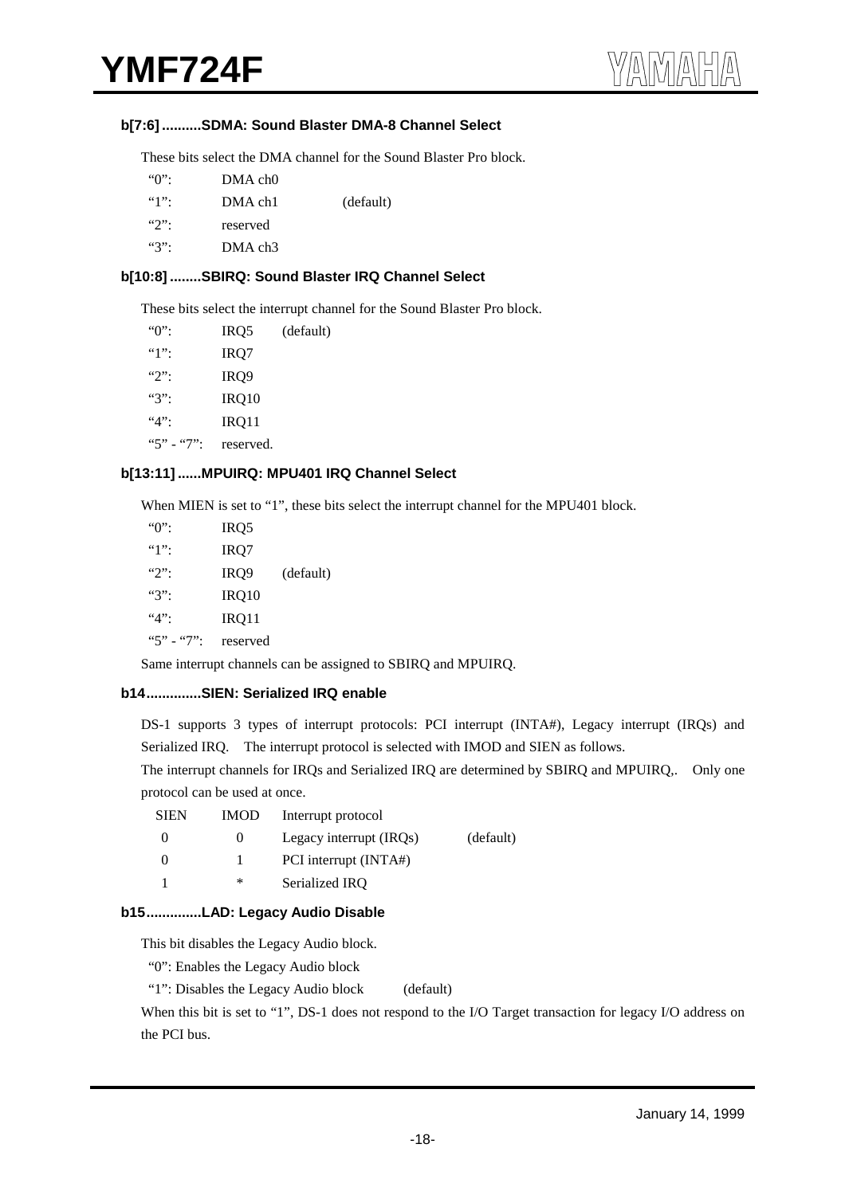#### b[7:6] ..........SDMA: Sound Blaster DMA-8 Channel Select

These bits select the DMA channel for the Sound Blaster Pro block.

| | | |
|---|---|---|
| "0": | DMA ch0 | |
| "1": | DMA ch1 | (default) |
| "2": | reserved | |
| "3": | DMA ch3 | |

#### b[10:8] ........SBIRQ: Sound Blaster IRQ Channel Select

These bits select the interrupt channel for the Sound Blaster Pro block.

| | | |
|---|---|---|
| "0": | IRQ5 | (default) |
| "1": | IRQ7 | |
| "2": | IRQ9 | |
| "3": | IRQ10 | |
| "4": | IRQ11 | |
| "5" - "7": | reserved. | |

#### b[13:11] ......MPUIRQ: MPU401 IRQ Channel Select

When MIEN is set to "1", these bits select the interrupt channel for the MPU401 block.

| | | |
|---|---|---|
| "0": | IRQ5 | |
| "1": | IRQ7 | |
| "2": | IRQ9 | (default) |
| "3": | IRQ10 | |
| "4": | IRQ11 | |
| "5" - "7": | reserved | |

Same interrupt channels can be assigned to SBIRQ and MPUIRQ.

#### b14.............SIEN: Serialized IRQ enable

DS-1 supports 3 types of interrupt protocols: PCI interrupt (INTA#), Legacy interrupt (IRQs) and Serialized IRQ. The interrupt protocol is selected with IMOD and SIEN as follows.

The interrupt channels for IRQs and Serialized IRQ are determined by SBIRQ and MPUIRQ,. Only one protocol can be used at once.

| SIEN | IMOD | Interrupt protocol | |
|---|---|---|---|
| 0 | 0 | Legacy interrupt (IRQs) | (default) |
| 0 | 1 | PCI interrupt (INTA#) | |
| 1 | * | Serialized IRQ | |

#### b15.............LAD: Legacy Audio Disable

This bit disables the Legacy Audio block.

"0": Enables the Legacy Audio block

"1": Disables the Legacy Audio block (default)

When this bit is set to "1", DS-1 does not respond to the I/O Target transaction for legacy I/O address on the PCI bus.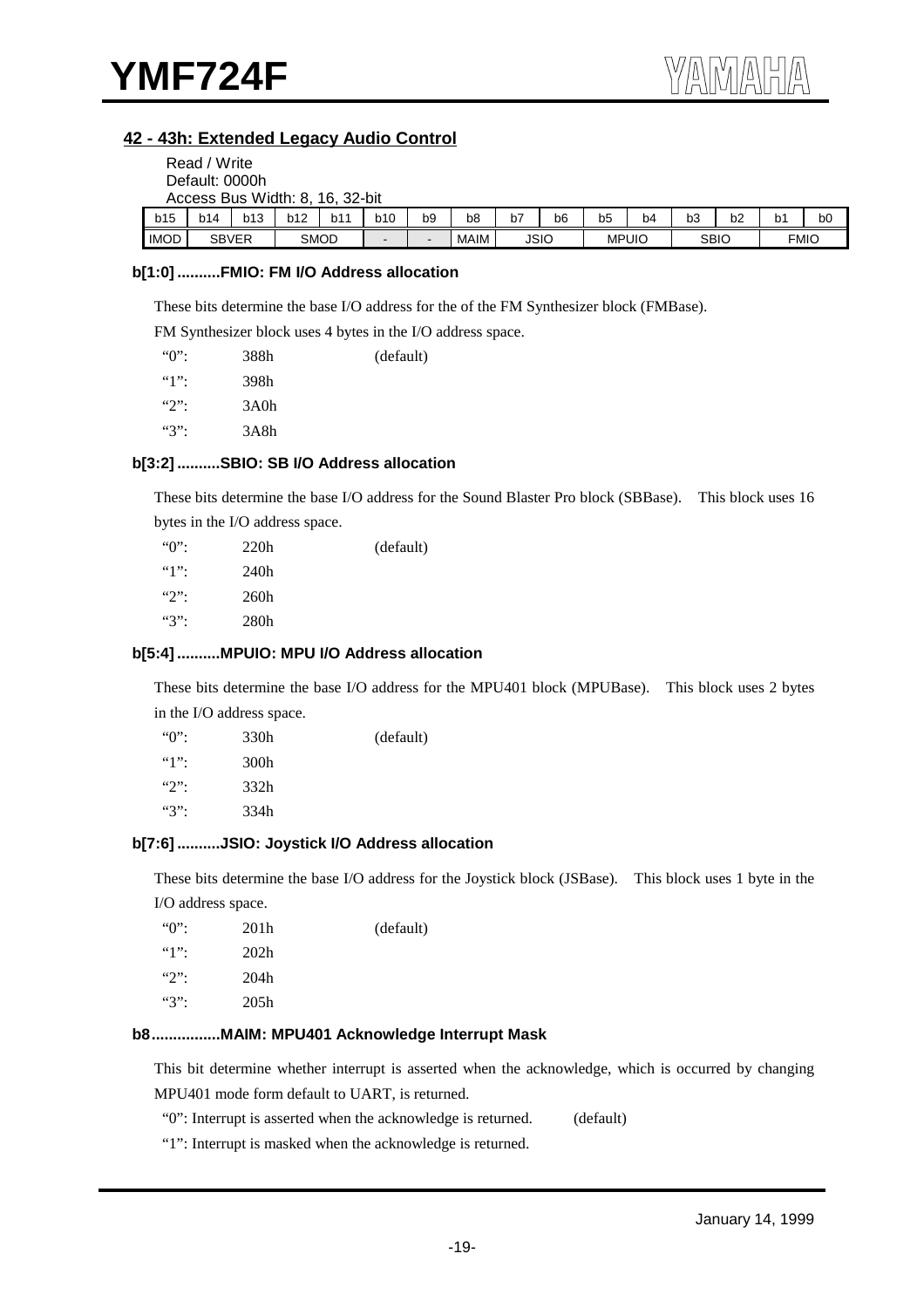## 42 - 43h: Extended Legacy Audio Control

Read / Write
Default: 0000h
Access Bus Width: 8, 16, 32-bit

| b15 | b14 | b13 | b12 | b11 | b10 | b9 | b8 | b7 | b6 | b5 | b4 | b3 | b2 | b1 | b0 |
|---|---|---|---|---|---|---|---|---|---|---|---|---|---|---|---|
| IMOD | SBVER | | SMOD | | - | - | MAIM | JSIO | | MPUIO | | SBIO | | FMIO | |

### b[1:0] ..........FMIO: FM I/O Address allocation

These bits determine the base I/O address for the of the FM Synthesizer block (FMBase).

FM Synthesizer block uses 4 bytes in the I/O address space.

| | | |
|---|---|---|
| "0": | 388h | (default) |
| "1": | 398h | |
| "2": | 3A0h | |
| "3": | 3A8h | |

### b[3:2] ..........SBIO: SB I/O Address allocation

These bits determine the base I/O address for the Sound Blaster Pro block (SBBase). This block uses 16 bytes in the I/O address space.

| | | |
|---|---|---|
| "0": | 220h | (default) |
| "1": | 240h | |
| "2": | 260h | |
| "3": | 280h | |

### b[5:4] ..........MPUIO: MPU I/O Address allocation

These bits determine the base I/O address for the MPU401 block (MPUBase). This block uses 2 bytes in the I/O address space.

| | | |
|---|---|---|
| "0": | 330h | (default) |
| "1": | 300h | |
| "2": | 332h | |
| "3": | 334h | |

### b[7:6] ..........JSIO: Joystick I/O Address allocation

These bits determine the base I/O address for the Joystick block (JSBase). This block uses 1 byte in the I/O address space.

| | | |
|---|---|---|
| "0": | 201h | (default) |
| "1": | 202h | |
| "2": | 204h | |
| "3": | 205h | |

### b8................MAIM: MPU401 Acknowledge Interrupt Mask

This bit determine whether interrupt is asserted when the acknowledge, which is occurred by changing MPU401 mode form default to UART, is returned.

"0": Interrupt is asserted when the acknowledge is returned. (default)

"1": Interrupt is masked when the acknowledge is returned.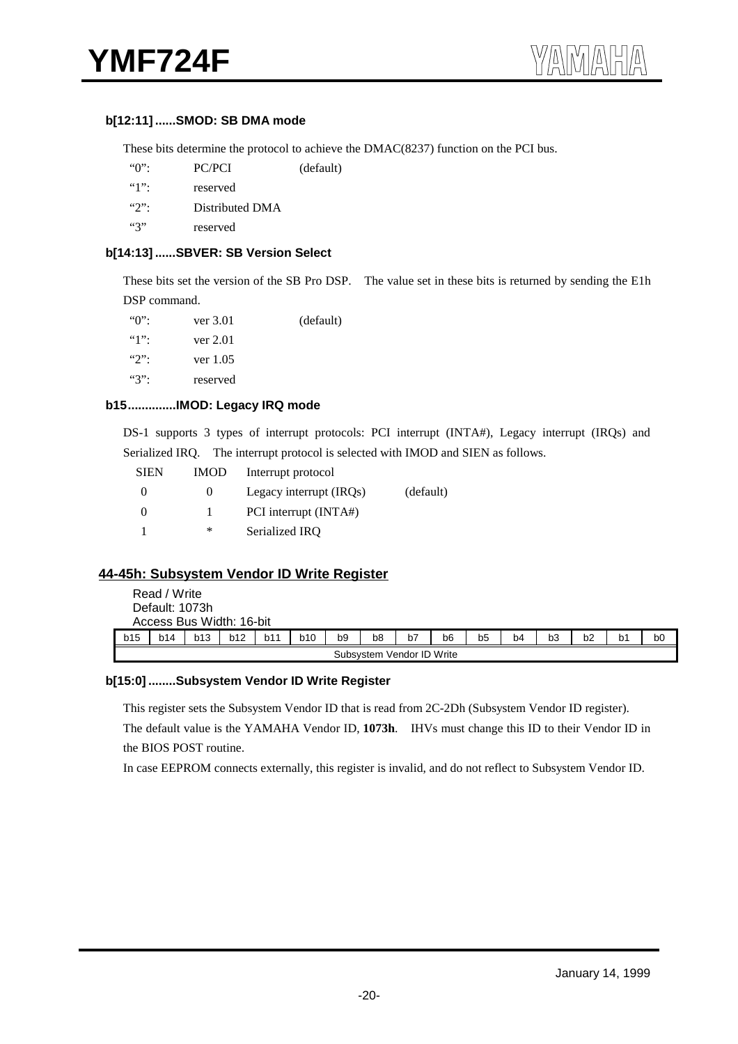#### b[12:11] ......SMOD: SB DMA mode

These bits determine the protocol to achieve the DMAC(8237) function on the PCI bus.

| | | |
|---|---|---|
| "0": | PC/PCI | (default) |
| "1": | reserved | |
| "2": | Distributed DMA | |
| "3" | reserved | |

#### b[14:13] ......SBVER: SB Version Select

These bits set the version of the SB Pro DSP. The value set in these bits is returned by sending the E1h DSP command.

| | | |
|---|---|---|
| "0": | ver 3.01 | (default) |
| "1": | ver 2.01 | |
| "2": | ver 1.05 | |
| "3": | reserved | |

#### b15 .............IMOD: Legacy IRQ mode

DS-1 supports 3 types of interrupt protocols: PCI interrupt (INTA#), Legacy interrupt (IRQs) and Serialized IRQ. The interrupt protocol is selected with IMOD and SIEN as follows.

| SIEN | IMOD | Interrupt protocol | |
|---|---|---|---|
| 0 | 0 | Legacy interrupt (IRQs) | (default) |
| 0 | 1 | PCI interrupt (INTA#) | |
| 1 | * | Serialized IRQ | |

### 44-45h: Subsystem Vendor ID Write Register

Read / Write
Default: 1073h
Access Bus Width: 16-bit

| b15 | b14 | b13 | b12 | b11 | b10 | b9 | b8 | b7 | b6 | b5 | b4 | b3 | b2 | b1 | b0 |
|---|---|---|---|---|---|---|---|---|---|---|---|---|---|---|---|
| Subsystem Vendor ID Write | | | | | | | | | | | | | | | |

#### b[15:0] ........Subsystem Vendor ID Write Register

This register sets the Subsystem Vendor ID that is read from 2C-2Dh (Subsystem Vendor ID register). The default value is the YAMAHA Vendor ID, **1073h**. IHVs must change this ID to their Vendor ID in the BIOS POST routine.

In case EEPROM connects externally, this register is invalid, and do not reflect to Subsystem Vendor ID.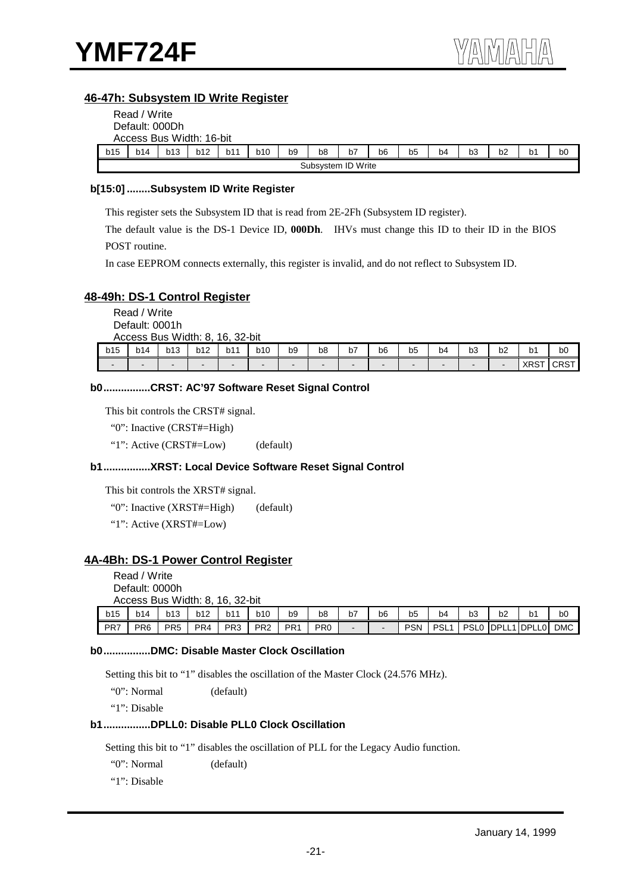### 46-47h: Subsystem ID Write Register

Read / Write
Default: 000Dh
Access Bus Width: 16-bit

| b15 | b14 | b13 | b12 | b11 | b10 | b9 | b8 | b7 | b6 | b5 | b4 | b3 | b2 | b1 | b0 |
|---|---|---|---|---|---|---|---|---|---|---|---|---|---|---|---|
| Subsystem ID Write | | | | | | | | | | | | | | | |

**b[15:0] ........Subsystem ID Write Register**

This register sets the Subsystem ID that is read from 2E-2Fh (Subsystem ID register).

The default value is the DS-1 Device ID, **000Dh**. IHVs must change this ID to their ID in the BIOS POST routine.

In case EEPROM connects externally, this register is invalid, and do not reflect to Subsystem ID.

### 48-49h: DS-1 Control Register

Read / Write
Default: 0001h
Access Bus Width: 8, 16, 32-bit

| b15 | b14 | b13 | b12 | b11 | b10 | b9 | b8 | b7 | b6 | b5 | b4 | b3 | b2 | b1 | b0 |
|---|---|---|---|---|---|---|---|---|---|---|---|---|---|---|---|
| - | - | - | - | - | - | - | - | - | - | - | - | - | - | XRST | CRST |

**b0................CRST: AC'97 Software Reset Signal Control**

This bit controls the CRST# signal.

"0": Inactive (CRST#=High)

"1": Active (CRST#=Low) (default)

**b1................XRST: Local Device Software Reset Signal Control**

This bit controls the XRST# signal.

"0": Inactive (XRST#=High) (default)

"1": Active (XRST#=Low)

### 4A-4Bh: DS-1 Power Control Register

Read / Write
Default: 0000h
Access Bus Width: 8, 16, 32-bit

| b15 | b14 | b13 | b12 | b11 | b10 | b9 | b8 | b7 | b6 | b5 | b4 | b3 | b2 | b1 | b0 |
|---|---|---|---|---|---|---|---|---|---|---|---|---|---|---|---|
| PR7 | PR6 | PR5 | PR4 | PR3 | PR2 | PR1 | PR0 | - | - | PSN | PSL1 | PSL0 | DPLL1 | DPLL0 | DMC |

**b0................DMC: Disable Master Clock Oscillation**

Setting this bit to "1" disables the oscillation of the Master Clock (24.576 MHz).

"0": Normal (default)

"1": Disable

**b1................DPLL0: Disable PLL0 Clock Oscillation**

Setting this bit to "1" disables the oscillation of PLL for the Legacy Audio function.

"0": Normal (default)

"1": Disable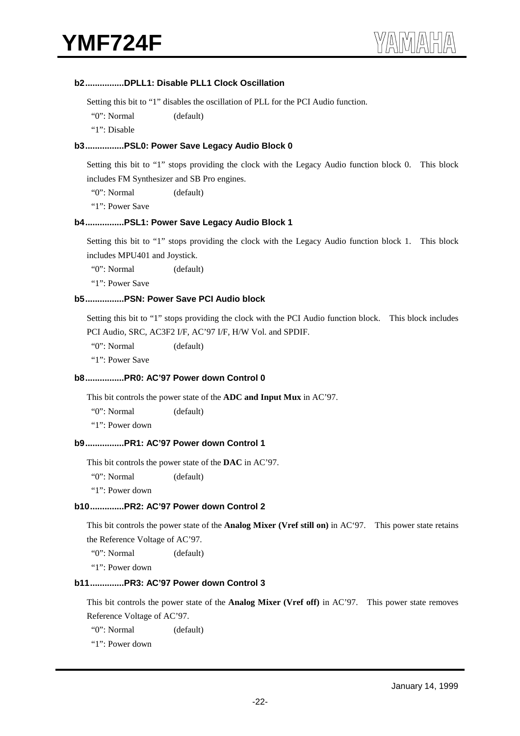#### b2................DPLL1: Disable PLL1 Clock Oscillation

Setting this bit to "1" disables the oscillation of PLL for the PCI Audio function.

"0": Normal (default)

"1": Disable

#### b3................PSL0: Power Save Legacy Audio Block 0

Setting this bit to "1" stops providing the clock with the Legacy Audio function block 0. This block includes FM Synthesizer and SB Pro engines.

"0": Normal (default)

"1": Power Save

#### b4................PSL1: Power Save Legacy Audio Block 1

Setting this bit to "1" stops providing the clock with the Legacy Audio function block 1. This block includes MPU401 and Joystick.

"0": Normal (default)

"1": Power Save

#### b5................PSN: Power Save PCI Audio block

Setting this bit to "1" stops providing the clock with the PCI Audio function block. This block includes PCI Audio, SRC, AC3F2 I/F, AC'97 I/F, H/W Vol. and SPDIF.

"0": Normal (default)

"1": Power Save

#### b8................PR0: AC'97 Power down Control 0

This bit controls the power state of the **ADC and Input Mux** in AC'97.

"0": Normal (default)

"1": Power down

#### b9................PR1: AC'97 Power down Control 1

This bit controls the power state of the **DAC** in AC'97.

"0": Normal (default)

"1": Power down

#### b10..............PR2: AC'97 Power down Control 2

This bit controls the power state of the **Analog Mixer (Vref still on)** in AC'97. This power state retains the Reference Voltage of AC'97.

"0": Normal (default)

"1": Power down

#### b11..............PR3: AC'97 Power down Control 3

This bit controls the power state of the **Analog Mixer (Vref off)** in AC'97. This power state removes Reference Voltage of AC'97.

"0": Normal (default)

"1": Power down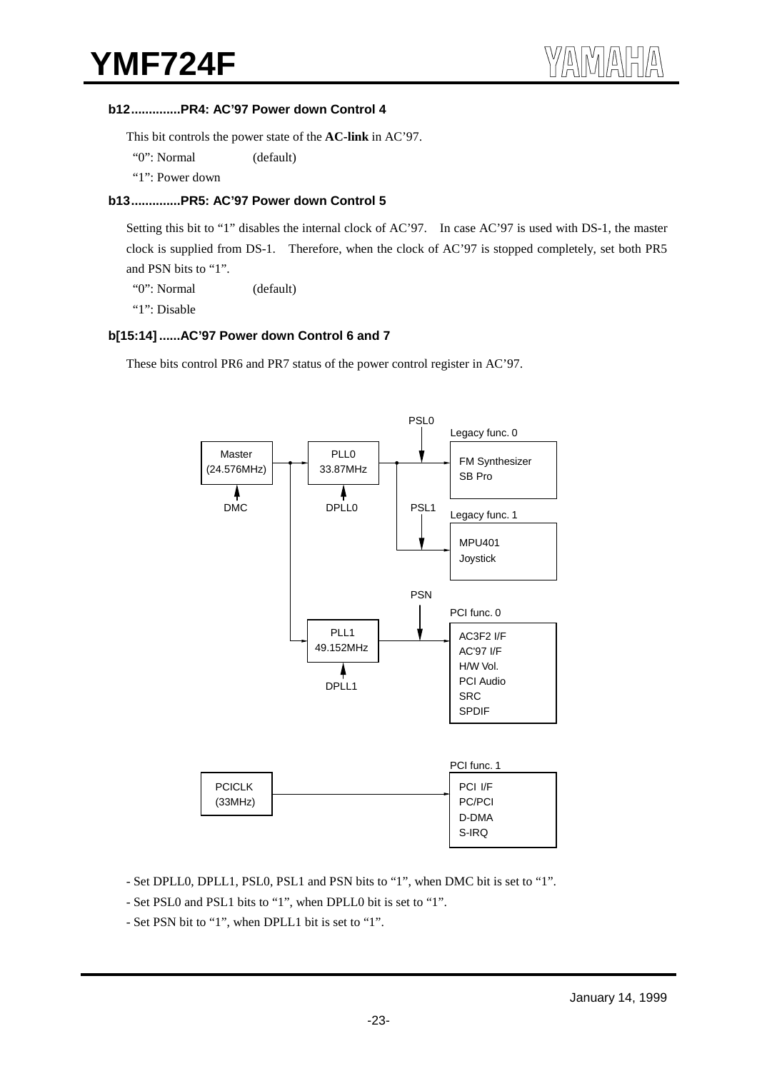### b12.............PR4: AC'97 Power down Control 4

This bit controls the power state of the **AC-link** in AC'97.

"0": Normal (default)

"1": Power down

### b13.............PR5: AC'97 Power down Control 5

Setting this bit to "1" disables the internal clock of AC'97. In case AC'97 is used with DS-1, the master clock is supplied from DS-1. Therefore, when the clock of AC'97 is stopped completely, set both PR5 and PSN bits to "1".

"0": Normal (default)

"1": Disable

### b[15:14]......AC'97 Power down Control 6 and 7

These bits control PR6 and PR7 status of the power control register in AC'97.

PSL0

Legacy func. 0

Master (24.576MHz)

PLL0 33.87MHz

FM Synthesizer
SB Pro

DMC

DPLL0

PSL1

Legacy func. 1

MPU401
Joystick

PSN

PCI func. 0

PLL1 49.152MHz

AC3F2 I/F
AC'97 I/F
H/W Vol.
PCI Audio
SRC
SPDIF

DPLL1

PCI func. 1

PCICLK (33MHz)

PCI I/F
PC/PCI
D-DMA
S-IRQ

- Set DPLL0, DPLL1, PSL0, PSL1 and PSN bits to "1", when DMC bit is set to "1".
- Set PSL0 and PSL1 bits to "1", when DPLL0 bit is set to "1".
- Set PSN bit to "1", when DPLL1 bit is set to "1".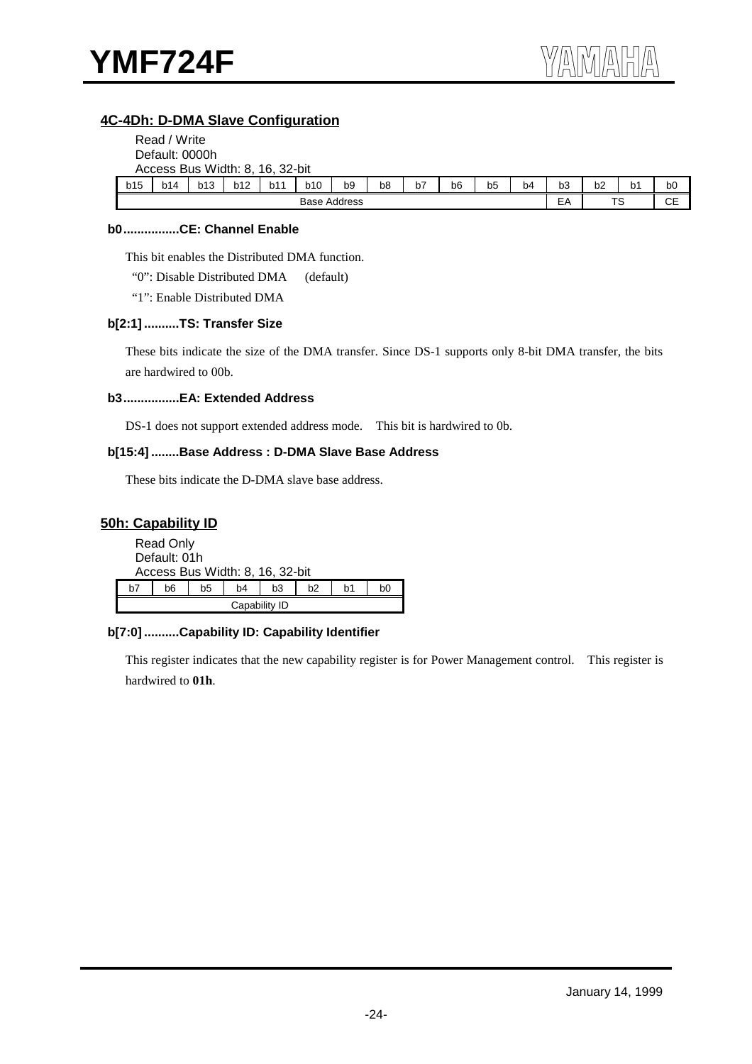## 4C-4Dh: D-DMA Slave Configuration

Read / Write
Default: 0000h
Access Bus Width: 8, 16, 32-bit

| b15 | b14 | b13 | b12 | b11 | b10 | b9 | b8 | b7 | b6 | b5 | b4 | b3 | b2 | b1 | b0 |
|---|---|---|---|---|---|---|---|---|---|---|---|---|---|---|---|
| Base Address | | | | | | | | | | | | EA | TS | | CE |

**b0................CE: Channel Enable**

This bit enables the Distributed DMA function.

"0": Disable Distributed DMA (default)

"1": Enable Distributed DMA

**b[2:1]..........TS: Transfer Size**

These bits indicate the size of the DMA transfer. Since DS-1 supports only 8-bit DMA transfer, the bits are hardwired to 00b.

**b3................EA: Extended Address**

DS-1 does not support extended address mode. This bit is hardwired to 0b.

**b[15:4]........Base Address : D-DMA Slave Base Address**

These bits indicate the D-DMA slave base address.

## 50h: Capability ID

Read Only
Default: 01h
Access Bus Width: 8, 16, 32-bit

| b7 | b6 | b5 | b4 | b3 | b2 | b1 | b0 |
|---|---|---|---|---|---|---|---|
| Capability ID | | | | | | | |

**b[7:0]..........Capability ID: Capability Identifier**

This register indicates that the new capability register is for Power Management control. This register is hardwired to **01h**.

January 14, 1999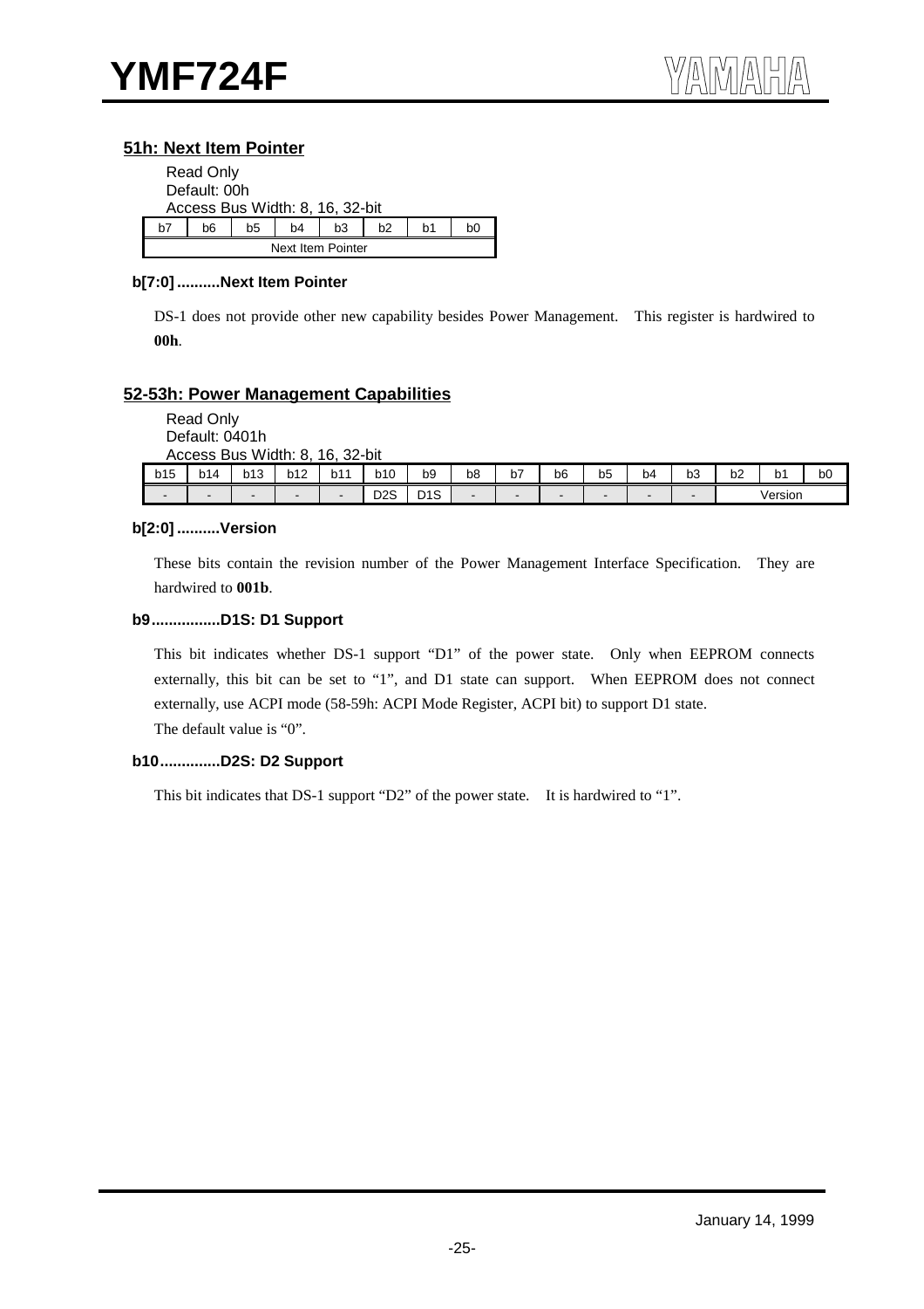### 51h: Next Item Pointer

Read Only
Default: 00h
Access Bus Width: 8, 16, 32-bit

| b7 | b6 | b5 | b4 | b3 | b2 | b1 | b0 |
|---|---|---|---|---|---|---|---|
| Next Item Pointer | | | | | | | |

**b[7:0] ..........Next Item Pointer**

DS-1 does not provide other new capability besides Power Management. This register is hardwired to **00h**.

### 52-53h: Power Management Capabilities

Read Only
Default: 0401h
Access Bus Width: 8, 16, 32-bit

| b15 | b14 | b13 | b12 | b11 | b10 | b9 | b8 | b7 | b6 | b5 | b4 | b3 | b2 | b1 | b0 |
|---|---|---|---|---|---|---|---|---|---|---|---|---|---|---|---|
| - | - | - | - | - | D2S | D1S | - | - | - | - | - | - | Version | | |

**b[2:0] ..........Version**

These bits contain the revision number of the Power Management Interface Specification. They are hardwired to **001b**.

**b9................D1S: D1 Support**

This bit indicates whether DS-1 support "D1" of the power state. Only when EEPROM connects externally, this bit can be set to "1", and D1 state can support. When EEPROM does not connect externally, use ACPI mode (58-59h: ACPI Mode Register, ACPI bit) to support D1 state.
The default value is "0".

**b10.............D2S: D2 Support**

This bit indicates that DS-1 support "D2" of the power state. It is hardwired to "1".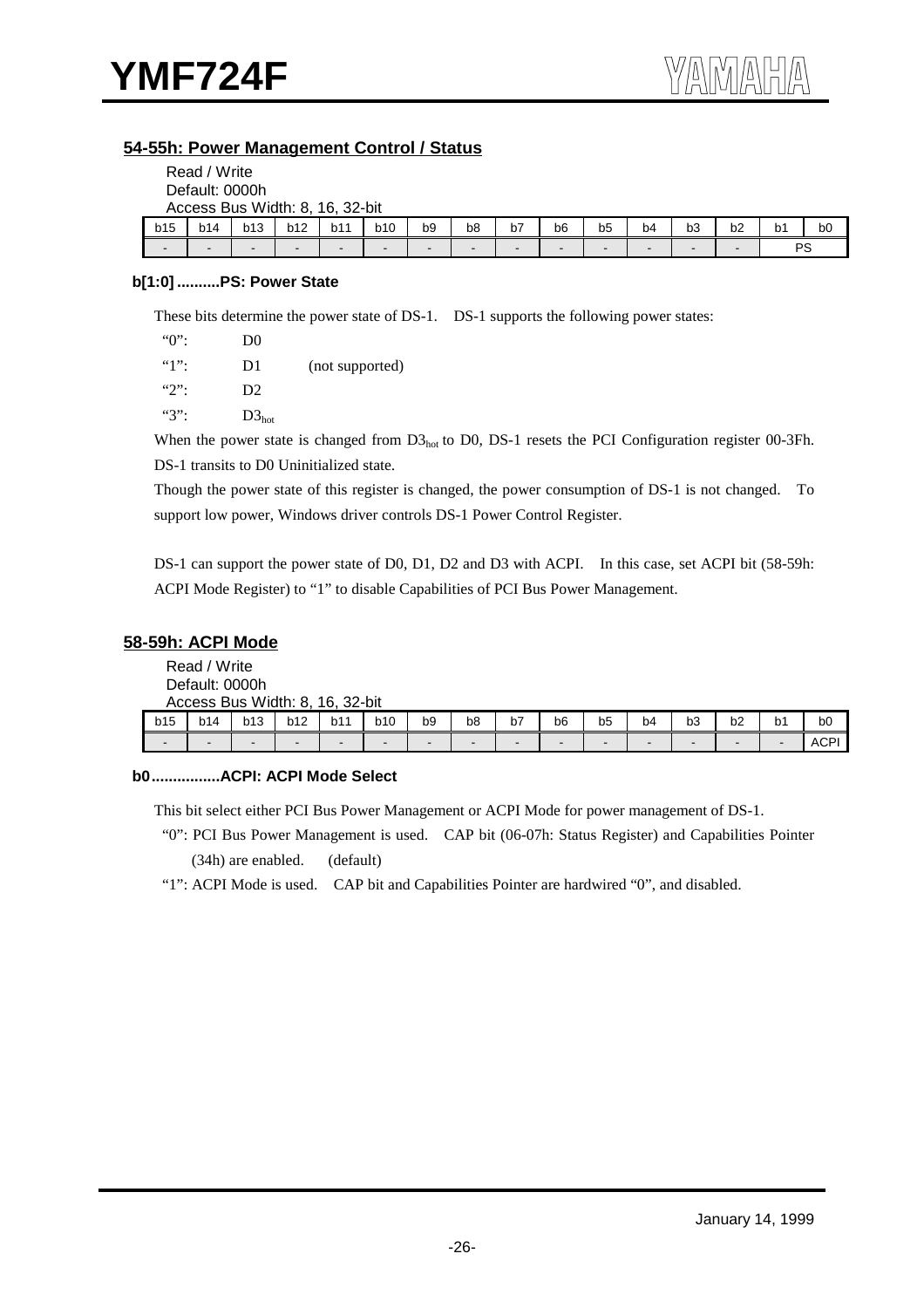## 54-55h: Power Management Control / Status

Read / Write
Default: 0000h
Access Bus Width: 8, 16, 32-bit

| b15 | b14 | b13 | b12 | b11 | b10 | b9 | b8 | b7 | b6 | b5 | b4 | b3 | b2 | b1 | b0 |
|---|---|---|---|---|---|---|---|---|---|---|---|---|---|---|---|
| - | - | - | - | - | - | - | - | - | - | - | - | - | - | PS | |

**b[1:0] ..........PS: Power State**

These bits determine the power state of DS-1. DS-1 supports the following power states:

"0": D0
"1": D1 (not supported)
"2": D2
"3": $D3_{hot}$

When the power state is changed from $D3_{hot}$ to D0, DS-1 resets the PCI Configuration register 00-3Fh. DS-1 transits to D0 Uninitialized state.

Though the power state of this register is changed, the power consumption of DS-1 is not changed. To support low power, Windows driver controls DS-1 Power Control Register.

DS-1 can support the power state of D0, D1, D2 and D3 with ACPI. In this case, set ACPI bit (58-59h: ACPI Mode Register) to "1" to disable Capabilities of PCI Bus Power Management.

## 58-59h: ACPI Mode

Read / Write
Default: 0000h
Access Bus Width: 8, 16, 32-bit

| b15 | b14 | b13 | b12 | b11 | b10 | b9 | b8 | b7 | b6 | b5 | b4 | b3 | b2 | b1 | b0 |
|---|---|---|---|---|---|---|---|---|---|---|---|---|---|---|---|
| - | - | - | - | - | - | - | - | - | - | - | - | - | - | - | ACPI |

**b0................ACPI: ACPI Mode Select**

This bit select either PCI Bus Power Management or ACPI Mode for power management of DS-1.

"0": PCI Bus Power Management is used. CAP bit (06-07h: Status Register) and Capabilities Pointer (34h) are enabled. (default)

"1": ACPI Mode is used. CAP bit and Capabilities Pointer are hardwired "0", and disabled.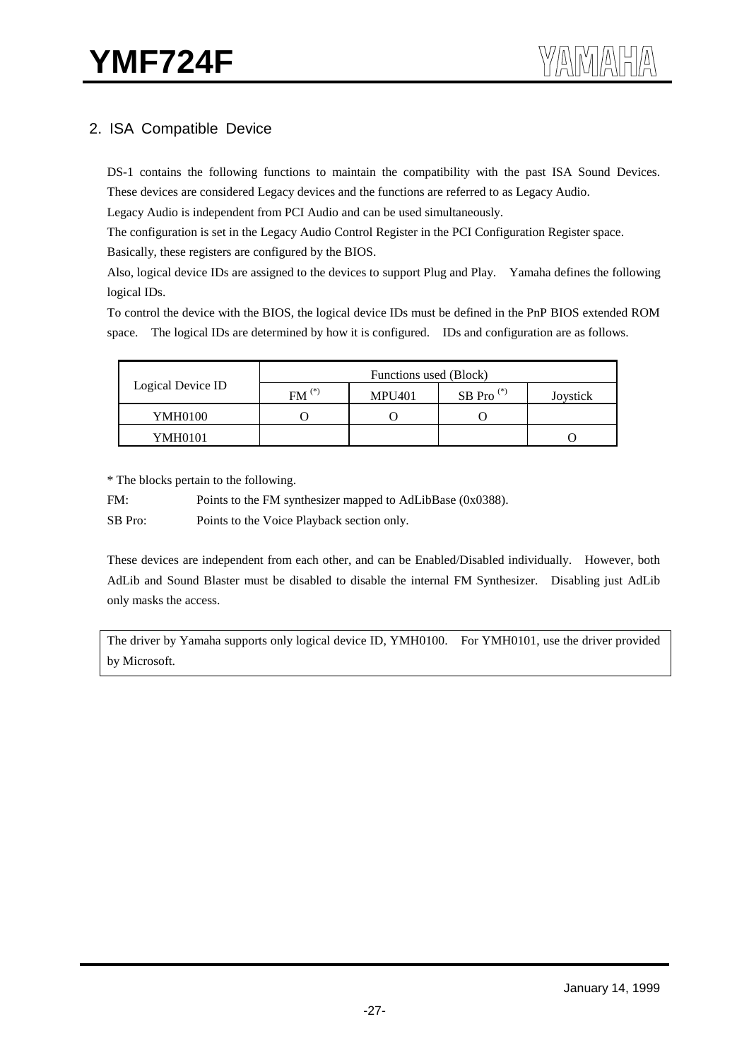## 2. ISA Compatible Device

DS-1 contains the following functions to maintain the compatibility with the past ISA Sound Devices. These devices are considered Legacy devices and the functions are referred to as Legacy Audio.

Legacy Audio is independent from PCI Audio and can be used simultaneously.

The configuration is set in the Legacy Audio Control Register in the PCI Configuration Register space.

Basically, these registers are configured by the BIOS.

Also, logical device IDs are assigned to the devices to support Plug and Play. Yamaha defines the following logical IDs.

To control the device with the BIOS, the logical device IDs must be defined in the PnP BIOS extended ROM space. The logical IDs are determined by how it is configured. IDs and configuration are as follows.

| Logical Device ID | Functions used (Block) | | | |
|---|---|---|---|---|
| | FM (*) | MPU401 | SB Pro (*) | Joystick |
| YMH0100 | O | O | O | |
| YMH0101 | | | | O |

* The blocks pertain to the following.

FM: Points to the FM synthesizer mapped to AdLibBase (0x0388).

SB Pro: Points to the Voice Playback section only.

These devices are independent from each other, and can be Enabled/Disabled individually. However, both AdLib and Sound Blaster must be disabled to disable the internal FM Synthesizer. Disabling just AdLib only masks the access.

> The driver by Yamaha supports only logical device ID, YMH0100. For YMH0101, use the driver provided by Microsoft.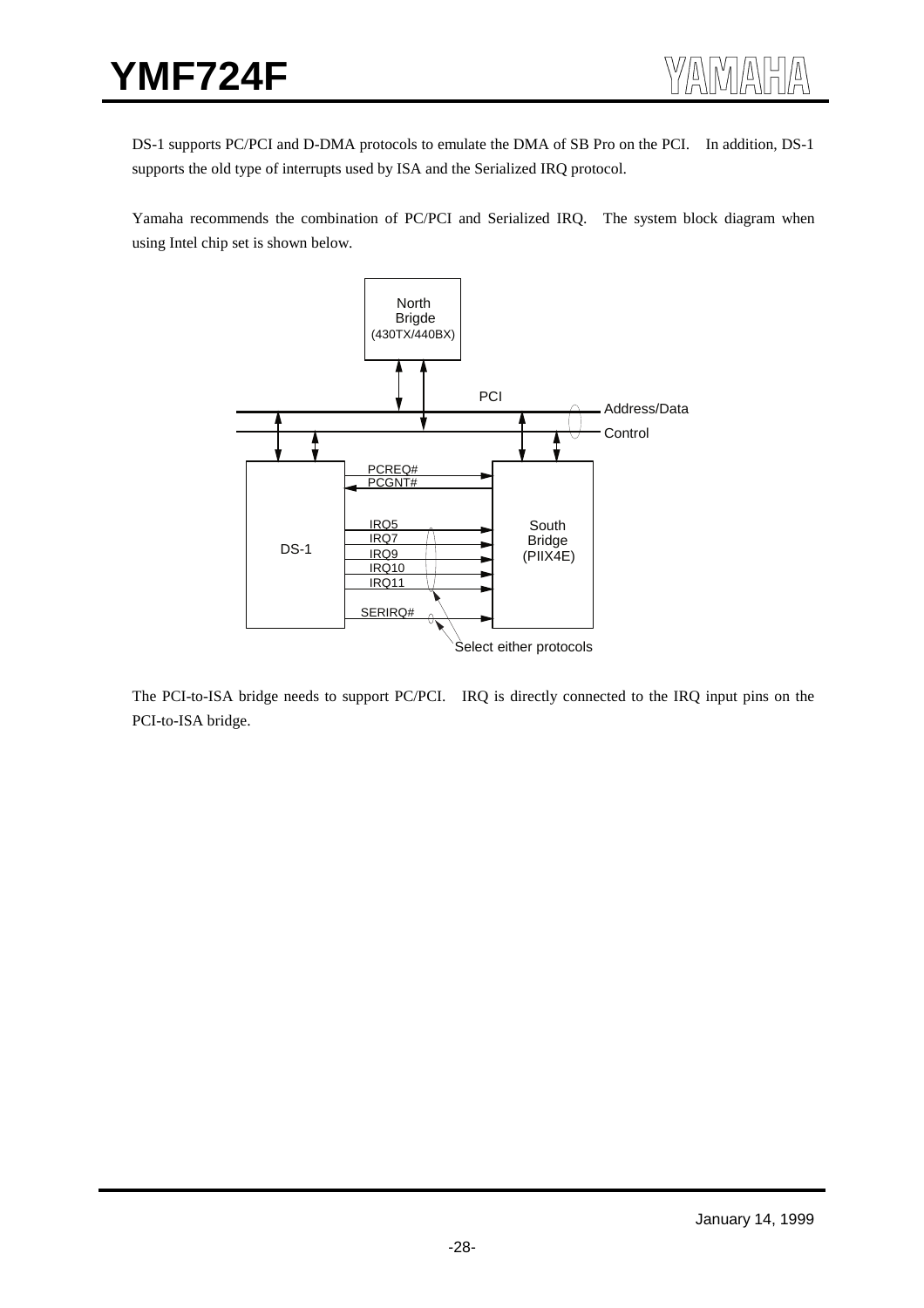DS-1 supports PC/PCI and D-DMA protocols to emulate the DMA of SB Pro on the PCI. In addition, DS-1 supports the old type of interrupts used by ISA and the Serialized IRQ protocol.

Yamaha recommends the combination of PC/PCI and Serialized IRQ. The system block diagram when using Intel chip set is shown below.

North Brigde (430TX/440BX)

PCI

Address/Data

Control

DS-1

PCREQ#
PCGNT#

IRQ5
IRQ7
IRQ9
IRQ10
IRQ11

SERIRQ#

South Bridge (PIIX4E)

Select either protocols

The PCI-to-ISA bridge needs to support PC/PCI. IRQ is directly connected to the IRQ input pins on the PCI-to-ISA bridge.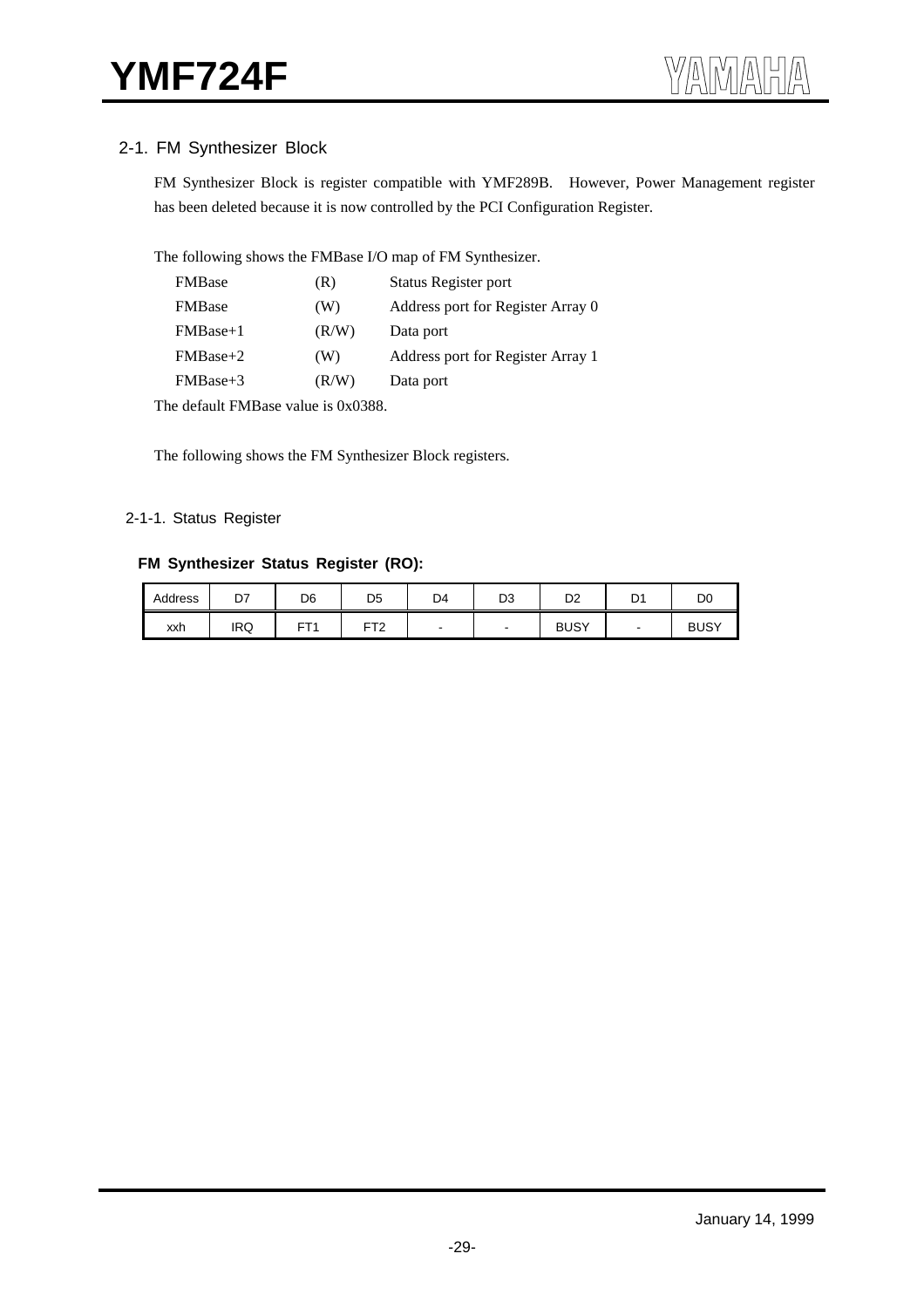## 2-1. FM Synthesizer Block

FM Synthesizer Block is register compatible with YMF289B. However, Power Management register has been deleted because it is now controlled by the PCI Configuration Register.

The following shows the FMBase I/O map of FM Synthesizer.

| | | |
|---|---|---|
| FMBase | (R) | Status Register port |
| FMBase | (W) | Address port for Register Array 0 |
| FMBase+1 | (R/W) | Data port |
| FMBase+2 | (W) | Address port for Register Array 1 |
| FMBase+3 | (R/W) | Data port |

The default FMBase value is 0x0388.

The following shows the FM Synthesizer Block registers.

### 2-1-1. Status Register

**FM Synthesizer Status Register (RO):**

| Address | D7 | D6 | D5 | D4 | D3 | D2 | D1 | D0 |
|---|---|---|---|---|---|---|---|---|
| xxh | IRQ | FT1 | FT2 | - | - | BUSY | - | BUSY |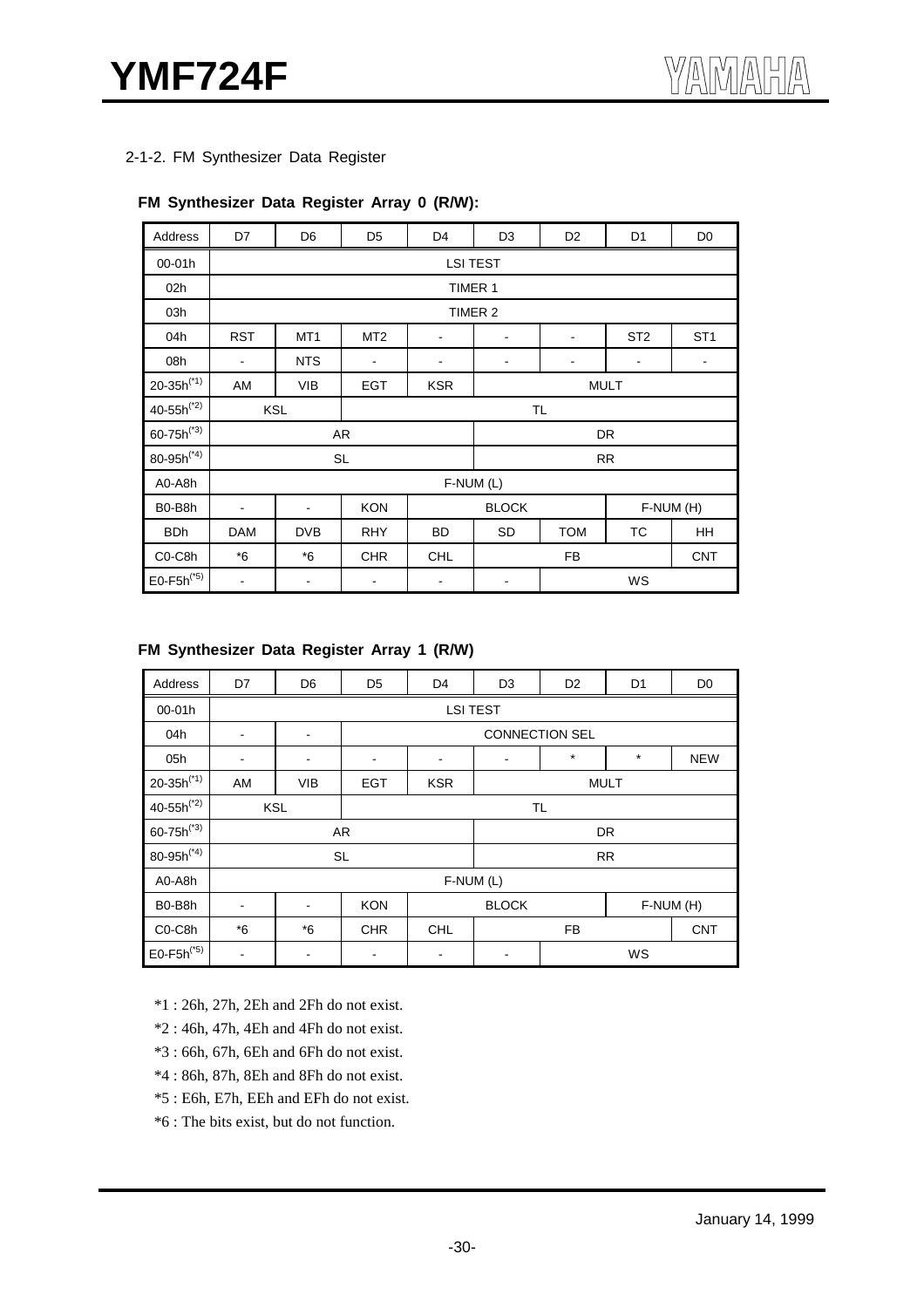### 2-1-2. FM Synthesizer Data Register

**FM Synthesizer Data Register Array 0 (R/W):**

| Address | D7 | D6 | D5 | D4 | D3 | D2 | D1 | D0 |
|---|---|---|---|---|---|---|---|---|
| 00-01h | LSI TEST | | | | | | | |
| 02h | TIMER 1 | | | | | | | |
| 03h | TIMER 2 | | | | | | | |
| 04h | RST | MT1 | MT2 | - | - | - | ST2 | ST1 |
| 08h | - | NTS | - | - | - | - | - | - |
| 20-35h(*1) | AM | VIB | EGT | KSR | MULT | | | |
| 40-55h(*2) | KSL | | TL | | | | | |
| 60-75h(*3) | AR | | | | DR | | | |
| 80-95h(*4) | SL | | | | RR | | | |
| A0-A8h | F-NUM (L) | | | | | | | |
| B0-B8h | - | - | KON | BLOCK | | | F-NUM (H) | |
| BDh | DAM | DVB | RHY | BD | SD | TOM | TC | HH |
| C0-C8h | *6 | *6 | CHR | CHL | FB | | | CNT |
| E0-F5h(*5) | - | - | - | - | - | WS | | |

**FM Synthesizer Data Register Array 1 (R/W)**

| Address | D7 | D6 | D5 | D4 | D3 | D2 | D1 | D0 |
|---|---|---|---|---|---|---|---|---|
| 00-01h | LSI TEST | | | | | | | |
| 04h | - | - | CONNECTION SEL | | | | | |
| 05h | - | - | - | - | - | * | * | NEW |
| 20-35h(*1) | AM | VIB | EGT | KSR | MULT | | | |
| 40-55h(*2) | KSL | | TL | | | | | |
| 60-75h(*3) | AR | | | | DR | | | |
| 80-95h(*4) | SL | | | | RR | | | |
| A0-A8h | F-NUM (L) | | | | | | | |
| B0-B8h | - | - | KON | BLOCK | | | F-NUM (H) | |
| C0-C8h | *6 | *6 | CHR | CHL | FB | | | CNT |
| E0-F5h(*5) | - | - | - | - | - | WS | | |

*1 : 26h, 27h, 2Eh and 2Fh do not exist.

*2 : 46h, 47h, 4Eh and 4Fh do not exist.

*3 : 66h, 67h, 6Eh and 6Fh do not exist.

*4 : 86h, 87h, 8Eh and 8Fh do not exist.

*5 : E6h, E7h, EEh and EFh do not exist.

*6 : The bits exist, but do not function.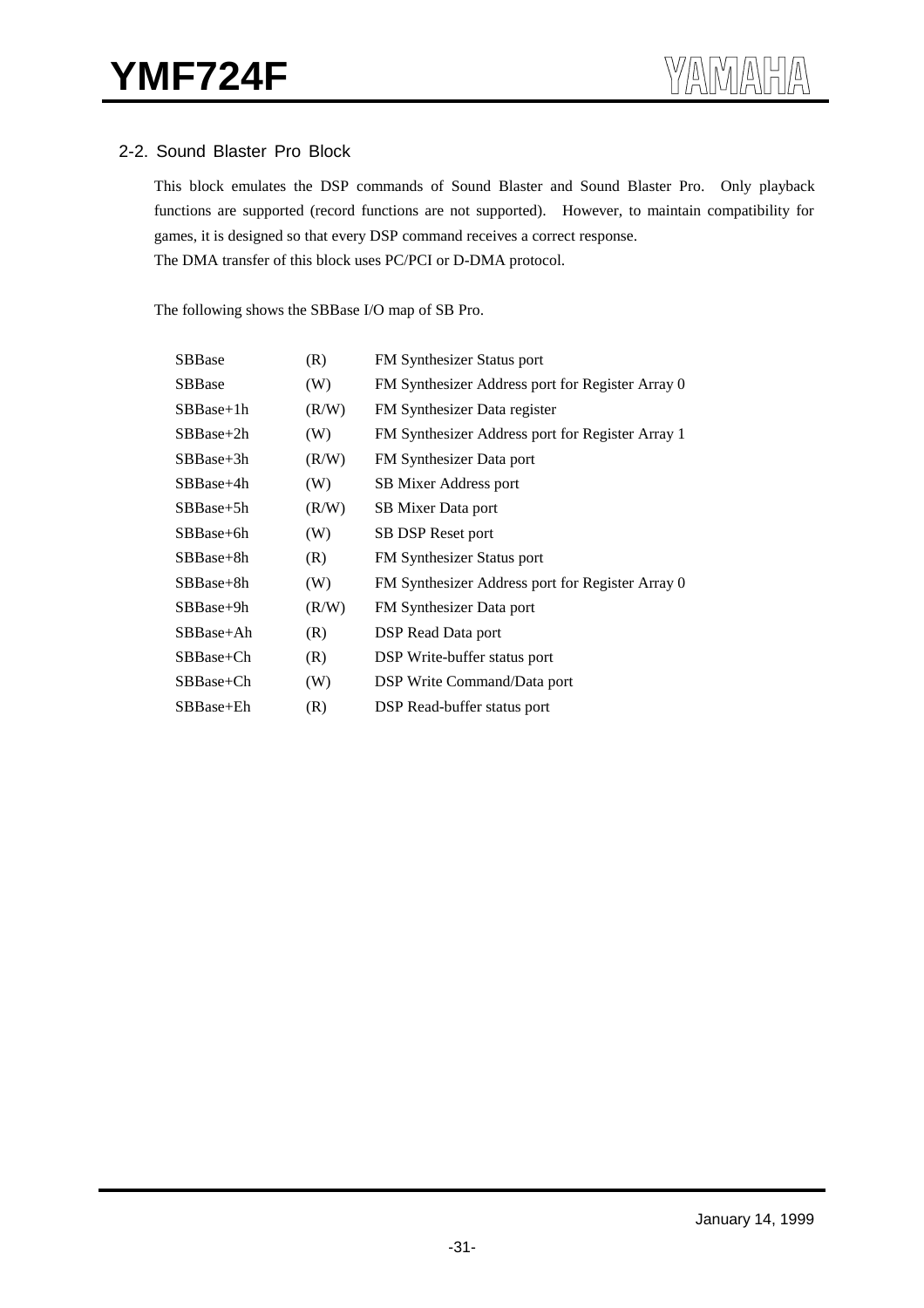## 2-2. Sound Blaster Pro Block

This block emulates the DSP commands of Sound Blaster and Sound Blaster Pro. Only playback functions are supported (record functions are not supported). However, to maintain compatibility for games, it is designed so that every DSP command receives a correct response.
The DMA transfer of this block uses PC/PCI or D-DMA protocol.

The following shows the SBBase I/O map of SB Pro.

| | | |
|---|---|---|
| SBBase | (R) | FM Synthesizer Status port |
| SBBase | (W) | FM Synthesizer Address port for Register Array 0 |
| SBBase+1h | (R/W) | FM Synthesizer Data register |
| SBBase+2h | (W) | FM Synthesizer Address port for Register Array 1 |
| SBBase+3h | (R/W) | FM Synthesizer Data port |
| SBBase+4h | (W) | SB Mixer Address port |
| SBBase+5h | (R/W) | SB Mixer Data port |
| SBBase+6h | (W) | SB DSP Reset port |
| SBBase+8h | (R) | FM Synthesizer Status port |
| SBBase+8h | (W) | FM Synthesizer Address port for Register Array 0 |
| SBBase+9h | (R/W) | FM Synthesizer Data port |
| SBBase+Ah | (R) | DSP Read Data port |
| SBBase+Ch | (R) | DSP Write-buffer status port |
| SBBase+Ch | (W) | DSP Write Command/Data port |
| SBBase+Eh | (R) | DSP Read-buffer status port |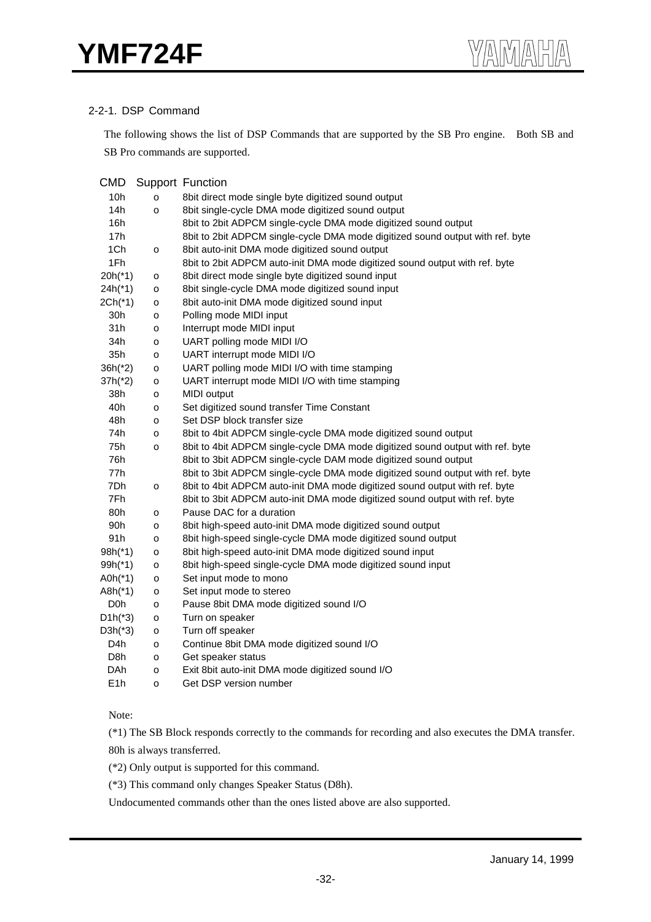### 2-2-1. DSP Command

The following shows the list of DSP Commands that are supported by the SB Pro engine. Both SB and SB Pro commands are supported.

| CMD | Support | Function |
|---|---|---|
| 10h | o | 8bit direct mode single byte digitized sound output |
| 14h | o | 8bit single-cycle DMA mode digitized sound output |
| 16h | | 8bit to 2bit ADPCM single-cycle DMA mode digitized sound output |
| 17h | | 8bit to 2bit ADPCM single-cycle DMA mode digitized sound output with ref. byte |
| 1Ch | o | 8bit auto-init DMA mode digitized sound output |
| 1Fh | | 8bit to 2bit ADPCM auto-init DMA mode digitized sound output with ref. byte |
| 20h(*1) | o | 8bit direct mode single byte digitized sound input |
| 24h(*1) | o | 8bit single-cycle DMA mode digitized sound input |
| 2Ch(*1) | o | 8bit auto-init DMA mode digitized sound input |
| 30h | o | Polling mode MIDI input |
| 31h | o | Interrupt mode MIDI input |
| 34h | o | UART polling mode MIDI I/O |
| 35h | o | UART interrupt mode MIDI I/O |
| 36h(*2) | o | UART polling mode MIDI I/O with time stamping |
| 37h(*2) | o | UART interrupt mode MIDI I/O with time stamping |
| 38h | o | MIDI output |
| 40h | o | Set digitized sound transfer Time Constant |
| 48h | o | Set DSP block transfer size |
| 74h | o | 8bit to 4bit ADPCM single-cycle DMA mode digitized sound output |
| 75h | o | 8bit to 4bit ADPCM single-cycle DMA mode digitized sound output with ref. byte |
| 76h | | 8bit to 3bit ADPCM single-cycle DAM mode digitized sound output |
| 77h | | 8bit to 3bit ADPCM single-cycle DMA mode digitized sound output with ref. byte |
| 7Dh | o | 8bit to 4bit ADPCM auto-init DMA mode digitized sound output with ref. byte |
| 7Fh | | 8bit to 3bit ADPCM auto-init DMA mode digitized sound output with ref. byte |
| 80h | o | Pause DAC for a duration |
| 90h | o | 8bit high-speed auto-init DMA mode digitized sound output |
| 91h | o | 8bit high-speed single-cycle DMA mode digitized sound output |
| 98h(*1) | o | 8bit high-speed auto-init DMA mode digitized sound input |
| 99h(*1) | o | 8bit high-speed single-cycle DMA mode digitized sound input |
| A0h(*1) | o | Set input mode to mono |
| A8h(*1) | o | Set input mode to stereo |
| D0h | o | Pause 8bit DMA mode digitized sound I/O |
| D1h(*3) | o | Turn on speaker |
| D3h(*3) | o | Turn off speaker |
| D4h | o | Continue 8bit DMA mode digitized sound I/O |
| D8h | o | Get speaker status |
| DAh | o | Exit 8bit auto-init DMA mode digitized sound I/O |
| E1h | o | Get DSP version number |

Note:

(*1) The SB Block responds correctly to the commands for recording and also executes the DMA transfer. 80h is always transferred.

(*2) Only output is supported for this command.

(*3) This command only changes Speaker Status (D8h).

Undocumented commands other than the ones listed above are also supported.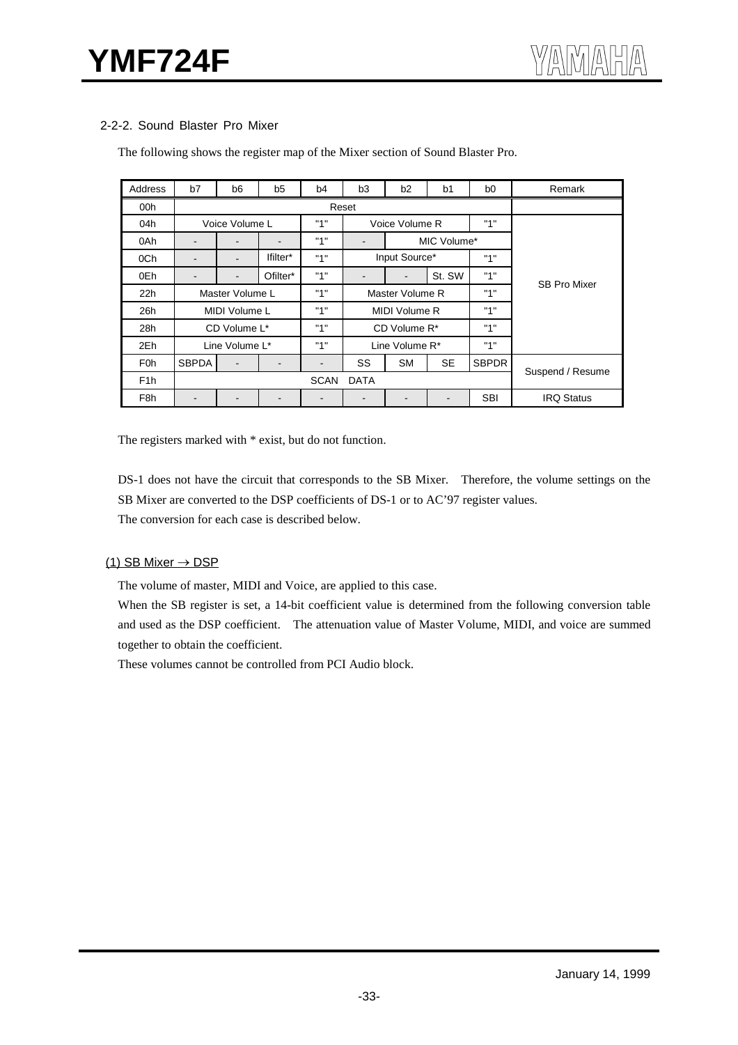### 2-2-2. Sound Blaster Pro Mixer

The following shows the register map of the Mixer section of Sound Blaster Pro.

| Address | b7 | b6 | b5 | b4 | b3 | b2 | b1 | b0 | Remark |
|---|---|---|---|---|---|---|---|---|---|
| 00h | Reset | | | | | | | | |
| 04h | Voice Volume L | | | "1" | Voice Volume R | | | "1" | SB Pro Mixer |
| 0Ah | - | - | - | "1" | - | MIC Volume* | | | |
| 0Ch | - | - | Ifilter* | "1" | Input Source* | | | "1" | |
| 0Eh | - | - | Ofilter* | "1" | - | - | St. SW | "1" | |
| 22h | Master Volume L | | | "1" | Master Volume R | | | "1" | |
| 26h | MIDI Volume L | | | "1" | MIDI Volume R | | | "1" | |
| 28h | CD Volume L* | | | "1" | CD Volume R* | | | "1" | |
| 2Eh | Line Volume L* | | | "1" | Line Volume R* | | | "1" | |
| F0h | SBPDA | - | - | - | SS | SM | SE | SBPDR | Suspend / Resume |
| F1h | SCAN DATA | | | | | | | | |
| F8h | - | - | - | - | - | - | - | SBI | IRQ Status |

The registers marked with * exist, but do not function.

DS-1 does not have the circuit that corresponds to the SB Mixer. Therefore, the volume settings on the SB Mixer are converted to the DSP coefficients of DS-1 or to AC'97 register values.
The conversion for each case is described below.

(1) SB Mixer → DSP

The volume of master, MIDI and Voice, are applied to this case.
When the SB register is set, a 14-bit coefficient value is determined from the following conversion table and used as the DSP coefficient. The attenuation value of Master Volume, MIDI, and voice are summed together to obtain the coefficient.
These volumes cannot be controlled from PCI Audio block.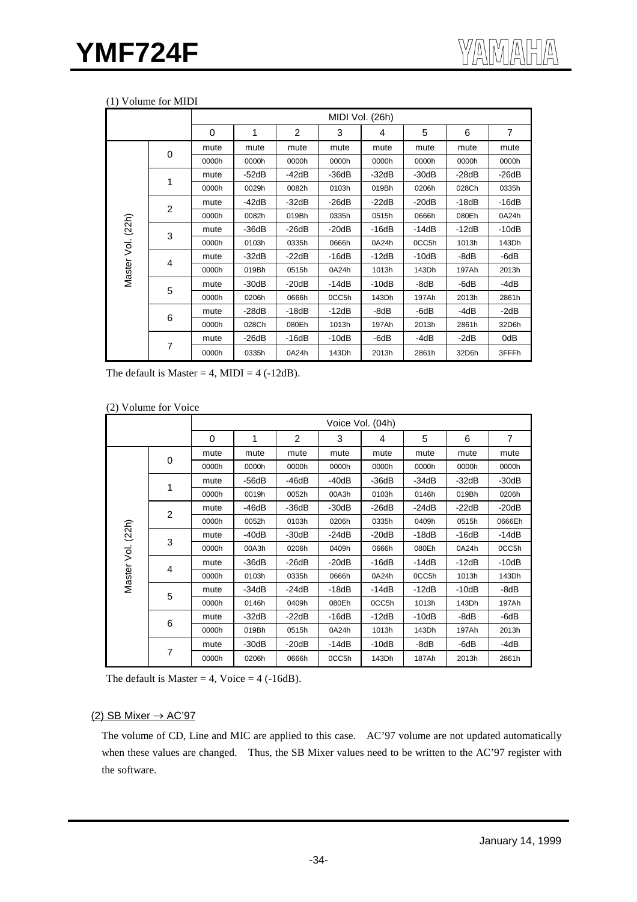(1) Volume for MIDI

| | | MIDI Vol. (26h) | | | | | | | |
|---|---|---|---|---|---|---|---|---|---|
| | | 0 | 1 | 2 | 3 | 4 | 5 | 6 | 7 |
| Master Vol. (22h) | 0 | mute | mute | mute | mute | mute | mute | mute | mute |
| | | 0000h | 0000h | 0000h | 0000h | 0000h | 0000h | 0000h | 0000h |
| | 1 | mute | -52dB | -42dB | -36dB | -32dB | -30dB | -28dB | -26dB |
| | | 0000h | 0029h | 0082h | 0103h | 019Bh | 0206h | 028Ch | 0335h |
| | 2 | mute | -42dB | -32dB | -26dB | -22dB | -20dB | -18dB | -16dB |
| | | 0000h | 0082h | 019Bh | 0335h | 0515h | 0666h | 080Eh | 0A24h |
| | 3 | mute | -36dB | -26dB | -20dB | -16dB | -14dB | -12dB | -10dB |
| | | 0000h | 0103h | 0335h | 0666h | 0A24h | 0CC5h | 1013h | 143Dh |
| | 4 | mute | -32dB | -22dB | -16dB | -12dB | -10dB | -8dB | -6dB |
| | | 0000h | 019Bh | 0515h | 0A24h | 1013h | 143Dh | 197Ah | 2013h |
| | 5 | mute | -30dB | -20dB | -14dB | -10dB | -8dB | -6dB | -4dB |
| | | 0000h | 0206h | 0666h | 0CC5h | 143Dh | 197Ah | 2013h | 2861h |
| | 6 | mute | -28dB | -18dB | -12dB | -8dB | -6dB | -4dB | -2dB |
| | | 0000h | 028Ch | 080Eh | 1013h | 197Ah | 2013h | 2861h | 32D6h |
| | 7 | mute | -26dB | -16dB | -10dB | -6dB | -4dB | -2dB | 0dB |
| | | 0000h | 0335h | 0A24h | 143Dh | 2013h | 2861h | 32D6h | 3FFFh |

The default is Master = 4, MIDI = 4 (-12dB).

(2) Volume for Voice

| | | Voice Vol. (04h) | | | | | | | |
|---|---|---|---|---|---|---|---|---|---|
| | | 0 | 1 | 2 | 3 | 4 | 5 | 6 | 7 |
| Master Vol. (22h) | 0 | mute | mute | mute | mute | mute | mute | mute | mute |
| | | 0000h | 0000h | 0000h | 0000h | 0000h | 0000h | 0000h | 0000h |
| | 1 | mute | -56dB | -46dB | -40dB | -36dB | -34dB | -32dB | -30dB |
| | | 0000h | 0019h | 0052h | 00A3h | 0103h | 0146h | 019Bh | 0206h |
| | 2 | mute | -46dB | -36dB | -30dB | -26dB | -24dB | -22dB | -20dB |
| | | 0000h | 0052h | 0103h | 0206h | 0335h | 0409h | 0515h | 0666Eh |
| | 3 | mute | -40dB | -30dB | -24dB | -20dB | -18dB | -16dB | -14dB |
| | | 0000h | 00A3h | 0206h | 0409h | 0666h | 080Eh | 0A24h | 0CC5h |
| | 4 | mute | -36dB | -26dB | -20dB | -16dB | -14dB | -12dB | -10dB |
| | | 0000h | 0103h | 0335h | 0666h | 0A24h | 0CC5h | 1013h | 143Dh |
| | 5 | mute | -34dB | -24dB | -18dB | -14dB | -12dB | -10dB | -8dB |
| | | 0000h | 0146h | 0409h | 080Eh | 0CC5h | 1013h | 143Dh | 197Ah |
| | 6 | mute | -32dB | -22dB | -16dB | -12dB | -10dB | -8dB | -6dB |
| | | 0000h | 019Bh | 0515h | 0A24h | 1013h | 143Dh | 197Ah | 2013h |
| | 7 | mute | -30dB | -20dB | -14dB | -10dB | -8dB | -6dB | -4dB |
| | | 0000h | 0206h | 0666h | 0CC5h | 143Dh | 187Ah | 2013h | 2861h |

The default is Master = 4, Voice = 4 (-16dB).

(2) SB Mixer → AC'97

The volume of CD, Line and MIC are applied to this case. AC'97 volume are not updated automatically when these values are changed. Thus, the SB Mixer values need to be written to the AC'97 register with the software.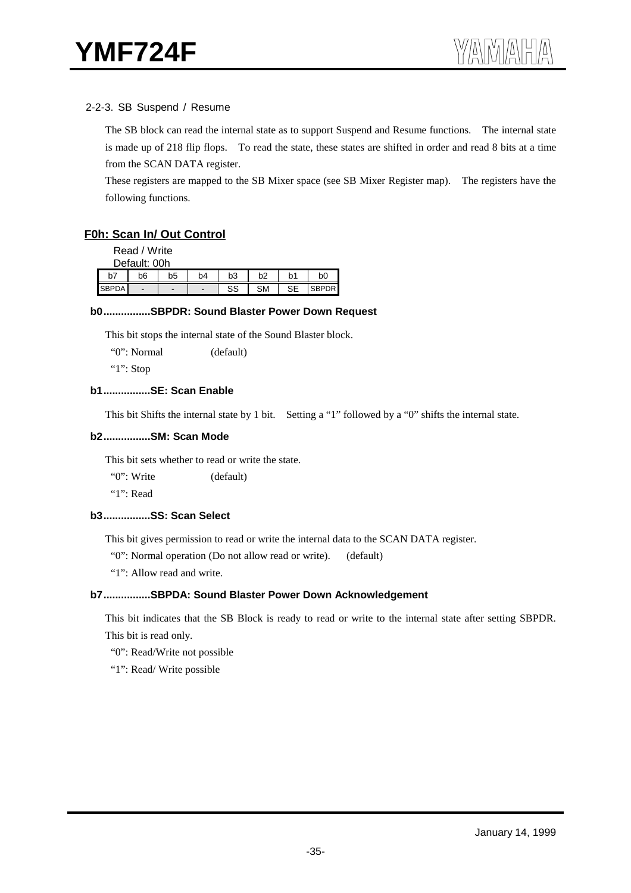### 2-2-3. SB Suspend / Resume

The SB block can read the internal state as to support Suspend and Resume functions. The internal state is made up of 218 flip flops. To read the state, these states are shifted in order and read 8 bits at a time from the SCAN DATA register.

These registers are mapped to the SB Mixer space (see SB Mixer Register map). The registers have the following functions.

#### F0h: Scan In/ Out Control

Read / Write
Default: 00h

| b7 | b6 | b5 | b4 | b3 | b2 | b1 | b0 |
|---|---|---|---|---|---|---|---|
| SBPDA | - | - | - | SS | SM | SE | SBPDR |

**b0................SBPDR: Sound Blaster Power Down Request**

This bit stops the internal state of the Sound Blaster block.

"0": Normal (default)

"1": Stop

**b1................SE: Scan Enable**

This bit Shifts the internal state by 1 bit. Setting a "1" followed by a "0" shifts the internal state.

**b2................SM: Scan Mode**

This bit sets whether to read or write the state.

"0": Write (default)

"1": Read

**b3................SS: Scan Select**

This bit gives permission to read or write the internal data to the SCAN DATA register.

"0": Normal operation (Do not allow read or write). (default)

"1": Allow read and write.

**b7................SBPDA: Sound Blaster Power Down Acknowledgement**

This bit indicates that the SB Block is ready to read or write to the internal state after setting SBPDR. This bit is read only.

"0": Read/Write not possible

"1": Read/ Write possible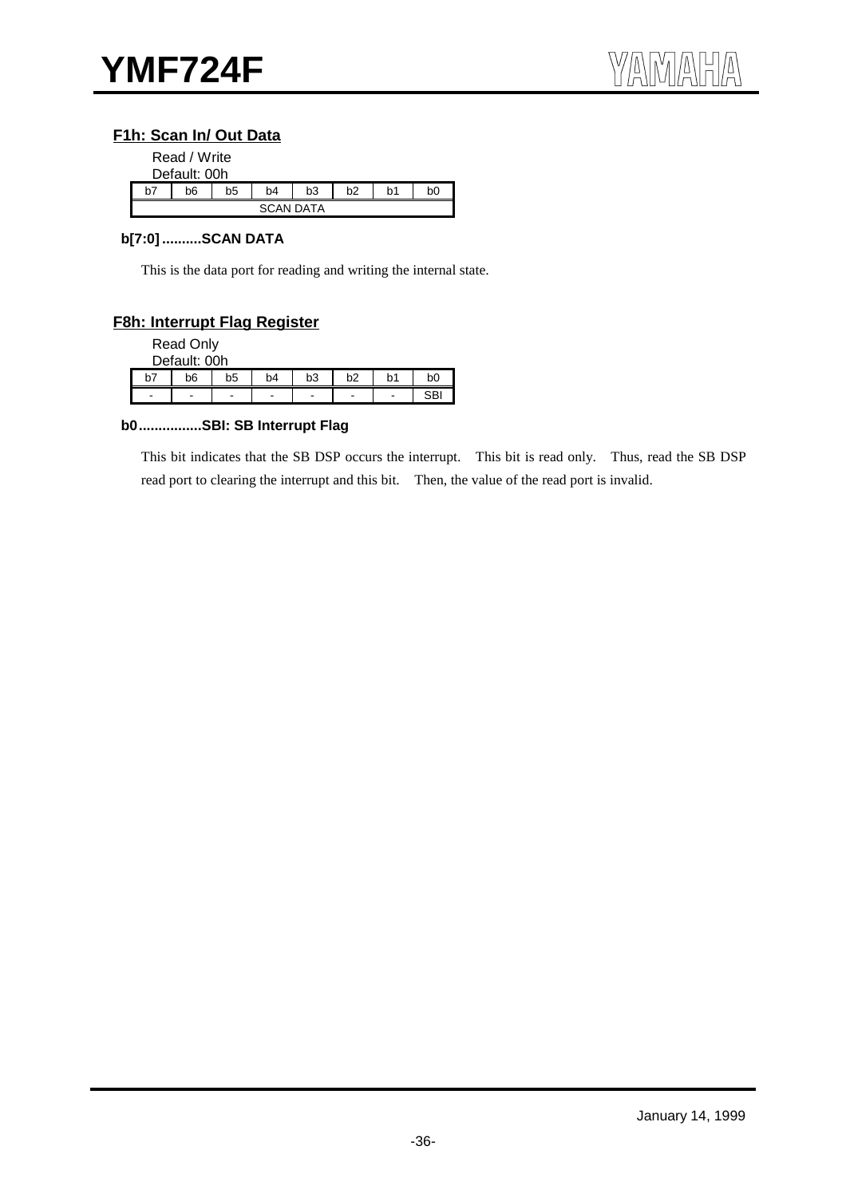### F1h: Scan In/ Out Data

Read / Write
Default: 00h

| b7 | b6 | b5 | b4 | b3 | b2 | b1 | b0 |
|---|---|---|---|---|---|---|---|
| SCAN DATA | | | | | | | |

**b[7:0] ..........SCAN DATA**

This is the data port for reading and writing the internal state.

### F8h: Interrupt Flag Register

Read Only
Default: 00h

| b7 | b6 | b5 | b4 | b3 | b2 | b1 | b0 |
|---|---|---|---|---|---|---|---|
| - | - | - | - | - | - | - | SBI |

**b0................SBI: SB Interrupt Flag**

This bit indicates that the SB DSP occurs the interrupt. This bit is read only. Thus, read the SB DSP read port to clearing the interrupt and this bit. Then, the value of the read port is invalid.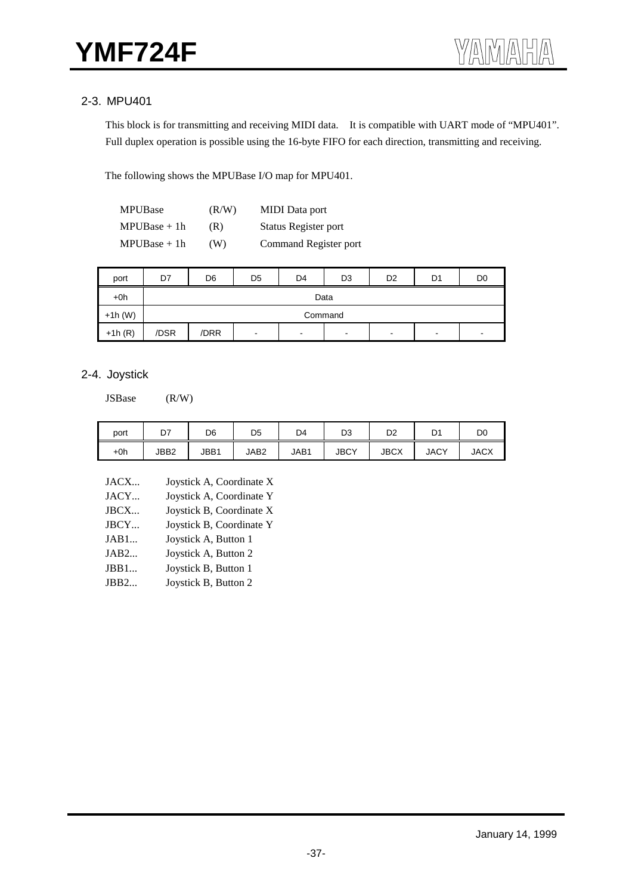## 2-3. MPU401

This block is for transmitting and receiving MIDI data. It is compatible with UART mode of "MPU401". Full duplex operation is possible using the 16-byte FIFO for each direction, transmitting and receiving.

The following shows the MPUBase I/O map for MPU401.

| | | |
|---|---|---|
| MPUBase | (R/W) | MIDI Data port |
| MPUBase + 1h | (R) | Status Register port |
| MPUBase + 1h | (W) | Command Register port |

| port | D7 | D6 | D5 | D4 | D3 | D2 | D1 | D0 |
|---|---|---|---|---|---|---|---|---|
| +0h | Data | | | | | | | |
| +1h (W) | Command | | | | | | | |
| +1h (R) | /DSR | /DRR | - | - | - | - | - | - |

## 2-4. Joystick

JSBase (R/W)

| port | D7 | D6 | D5 | D4 | D3 | D2 | D1 | D0 |
|---|---|---|---|---|---|---|---|---|
| +0h | JBB2 | JBB1 | JAB2 | JAB1 | JBCY | JBCX | JACY | JACX |

JACX... Joystick A, Coordinate X
JACY... Joystick A, Coordinate Y
JBCX... Joystick B, Coordinate X
JBCY... Joystick B, Coordinate Y
JAB1... Joystick A, Button 1
JAB2... Joystick A, Button 2
JBB1... Joystick B, Button 1
JBB2... Joystick B, Button 2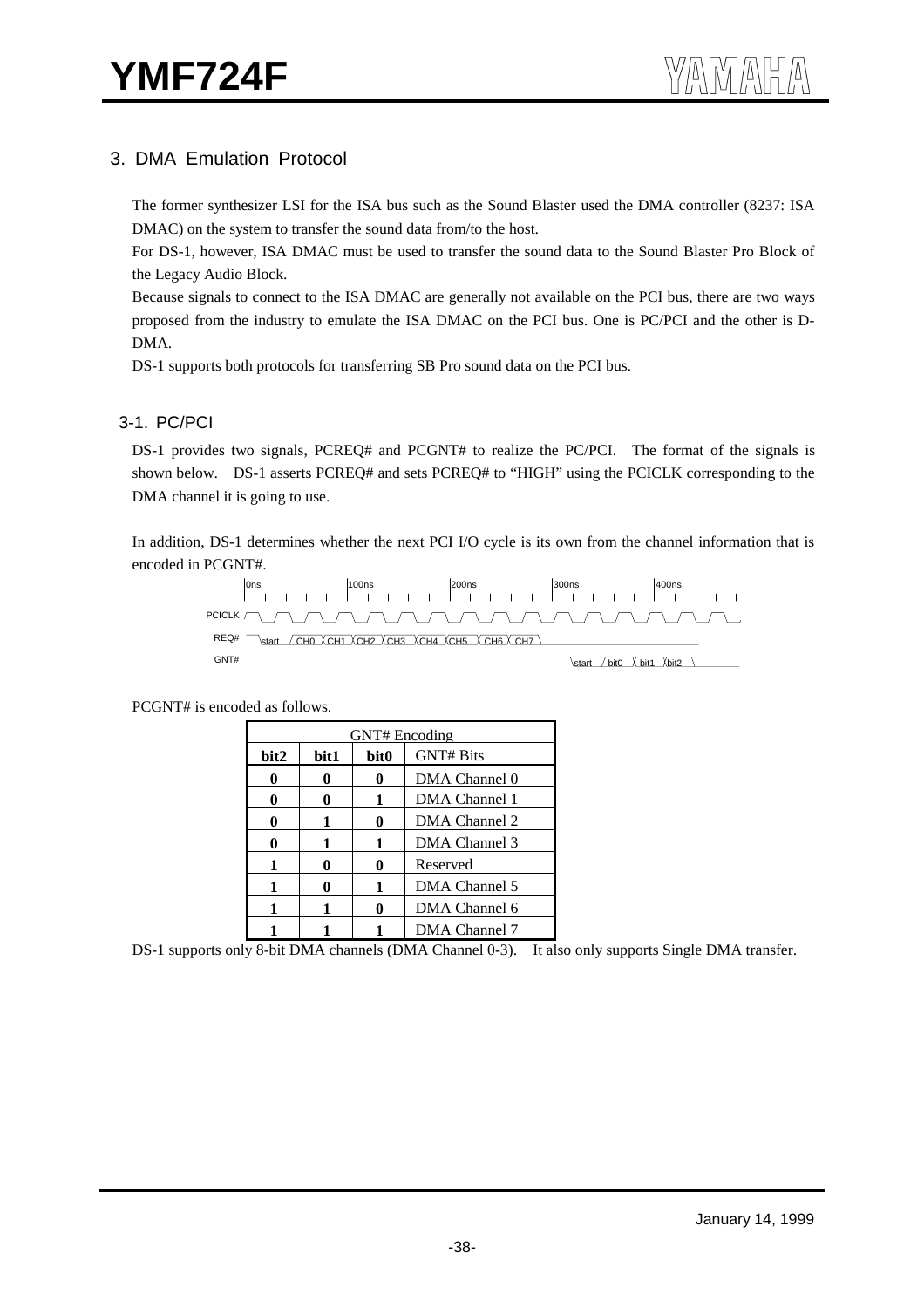## 3. DMA Emulation Protocol

The former synthesizer LSI for the ISA bus such as the Sound Blaster used the DMA controller (8237: ISA DMAC) on the system to transfer the sound data from/to the host.

For DS-1, however, ISA DMAC must be used to transfer the sound data to the Sound Blaster Pro Block of the Legacy Audio Block.

Because signals to connect to the ISA DMAC are generally not available on the PCI bus, there are two ways proposed from the industry to emulate the ISA DMAC on the PCI bus. One is PC/PCI and the other is D-DMA.

DS-1 supports both protocols for transferring SB Pro sound data on the PCI bus.

### 3-1. PC/PCI

DS-1 provides two signals, PCREQ# and PCGNT# to realize the PC/PCI. The format of the signals is shown below. DS-1 asserts PCREQ# and sets PCREQ# to "HIGH" using the PCICLK corresponding to the DMA channel it is going to use.

In addition, DS-1 determines whether the next PCI I/O cycle is its own from the channel information that is encoded in PCGNT#.

```
        0ns           100ns          200ns          300ns          400ns
PCICLK
REQ#    start  CH0  CH1  CH2  CH3  CH4  CH5  CH6  CH7
GNT#                                              start  bit0  bit1  bit2
```

PCGNT# is encoded as follows.

| GNT# Encoding | | | |
|---|---|---|---|
| **bit2** | **bit1** | **bit0** | GNT# Bits |
| **0** | **0** | **0** | DMA Channel 0 |
| **0** | **0** | **1** | DMA Channel 1 |
| **0** | **1** | **0** | DMA Channel 2 |
| **0** | **1** | **1** | DMA Channel 3 |
| **1** | **0** | **0** | Reserved |
| **1** | **0** | **1** | DMA Channel 5 |
| **1** | **1** | **0** | DMA Channel 6 |
| **1** | **1** | **1** | DMA Channel 7 |

DS-1 supports only 8-bit DMA channels (DMA Channel 0-3). It also only supports Single DMA transfer.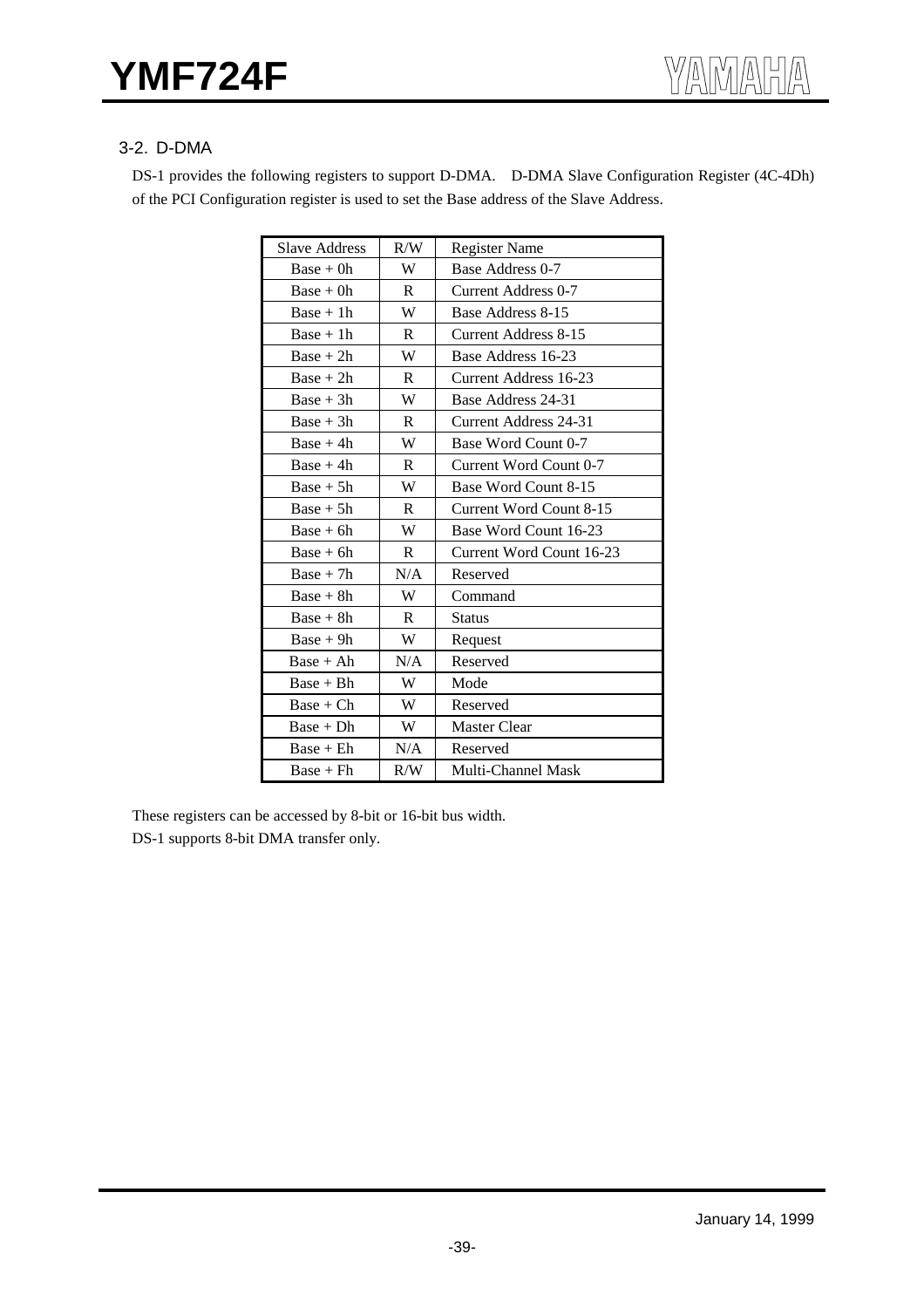### 3-2. D-DMA

DS-1 provides the following registers to support D-DMA. D-DMA Slave Configuration Register (4C-4Dh) of the PCI Configuration register is used to set the Base address of the Slave Address.

| Slave Address | R/W | Register Name |
|---|---|---|
| Base + 0h | W | Base Address 0-7 |
| Base + 0h | R | Current Address 0-7 |
| Base + 1h | W | Base Address 8-15 |
| Base + 1h | R | Current Address 8-15 |
| Base + 2h | W | Base Address 16-23 |
| Base + 2h | R | Current Address 16-23 |
| Base + 3h | W | Base Address 24-31 |
| Base + 3h | R | Current Address 24-31 |
| Base + 4h | W | Base Word Count 0-7 |
| Base + 4h | R | Current Word Count 0-7 |
| Base + 5h | W | Base Word Count 8-15 |
| Base + 5h | R | Current Word Count 8-15 |
| Base + 6h | W | Base Word Count 16-23 |
| Base + 6h | R | Current Word Count 16-23 |
| Base + 7h | N/A | Reserved |
| Base + 8h | W | Command |
| Base + 8h | R | Status |
| Base + 9h | W | Request |
| Base + Ah | N/A | Reserved |
| Base + Bh | W | Mode |
| Base + Ch | W | Reserved |
| Base + Dh | W | Master Clear |
| Base + Eh | N/A | Reserved |
| Base + Fh | R/W | Multi-Channel Mask |

These registers can be accessed by 8-bit or 16-bit bus width.
DS-1 supports 8-bit DMA transfer only.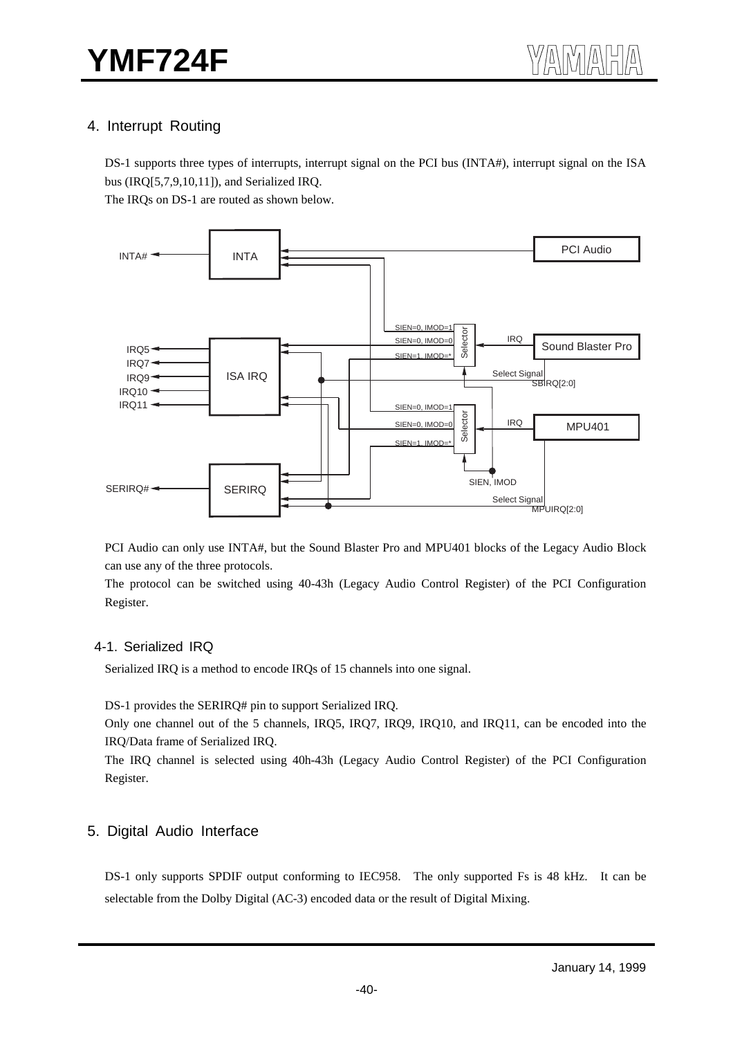## 4. Interrupt Routing

DS-1 supports three types of interrupts, interrupt signal on the PCI bus (INTA#), interrupt signal on the ISA bus (IRQ[5,7,9,10,11]), and Serialized IRQ.

The IRQs on DS-1 are routed as shown below.

PCI Audio can only use INTA#, but the Sound Blaster Pro and MPU401 blocks of the Legacy Audio Block can use any of the three protocols.

The protocol can be switched using 40-43h (Legacy Audio Control Register) of the PCI Configuration Register.

### 4-1. Serialized IRQ

Serialized IRQ is a method to encode IRQs of 15 channels into one signal.

DS-1 provides the SERIRQ# pin to support Serialized IRQ.

Only one channel out of the 5 channels, IRQ5, IRQ7, IRQ9, IRQ10, and IRQ11, can be encoded into the IRQ/Data frame of Serialized IRQ.

The IRQ channel is selected using 40h-43h (Legacy Audio Control Register) of the PCI Configuration Register.

## 5. Digital Audio Interface

DS-1 only supports SPDIF output conforming to IEC958. The only supported Fs is 48 kHz. It can be selectable from the Dolby Digital (AC-3) encoded data or the result of Digital Mixing.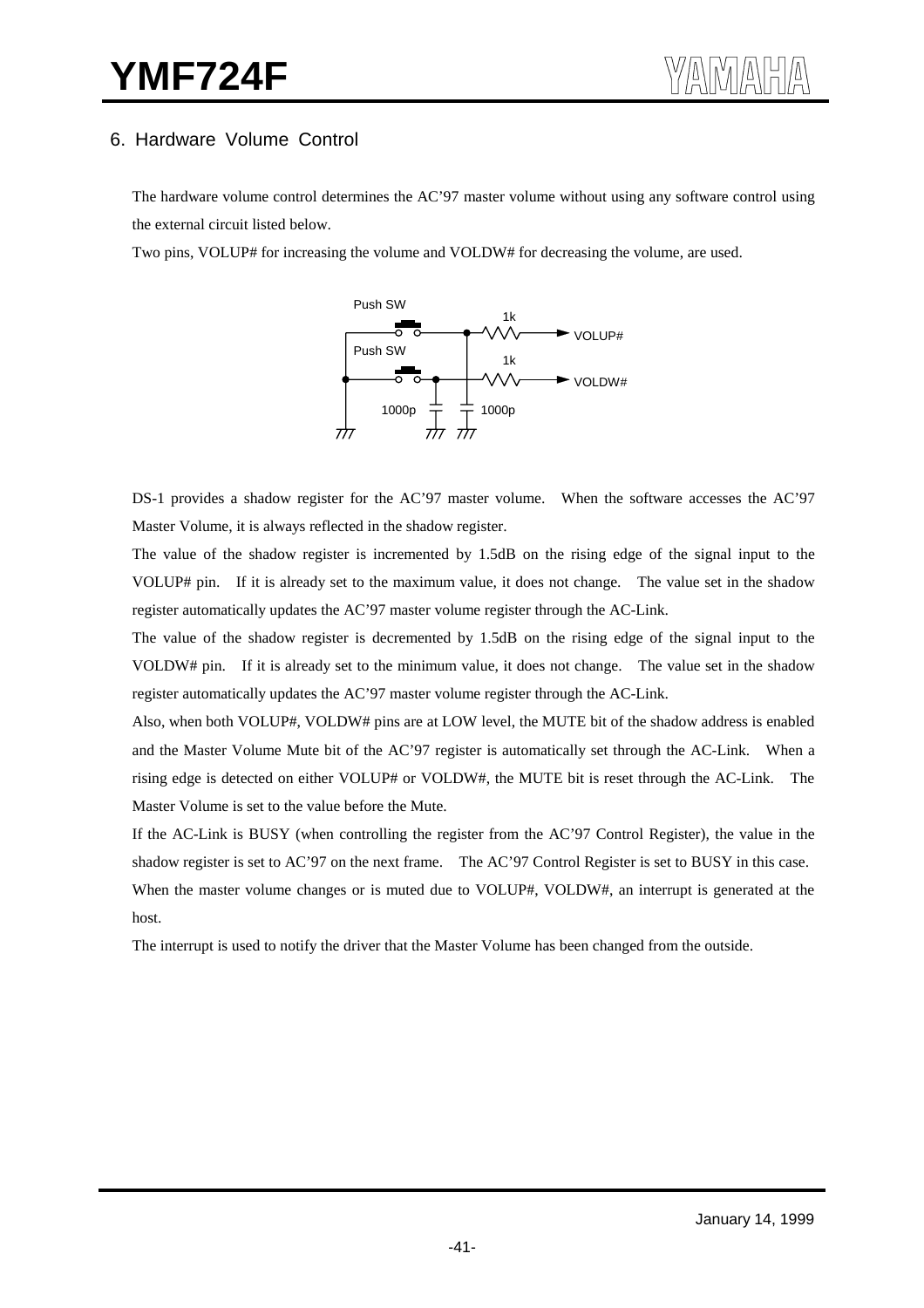## 6. Hardware Volume Control

The hardware volume control determines the AC'97 master volume without using any software control using the external circuit listed below.

Two pins, VOLUP# for increasing the volume and VOLDW# for decreasing the volume, are used.

DS-1 provides a shadow register for the AC'97 master volume. When the software accesses the AC'97 Master Volume, it is always reflected in the shadow register.

The value of the shadow register is incremented by 1.5dB on the rising edge of the signal input to the VOLUP# pin. If it is already set to the maximum value, it does not change. The value set in the shadow register automatically updates the AC'97 master volume register through the AC-Link.

The value of the shadow register is decremented by 1.5dB on the rising edge of the signal input to the VOLDW# pin. If it is already set to the minimum value, it does not change. The value set in the shadow register automatically updates the AC'97 master volume register through the AC-Link.

Also, when both VOLUP#, VOLDW# pins are at LOW level, the MUTE bit of the shadow address is enabled and the Master Volume Mute bit of the AC'97 register is automatically set through the AC-Link. When a rising edge is detected on either VOLUP# or VOLDW#, the MUTE bit is reset through the AC-Link. The Master Volume is set to the value before the Mute.

If the AC-Link is BUSY (when controlling the register from the AC'97 Control Register), the value in the shadow register is set to AC'97 on the next frame. The AC'97 Control Register is set to BUSY in this case.

When the master volume changes or is muted due to VOLUP#, VOLDW#, an interrupt is generated at the host.

The interrupt is used to notify the driver that the Master Volume has been changed from the outside.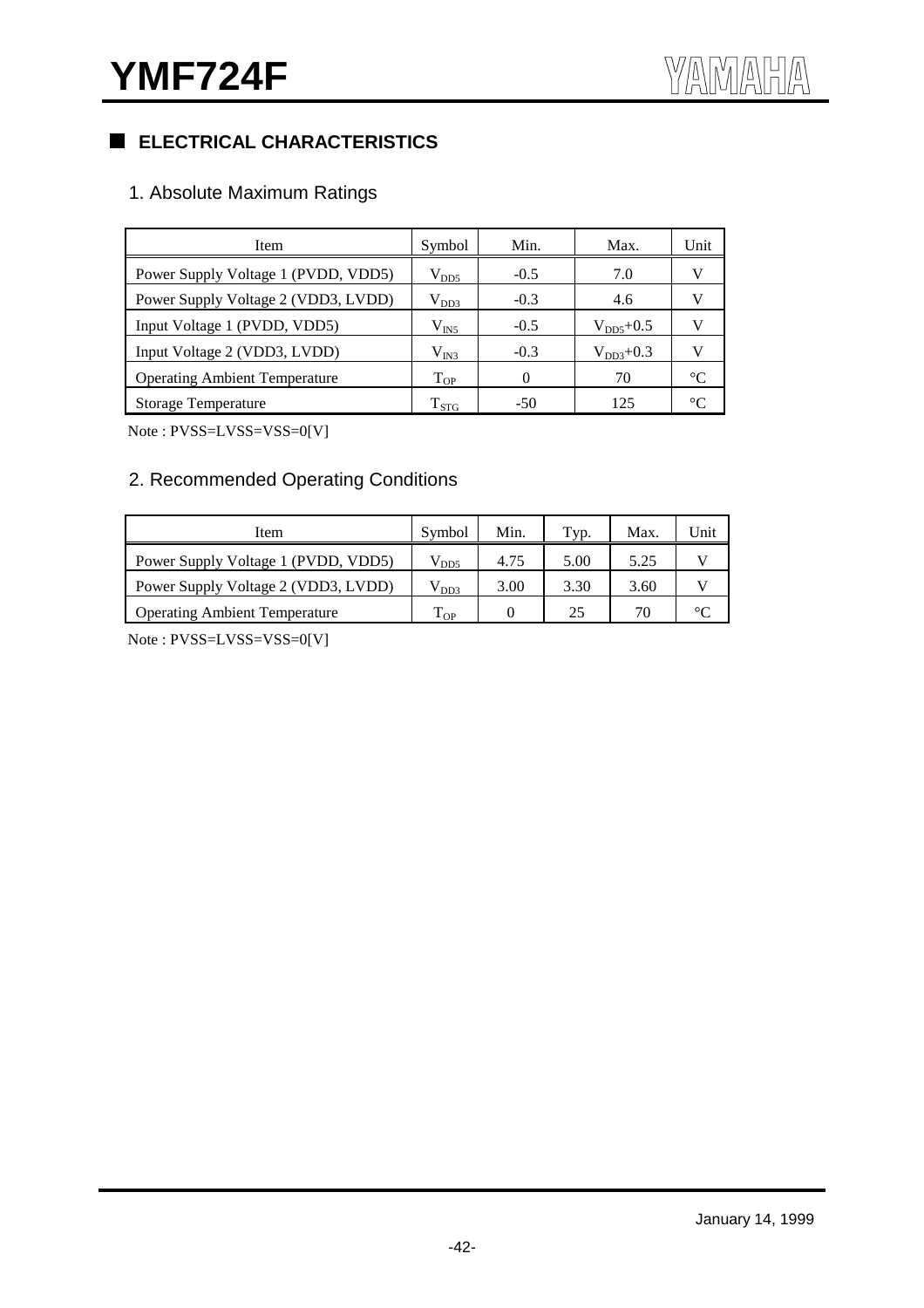## ELECTRICAL CHARACTERISTICS

### 1. Absolute Maximum Ratings

| Item | Symbol | Min. | Max. | Unit |
|---|---|---|---|---|
| Power Supply Voltage 1 (PVDD, VDD5) | $V_{DD5}$ | -0.5 | 7.0 | V |
| Power Supply Voltage 2 (VDD3, LVDD) | $V_{DD3}$ | -0.3 | 4.6 | V |
| Input Voltage 1 (PVDD, VDD5) | $V_{IN5}$ | -0.5 | $V_{DD5}$+0.5 | V |
| Input Voltage 2 (VDD3, LVDD) | $V_{IN3}$ | -0.3 | $V_{DD3}$+0.3 | V |
| Operating Ambient Temperature | $T_{OP}$ | 0 | 70 | °C |
| Storage Temperature | $T_{STG}$ | -50 | 125 | °C |

Note : PVSS=LVSS=VSS=0[V]

### 2. Recommended Operating Conditions

| Item | Symbol | Min. | Typ. | Max. | Unit |
|---|---|---|---|---|---|
| Power Supply Voltage 1 (PVDD, VDD5) | $V_{DD5}$ | 4.75 | 5.00 | 5.25 | V |
| Power Supply Voltage 2 (VDD3, LVDD) | $V_{DD3}$ | 3.00 | 3.30 | 3.60 | V |
| Operating Ambient Temperature | $T_{OP}$ | 0 | 25 | 70 | °C |

Note : PVSS=LVSS=VSS=0[V]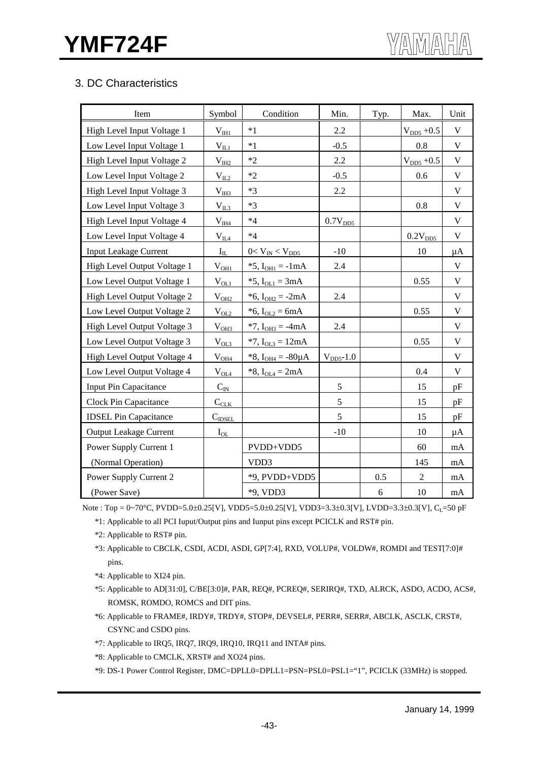## 3. DC Characteristics

| Item | Symbol | Condition | Min. | Typ. | Max. | Unit |
|---|---|---|---|---|---|---|
| High Level Input Voltage 1 | $V_{IH1}$ | *1 | 2.2 | | $V_{DD5}$ +0.5 | V |
| Low Level Input Voltage 1 | $V_{IL1}$ | *1 | -0.5 | | 0.8 | V |
| High Level Input Voltage 2 | $V_{IH2}$ | *2 | 2.2 | | $V_{DD5}$ +0.5 | V |
| Low Level Input Voltage 2 | $V_{IL2}$ | *2 | -0.5 | | 0.6 | V |
| High Level Input Voltage 3 | $V_{IH3}$ | *3 | 2.2 | | | V |
| Low Level Input Voltage 3 | $V_{IL3}$ | *3 | | | 0.8 | V |
| High Level Input Voltage 4 | $V_{IH4}$ | *4 | $0.7V_{DD5}$ | | | V |
| Low Level Input Voltage 4 | $V_{IL4}$ | *4 | | | $0.2V_{DD5}$ | V |
| Input Leakage Current | $I_{IL}$ | $0< V_{IN} < V_{DD5}$ | -10 | | 10 | μA |
| High Level Output Voltage 1 | $V_{OH1}$ | *5, $I_{OH1}$ = -1mA | 2.4 | | | V |
| Low Level Output Voltage 1 | $V_{OL1}$ | *5, $I_{OL1}$ = 3mA | | | 0.55 | V |
| High Level Output Voltage 2 | $V_{OH2}$ | *6, $I_{OH2}$ = -2mA | 2.4 | | | V |
| Low Level Output Voltage 2 | $V_{OL2}$ | *6, $I_{OL2}$ = 6mA | | | 0.55 | V |
| High Level Output Voltage 3 | $V_{OH3}$ | *7, $I_{OH3}$ = -4mA | 2.4 | | | V |
| Low Level Output Voltage 3 | $V_{OL3}$ | *7, $I_{OL3}$ = 12mA | | | 0.55 | V |
| High Level Output Voltage 4 | $V_{OH4}$ | *8, $I_{OH4}$ = -80μA | $V_{DD5}$-1.0 | | | V |
| Low Level Output Voltage 4 | $V_{OL4}$ | *8, $I_{OL4}$ = 2mA | | | 0.4 | V |
| Input Pin Capacitance | $C_{IN}$ | | 5 | | 15 | pF |
| Clock Pin Capacitance | $C_{CLK}$ | | 5 | | 15 | pF |
| IDSEL Pin Capacitance | $C_{IDSEL}$ | | 5 | | 15 | pF |
| Output Leakage Current | $I_{OL}$ | | -10 | | 10 | μA |
| Power Supply Current 1 | | PVDD+VDD5 | | | 60 | mA |
| (Normal Operation) | | VDD3 | | | 145 | mA |
| Power Supply Current 2 | | *9, PVDD+VDD5 | | 0.5 | 2 | mA |
| (Power Save) | | *9, VDD3 | | 6 | 10 | mA |

Note : Top = 0~70°C, PVDD=5.0±0.25[V], VDD5=5.0±0.25[V], VDD3=3.3±0.3[V], LVDD=3.3±0.3[V], $C_L$=50 pF

*1: Applicable to all PCI Iuput/Output pins and Iunput pins except PCICLK and RST# pin.

*2: Applicable to RST# pin.

*3: Applicable to CBCLK, CSDI, ACDI, ASDI, GP[7:4], RXD, VOLUP#, VOLDW#, ROMDI and TEST[7:0]# pins.

*4: Applicable to XI24 pin.

*5: Applicable to AD[31:0], C/BE[3:0]#, PAR, REQ#, PCREQ#, SERIRQ#, TXD, ALRCK, ASDO, ACDO, ACS#, ROMSK, ROMDO, ROMCS and DIT pins.

*6: Applicable to FRAME#, IRDY#, TRDY#, STOP#, DEVSEL#, PERR#, SERR#, ABCLK, ASCLK, CRST#, CSYNC and CSDO pins.

*7: Applicable to IRQ5, IRQ7, IRQ9, IRQ10, IRQ11 and INTA# pins.

*8: Applicable to CMCLK, XRST# and XO24 pins.

*9: DS-1 Power Control Register, DMC=DPLL0=DPLL1=PSN=PSL0=PSL1="1", PCICLK (33MHz) is stopped.

January 14, 1999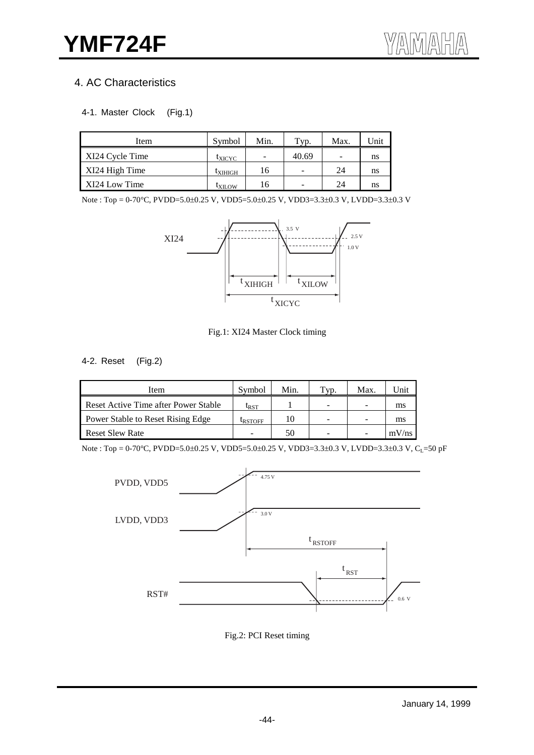## 4. AC Characteristics

### 4-1. Master Clock (Fig.1)

| Item | Symbol | Min. | Typ. | Max. | Unit |
|---|---|---|---|---|---|
| XI24 Cycle Time | $t_{XICYC}$ | - | 40.69 | - | ns |
| XI24 High Time | $t_{XIHIGH}$ | 16 | - | 24 | ns |
| XI24 Low Time | $t_{XILOW}$ | 16 | - | 24 | ns |

Note : Top = 0-70°C, PVDD=5.0±0.25 V, VDD5=5.0±0.25 V, VDD3=3.3±0.3 V, LVDD=3.3±0.3 V

Fig.1: XI24 Master Clock timing

### 4-2. Reset (Fig.2)

| Item | Symbol | Min. | Typ. | Max. | Unit |
|---|---|---|---|---|---|
| Reset Active Time after Power Stable | $t_{RST}$ | 1 | - | - | ms |
| Power Stable to Reset Rising Edge | $t_{RSTOFF}$ | 10 | - | - | ms |
| Reset Slew Rate | - | 50 | - | - | mV/ns |

Note : Top = 0-70°C, PVDD=5.0±0.25 V, VDD5=5.0±0.25 V, VDD3=3.3±0.3 V, LVDD=3.3±0.3 V, $C_L$=50 pF

Fig.2: PCI Reset timing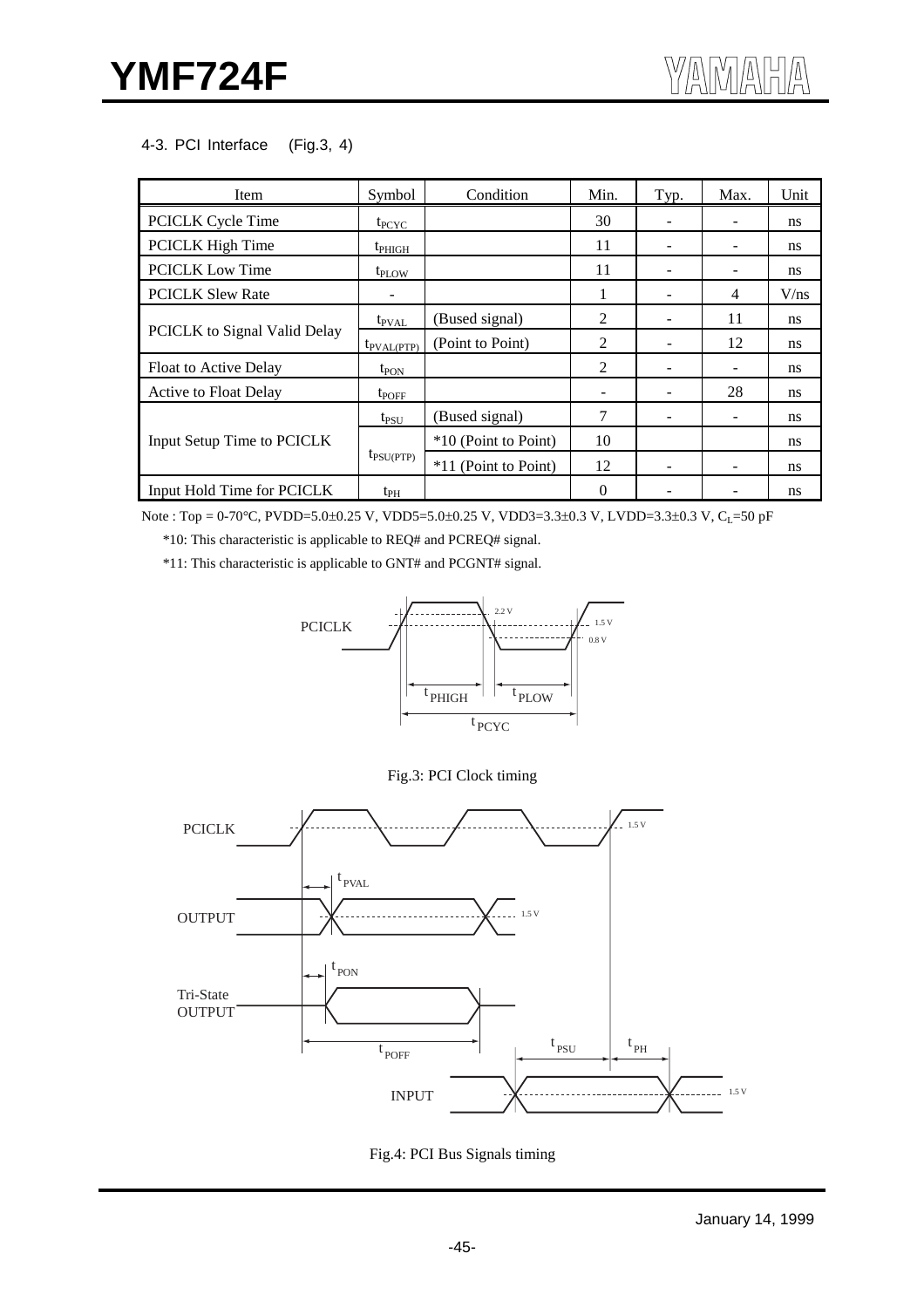### 4-3. PCI Interface (Fig.3, 4)

| Item | Symbol | Condition | Min. | Typ. | Max. | Unit |
|---|---|---|---|---|---|---|
| PCICLK Cycle Time | $t_{PCYC}$ | | 30 | - | - | ns |
| PCICLK High Time | $t_{PHIGH}$ | | 11 | - | - | ns |
| PCICLK Low Time | $t_{PLOW}$ | | 11 | - | - | ns |
| PCICLK Slew Rate | - | | 1 | - | 4 | V/ns |
| PCICLK to Signal Valid Delay | $t_{PVAL}$ | (Bused signal) | 2 | - | 11 | ns |
| | $t_{PVAL(PTP)}$ | (Point to Point) | 2 | - | 12 | ns |
| Float to Active Delay | $t_{PON}$ | | 2 | - | - | ns |
| Active to Float Delay | $t_{POFF}$ | | - | - | 28 | ns |
| Input Setup Time to PCICLK | $t_{PSU}$ | (Bused signal) | 7 | - | - | ns |
| | $t_{PSU(PTP)}$ | *10 (Point to Point) | 10 | | | ns |
| | | *11 (Point to Point) | 12 | - | - | ns |
| Input Hold Time for PCICLK | $t_{PH}$ | | 0 | - | - | ns |

Note : Top = 0-70°C, PVDD=5.0±0.25 V, VDD5=5.0±0.25 V, VDD3=3.3±0.3 V, LVDD=3.3±0.3 V, $C_L$=50 pF

*10: This characteristic is applicable to REQ# and PCREQ# signal.

*11: This characteristic is applicable to GNT# and PCGNT# signal.

Fig.3: PCI Clock timing

Fig.4: PCI Bus Signals timing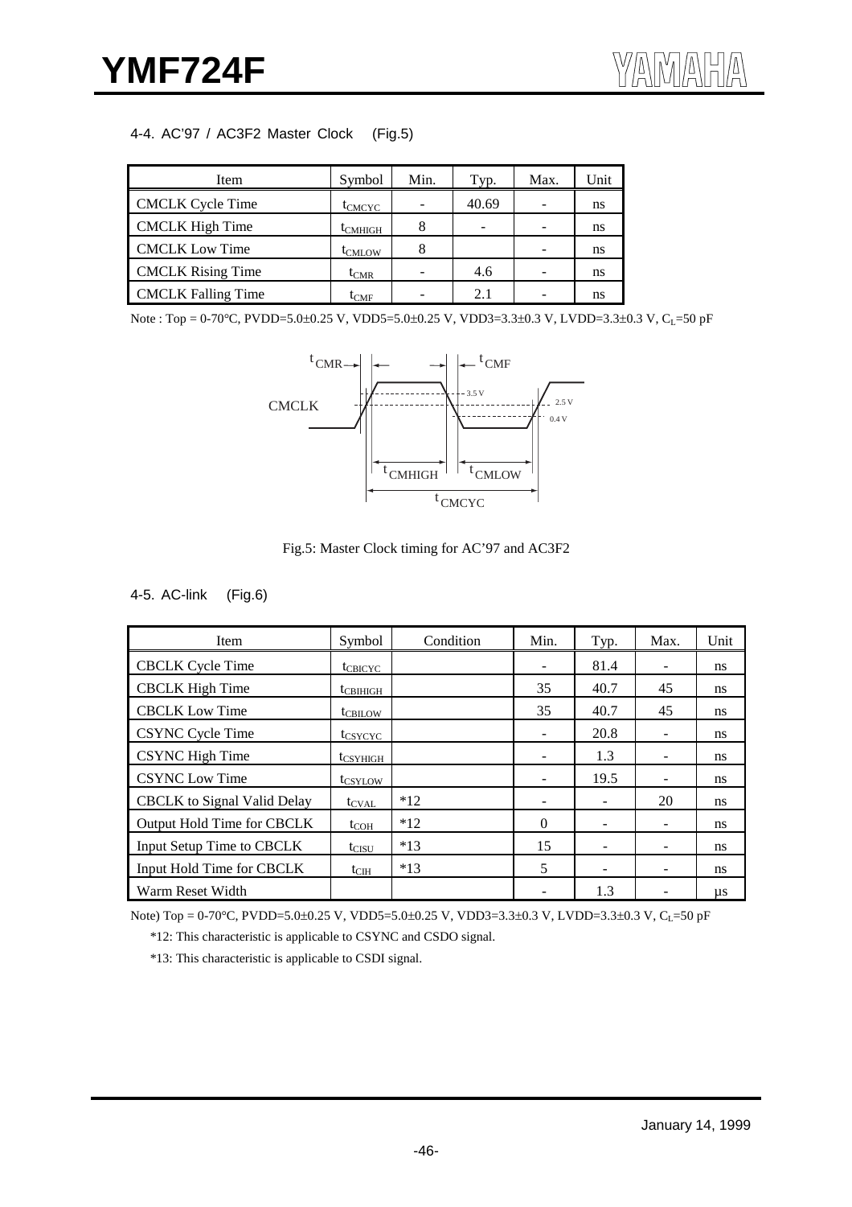### 4-4. AC'97 / AC3F2 Master Clock (Fig.5)

| Item | Symbol | Min. | Typ. | Max. | Unit |
|---|---|---|---|---|---|
| CMCLK Cycle Time | $t_{CMCYC}$ | - | 40.69 | - | ns |
| CMCLK High Time | $t_{CMHIGH}$ | 8 | - | - | ns |
| CMCLK Low Time | $t_{CMLOW}$ | 8 | | - | ns |
| CMCLK Rising Time | $t_{CMR}$ | - | 4.6 | - | ns |
| CMCLK Falling Time | $t_{CMF}$ | - | 2.1 | - | ns |

Note : Top = 0-70°C, PVDD=5.0±0.25 V, VDD5=5.0±0.25 V, VDD3=3.3±0.3 V, LVDD=3.3±0.3 V, $C_L$=50 pF

Fig.5: Master Clock timing for AC'97 and AC3F2

### 4-5. AC-link (Fig.6)

| Item | Symbol | Condition | Min. | Typ. | Max. | Unit |
|---|---|---|---|---|---|---|
| CBCLK Cycle Time | $t_{CBICYC}$ | | - | 81.4 | - | ns |
| CBCLK High Time | $t_{CBIHIGH}$ | | 35 | 40.7 | 45 | ns |
| CBCLK Low Time | $t_{CBILOW}$ | | 35 | 40.7 | 45 | ns |
| CSYNC Cycle Time | $t_{CSYCYC}$ | | - | 20.8 | - | ns |
| CSYNC High Time | $t_{CSYHIGH}$ | | - | 1.3 | - | ns |
| CSYNC Low Time | $t_{CSYLOW}$ | | - | 19.5 | - | ns |
| CBCLK to Signal Valid Delay | $t_{CVAL}$ | *12 | - | - | 20 | ns |
| Output Hold Time for CBCLK | $t_{COH}$ | *12 | 0 | - | - | ns |
| Input Setup Time to CBCLK | $t_{CISU}$ | *13 | 15 | - | - | ns |
| Input Hold Time for CBCLK | $t_{CIH}$ | *13 | 5 | - | - | ns |
| Warm Reset Width | | | - | 1.3 | - | µs |

Note) Top = 0-70°C, PVDD=5.0±0.25 V, VDD5=5.0±0.25 V, VDD3=3.3±0.3 V, LVDD=3.3±0.3 V, $C_L$=50 pF

*12: This characteristic is applicable to CSYNC and CSDO signal.

*13: This characteristic is applicable to CSDI signal.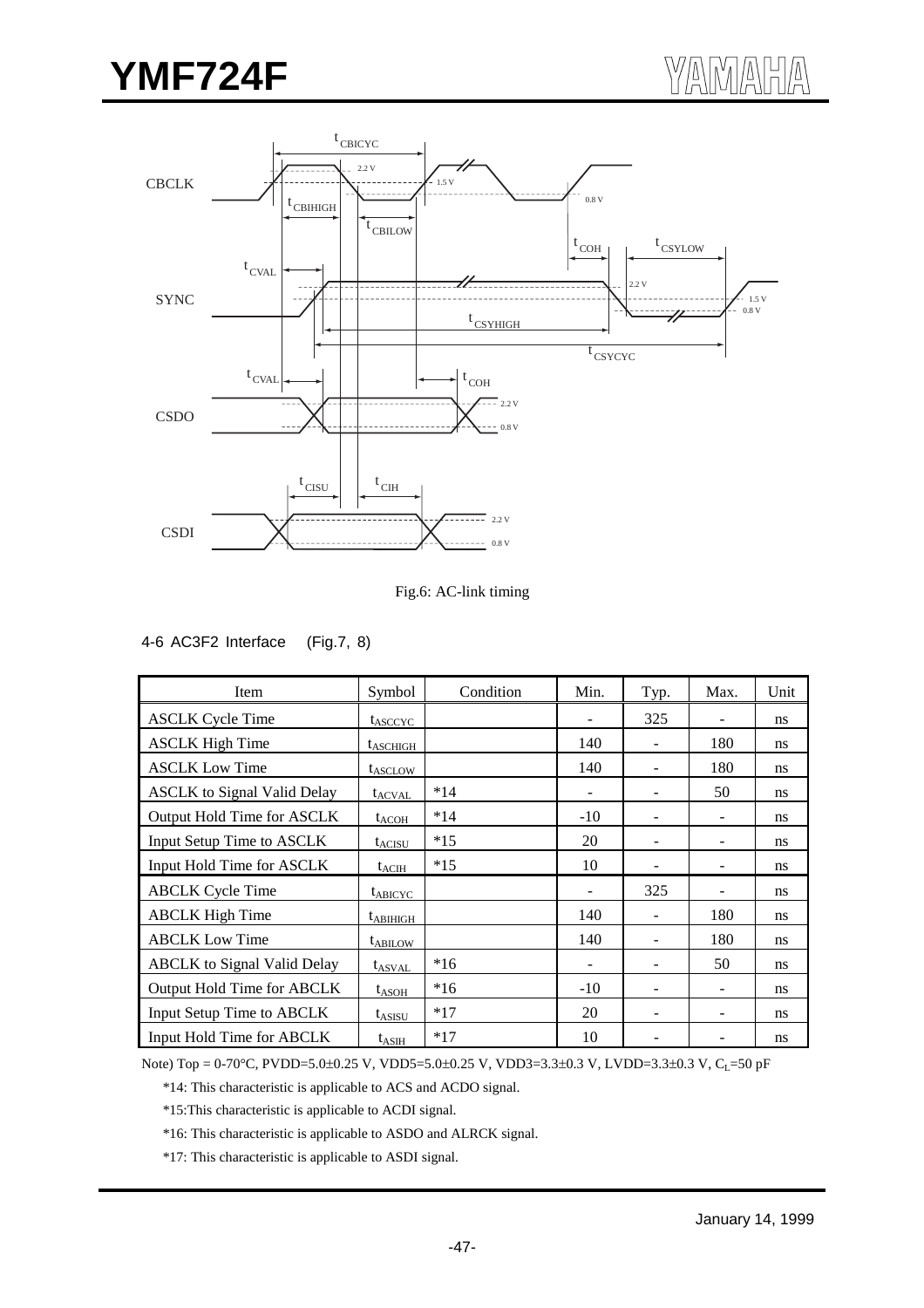Fig.6: AC-link timing

4-6 AC3F2 Interface (Fig.7, 8)

| Item | Symbol | Condition | Min. | Typ. | Max. | Unit |
|---|---|---|---|---|---|---|
| ASCLK Cycle Time | $t_{ASCCYC}$ | | - | 325 | - | ns |
| ASCLK High Time | $t_{ASCHIGH}$ | | 140 | - | 180 | ns |
| ASCLK Low Time | $t_{ASCLOW}$ | | 140 | - | 180 | ns |
| ASCLK to Signal Valid Delay | $t_{ACVAL}$ | *14 | - | - | 50 | ns |
| Output Hold Time for ASCLK | $t_{ACOH}$ | *14 | -10 | - | - | ns |
| Input Setup Time to ASCLK | $t_{ACISU}$ | *15 | 20 | - | - | ns |
| Input Hold Time for ASCLK | $t_{ACIH}$ | *15 | 10 | - | - | ns |
| ABCLK Cycle Time | $t_{ABICYC}$ | | - | 325 | - | ns |
| ABCLK High Time | $t_{ABIHIGH}$ | | 140 | - | 180 | ns |
| ABCLK Low Time | $t_{ABILOW}$ | | 140 | - | 180 | ns |
| ABCLK to Signal Valid Delay | $t_{ASVAL}$ | *16 | - | - | 50 | ns |
| Output Hold Time for ABCLK | $t_{ASOH}$ | *16 | -10 | - | - | ns |
| Input Setup Time to ABCLK | $t_{ASISU}$ | *17 | 20 | - | - | ns |
| Input Hold Time for ABCLK | $t_{ASIH}$ | *17 | 10 | - | - | ns |

Note) Top = 0-70°C, PVDD=5.0±0.25 V, VDD5=5.0±0.25 V, VDD3=3.3±0.3 V, LVDD=3.3±0.3 V, $C_L$=50 pF

*14: This characteristic is applicable to ACS and ACDO signal.

*15:This characteristic is applicable to ACDI signal.

*16: This characteristic is applicable to ASDO and ALRCK signal.

*17: This characteristic is applicable to ASDI signal.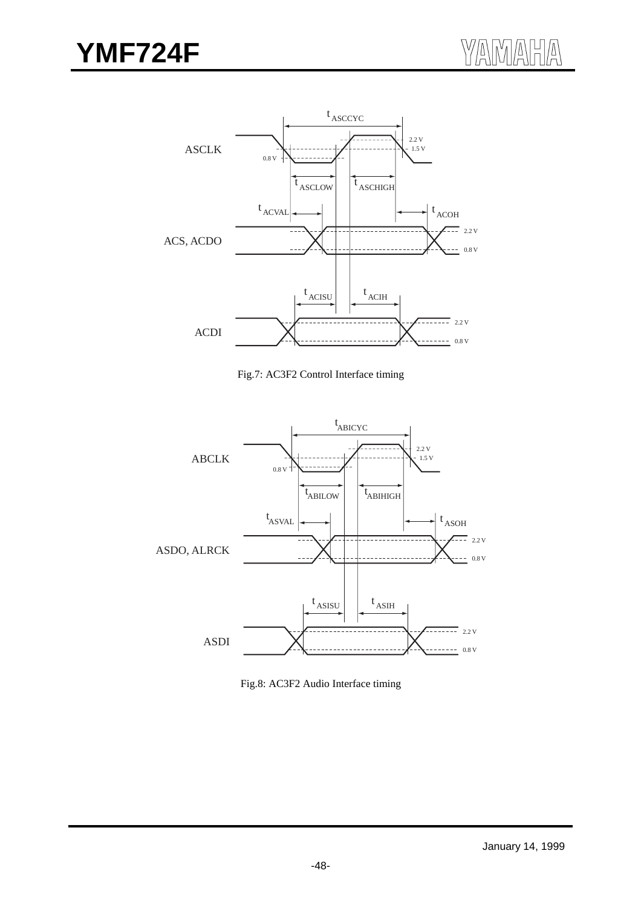Fig.7: AC3F2 Control Interface timing

Fig.8: AC3F2 Audio Interface timing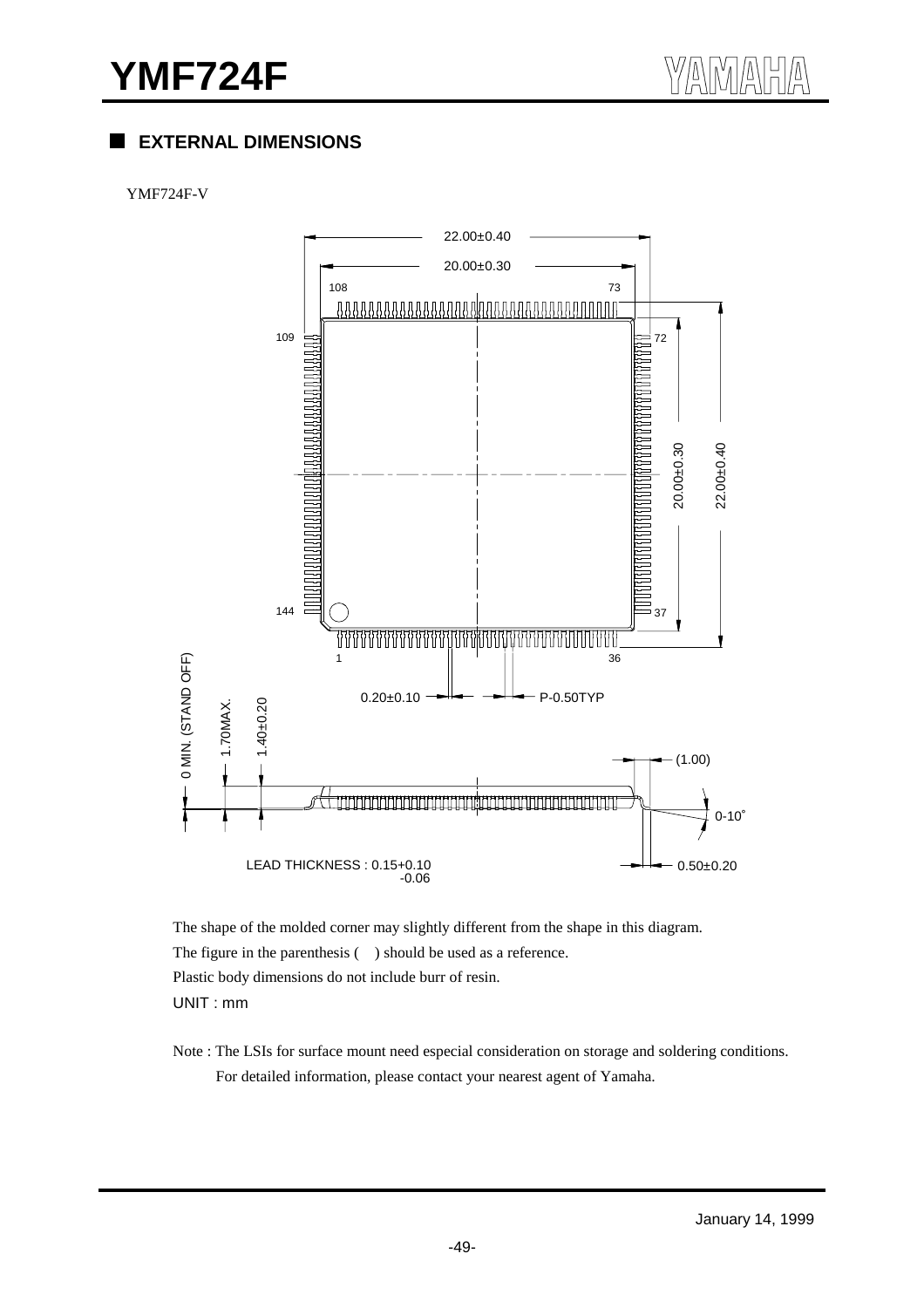## EXTERNAL DIMENSIONS

YMF724F-V

22.00±0.40

20.00±0.30

108 73

109 72

144 37

1 36

20.00±0.30

22.00±0.40

0.20±0.10 P-0.50TYP

0 MIN. (STAND OFF) 1.70MAX. 1.40±0.20

(1.00)

0-10°

LEAD THICKNESS : 0.15+0.10 -0.06

0.50±0.20

The shape of the molded corner may slightly different from the shape in this diagram.

The figure in the parenthesis ( ) should be used as a reference.

Plastic body dimensions do not include burr of resin.

UNIT : mm

Note : The LSIs for surface mount need especial consideration on storage and soldering conditions. For detailed information, please contact your nearest agent of Yamaha.

January 14, 1999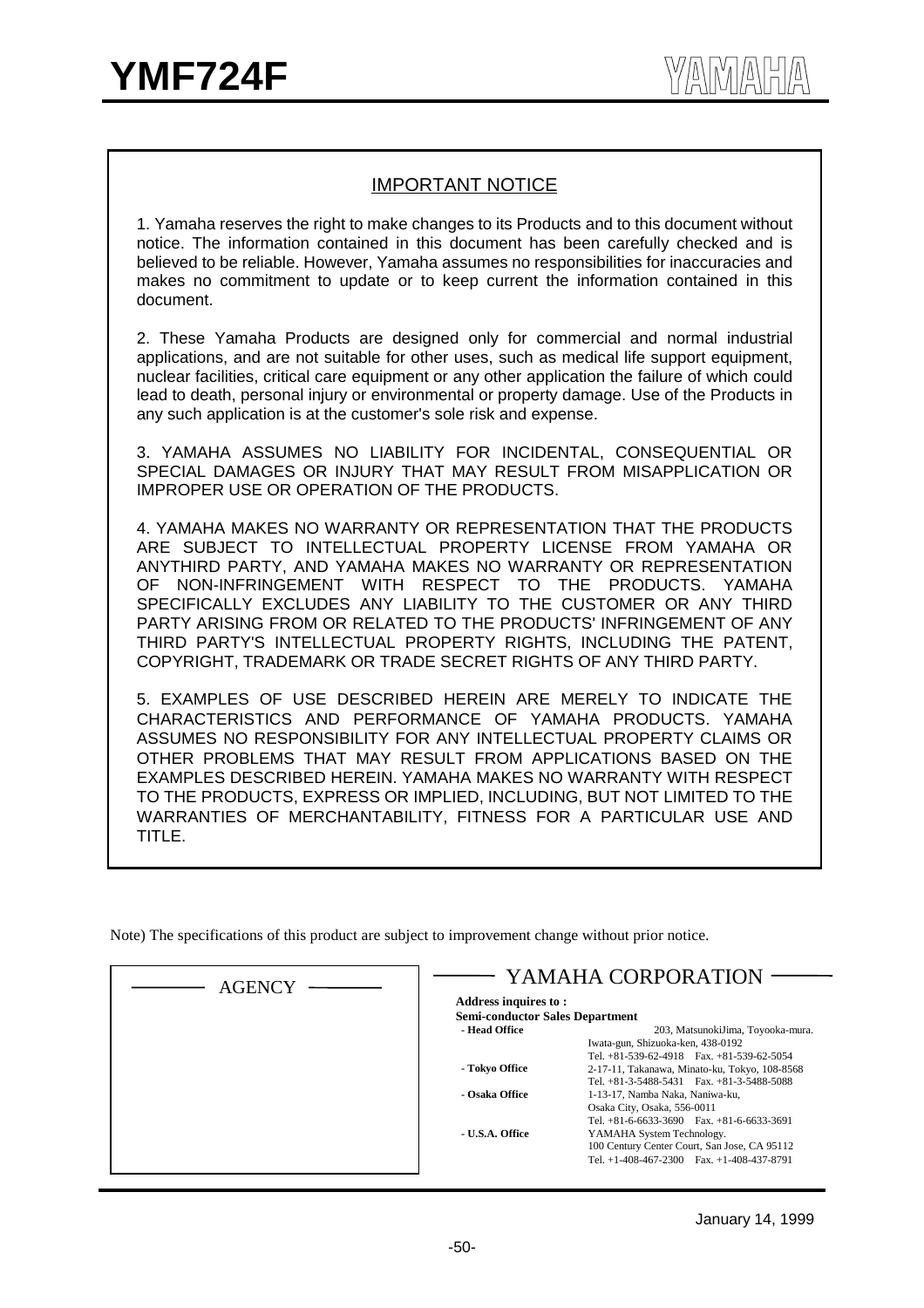## IMPORTANT NOTICE

1. Yamaha reserves the right to make changes to its Products and to this document without notice. The information contained in this document has been carefully checked and is believed to be reliable. However, Yamaha assumes no responsibilities for inaccuracies and makes no commitment to update or to keep current the information contained in this document.

2. These Yamaha Products are designed only for commercial and normal industrial applications, and are not suitable for other uses, such as medical life support equipment, nuclear facilities, critical care equipment or any other application the failure of which could lead to death, personal injury or environmental or property damage. Use of the Products in any such application is at the customer's sole risk and expense.

3. YAMAHA ASSUMES NO LIABILITY FOR INCIDENTAL, CONSEQUENTIAL OR SPECIAL DAMAGES OR INJURY THAT MAY RESULT FROM MISAPPLICATION OR IMPROPER USE OR OPERATION OF THE PRODUCTS.

4. YAMAHA MAKES NO WARRANTY OR REPRESENTATION THAT THE PRODUCTS ARE SUBJECT TO INTELLECTUAL PROPERTY LICENSE FROM YAMAHA OR ANYTHIRD PARTY, AND YAMAHA MAKES NO WARRANTY OR REPRESENTATION OF NON-INFRINGEMENT WITH RESPECT TO THE PRODUCTS. YAMAHA SPECIFICALLY EXCLUDES ANY LIABILITY TO THE CUSTOMER OR ANY THIRD PARTY ARISING FROM OR RELATED TO THE PRODUCTS' INFRINGEMENT OF ANY THIRD PARTY'S INTELLECTUAL PROPERTY RIGHTS, INCLUDING THE PATENT, COPYRIGHT, TRADEMARK OR TRADE SECRET RIGHTS OF ANY THIRD PARTY.

5. EXAMPLES OF USE DESCRIBED HEREIN ARE MERELY TO INDICATE THE CHARACTERISTICS AND PERFORMANCE OF YAMAHA PRODUCTS. YAMAHA ASSUMES NO RESPONSIBILITY FOR ANY INTELLECTUAL PROPERTY CLAIMS OR OTHER PROBLEMS THAT MAY RESULT FROM APPLICATIONS BASED ON THE EXAMPLES DESCRIBED HEREIN. YAMAHA MAKES NO WARRANTY WITH RESPECT TO THE PRODUCTS, EXPRESS OR IMPLIED, INCLUDING, BUT NOT LIMITED TO THE WARRANTIES OF MERCHANTABILITY, FITNESS FOR A PARTICULAR USE AND TITLE.

Note) The specifications of this product are subject to improvement change without prior notice.

AGENCY

## YAMAHA CORPORATION

**Address inquires to :**
**Semi-conductor Sales Department**

| | |
|---|---|
| **- Head Office** | 203, MatsunokiJima, Toyooka-mura. Iwata-gun, Shizuoka-ken, 438-0192 Tel. +81-539-62-4918 Fax. +81-539-62-5054 |
| **- Tokyo Office** | 2-17-11, Takanawa, Minato-ku, Tokyo, 108-8568 Tel. +81-3-5488-5431 Fax. +81-3-5488-5088 |
| **- Osaka Office** | 1-13-17, Namba Naka, Naniwa-ku, Osaka City, Osaka, 556-0011 Tel. +81-6-6633-3690 Fax. +81-6-6633-3691 |
| **- U.S.A. Office** | YAMAHA System Technology. 100 Century Center Court, San Jose, CA 95112 Tel. +1-408-467-2300 Fax. +1-408-437-8791 |

January 14, 1999